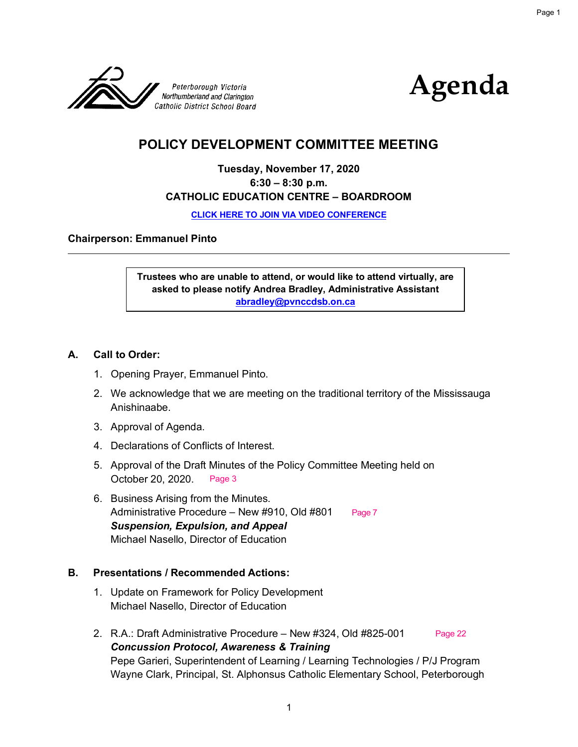Peterborough Victoria
Northumberland and Clarington
Catholic District School Board

# Agenda

## POLICY DEVELOPMENT COMMITTEE MEETING

**Tuesday, November 17, 2020**
**6:30 – 8:30 p.m.**
**CATHOLIC EDUCATION CENTRE – BOARDROOM**

**CLICK HERE TO JOIN VIA VIDEO CONFERENCE**

**Chairperson: Emmanuel Pinto**

---

> **Trustees who are unable to attend, or would like to attend virtually, are asked to please notify Andrea Bradley, Administrative Assistant abradley@pvnccdsb.on.ca**

### A. Call to Order:

1. Opening Prayer, Emmanuel Pinto.
2. We acknowledge that we are meeting on the traditional territory of the Mississauga Anishinaabe.
3. Approval of Agenda.
4. Declarations of Conflicts of Interest.
5. Approval of the Draft Minutes of the Policy Committee Meeting held on October 20, 2020. Page 3
6. Business Arising from the Minutes.
   Administrative Procedure – New #910, Old #801 Page 7
   ***Suspension, Expulsion, and Appeal***
   Michael Nasello, Director of Education

### B. Presentations / Recommended Actions:

1. Update on Framework for Policy Development
   Michael Nasello, Director of Education
2. R.A.: Draft Administrative Procedure – New #324, Old #825-001 Page 22
   ***Concussion Protocol, Awareness & Training***
   Pepe Garieri, Superintendent of Learning / Learning Technologies / P/J Program
   Wayne Clark, Principal, St. Alphonsus Catholic Elementary School, Peterborough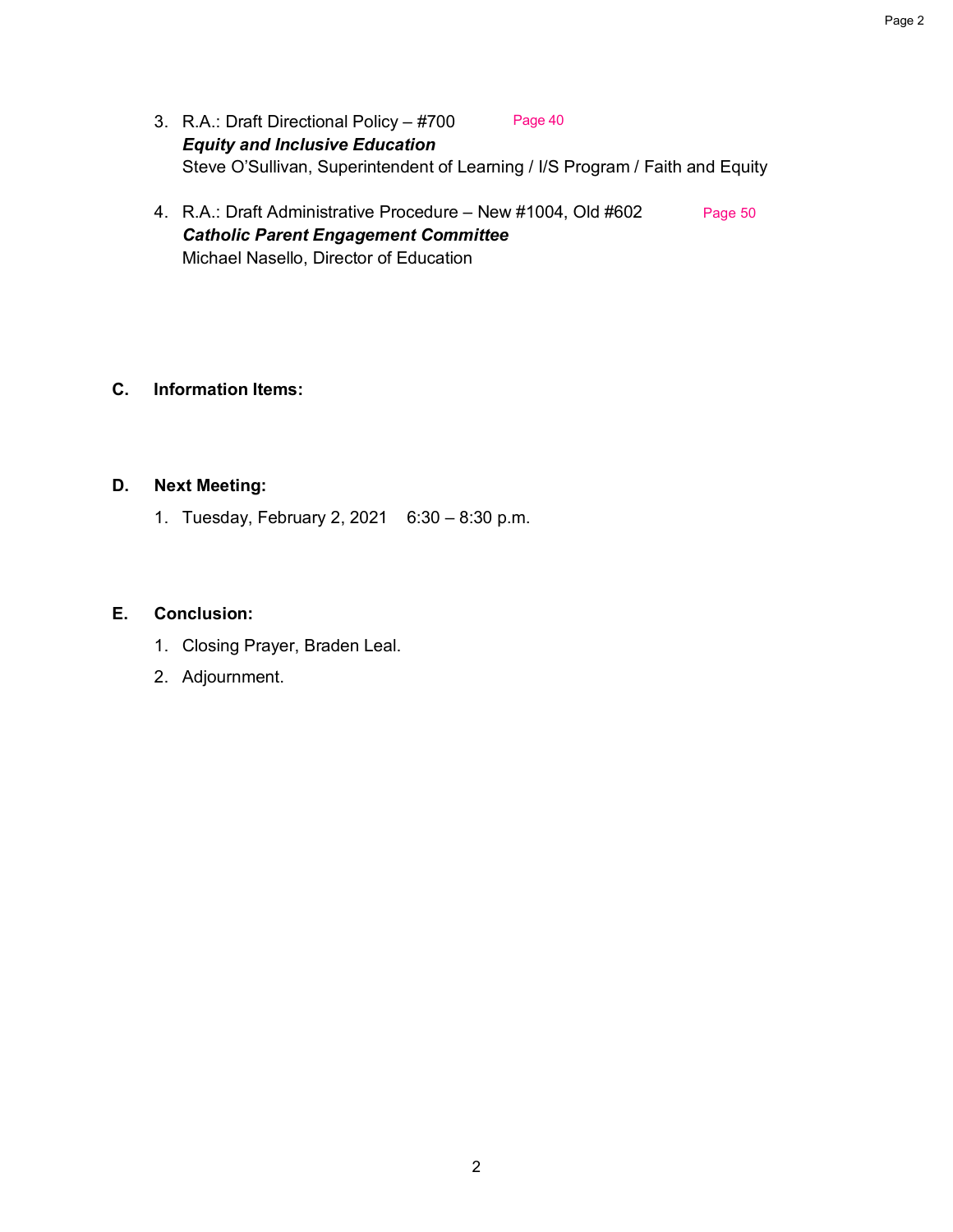3. R.A.: Draft Directional Policy – #700 Page 40
   ***Equity and Inclusive Education***
   Steve O'Sullivan, Superintendent of Learning / I/S Program / Faith and Equity

4. R.A.: Draft Administrative Procedure – New #1004, Old #602 Page 50
   ***Catholic Parent Engagement Committee***
   Michael Nasello, Director of Education

**C. Information Items:**

**D. Next Meeting:**

1. Tuesday, February 2, 2021 6:30 – 8:30 p.m.

**E. Conclusion:**

1. Closing Prayer, Braden Leal.
2. Adjournment.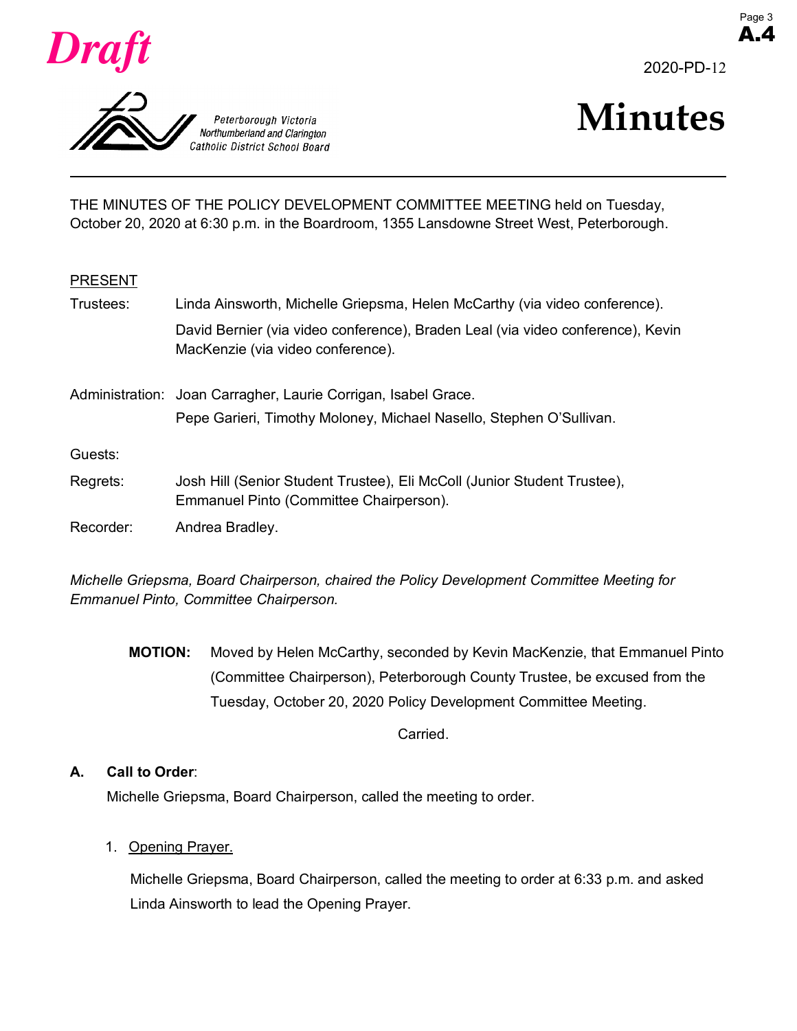Draft

2020-PD-12

Peterborough Victoria Northumberland and Clarington Catholic District School Board

# Minutes

THE MINUTES OF THE POLICY DEVELOPMENT COMMITTEE MEETING held on Tuesday, October 20, 2020 at 6:30 p.m. in the Boardroom, 1355 Lansdowne Street West, Peterborough.

PRESENT

Trustees: Linda Ainsworth, Michelle Griepsma, Helen McCarthy (via video conference).
David Bernier (via video conference), Braden Leal (via video conference), Kevin MacKenzie (via video conference).

Administration: Joan Carragher, Laurie Corrigan, Isabel Grace.
Pepe Garieri, Timothy Moloney, Michael Nasello, Stephen O'Sullivan.

Guests:

Regrets: Josh Hill (Senior Student Trustee), Eli McColl (Junior Student Trustee), Emmanuel Pinto (Committee Chairperson).

Recorder: Andrea Bradley.

*Michelle Griepsma, Board Chairperson, chaired the Policy Development Committee Meeting for Emmanuel Pinto, Committee Chairperson.*

**MOTION:** Moved by Helen McCarthy, seconded by Kevin MacKenzie, that Emmanuel Pinto (Committee Chairperson), Peterborough County Trustee, be excused from the Tuesday, October 20, 2020 Policy Development Committee Meeting.

Carried.

## A. Call to Order:

Michelle Griepsma, Board Chairperson, called the meeting to order.

1. Opening Prayer.

Michelle Griepsma, Board Chairperson, called the meeting to order at 6:33 p.m. and asked Linda Ainsworth to lead the Opening Prayer.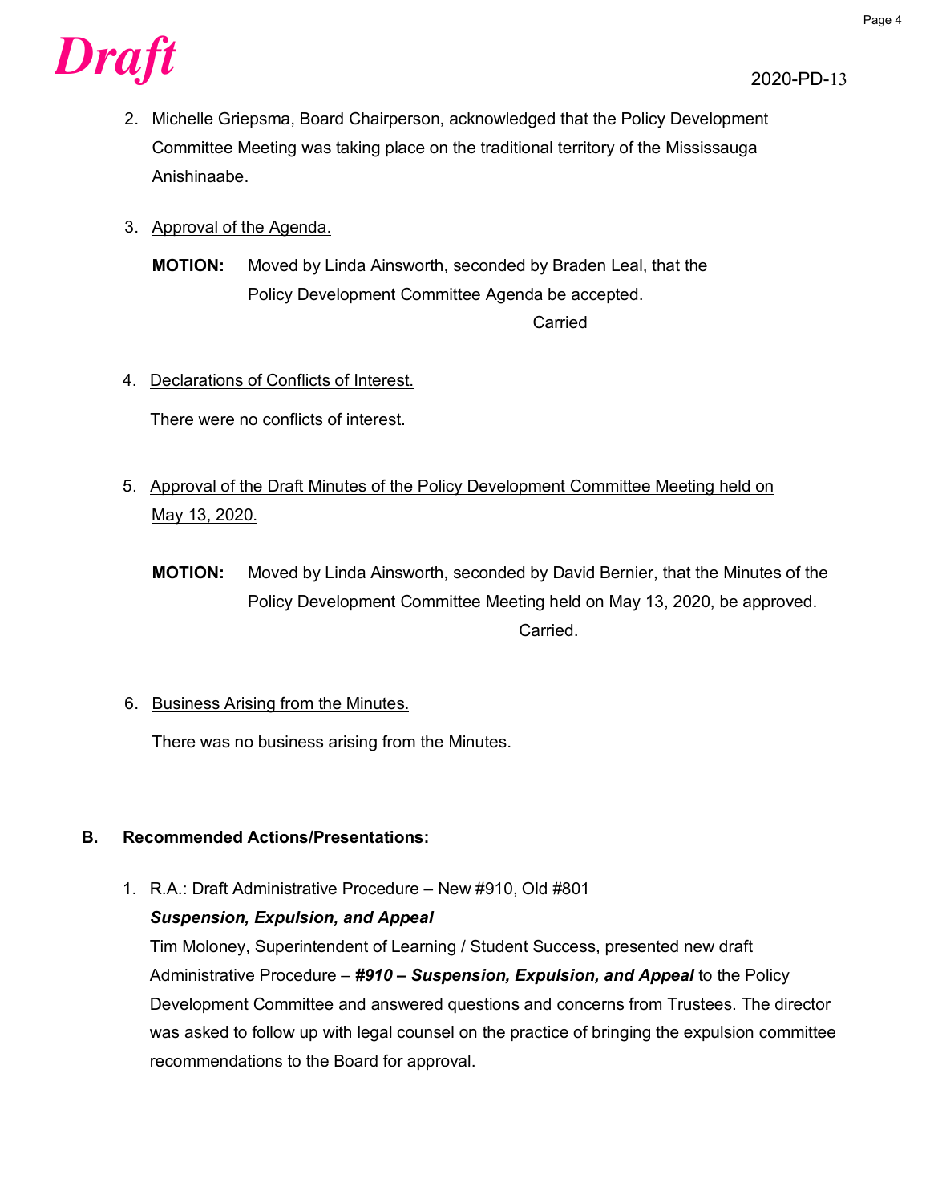*Draft*

2020-PD-13

2. Michelle Griepsma, Board Chairperson, acknowledged that the Policy Development Committee Meeting was taking place on the traditional territory of the Mississauga Anishinaabe.

3. Approval of the Agenda.

   **MOTION:** Moved by Linda Ainsworth, seconded by Braden Leal, that the Policy Development Committee Agenda be accepted.

   Carried

4. Declarations of Conflicts of Interest.

   There were no conflicts of interest.

5. Approval of the Draft Minutes of the Policy Development Committee Meeting held on May 13, 2020.

   **MOTION:** Moved by Linda Ainsworth, seconded by David Bernier, that the Minutes of the Policy Development Committee Meeting held on May 13, 2020, be approved.

   Carried.

6. Business Arising from the Minutes.

   There was no business arising from the Minutes.

## B. Recommended Actions/Presentations:

1. R.A.: Draft Administrative Procedure – New #910, Old #801
   ***Suspension, Expulsion, and Appeal***
   Tim Moloney, Superintendent of Learning / Student Success, presented new draft Administrative Procedure – ***#910 – Suspension, Expulsion, and Appeal*** to the Policy Development Committee and answered questions and concerns from Trustees. The director was asked to follow up with legal counsel on the practice of bringing the expulsion committee recommendations to the Board for approval.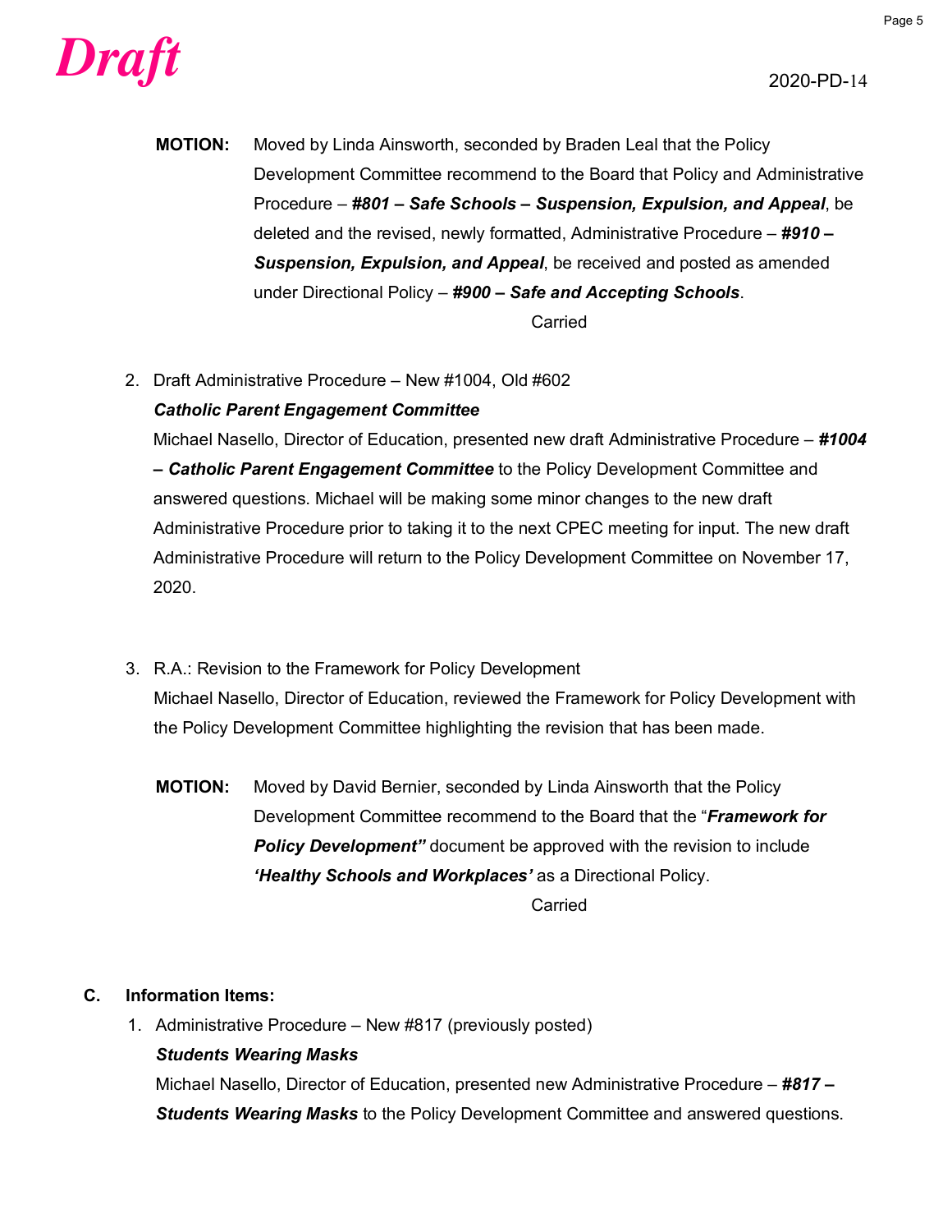*Draft*

2020-PD-14

**MOTION:** Moved by Linda Ainsworth, seconded by Braden Leal that the Policy Development Committee recommend to the Board that Policy and Administrative Procedure – ***#801 – Safe Schools – Suspension, Expulsion, and Appeal***, be deleted and the revised, newly formatted, Administrative Procedure – ***#910 – Suspension, Expulsion, and Appeal***, be received and posted as amended under Directional Policy – ***#900 – Safe and Accepting Schools***.

Carried

2. Draft Administrative Procedure – New #1004, Old #602
   ***Catholic Parent Engagement Committee***
   Michael Nasello, Director of Education, presented new draft Administrative Procedure – ***#1004 – Catholic Parent Engagement Committee*** to the Policy Development Committee and answered questions. Michael will be making some minor changes to the new draft Administrative Procedure prior to taking it to the next CPEC meeting for input. The new draft Administrative Procedure will return to the Policy Development Committee on November 17, 2020.

3. R.A.: Revision to the Framework for Policy Development
   Michael Nasello, Director of Education, reviewed the Framework for Policy Development with the Policy Development Committee highlighting the revision that has been made.

**MOTION:** Moved by David Bernier, seconded by Linda Ainsworth that the Policy Development Committee recommend to the Board that the "***Framework for Policy Development"*** document be approved with the revision to include ***'Healthy Schools and Workplaces'*** as a Directional Policy.

Carried

**C. Information Items:**

1. Administrative Procedure – New #817 (previously posted)
   ***Students Wearing Masks***
   Michael Nasello, Director of Education, presented new Administrative Procedure – ***#817 – Students Wearing Masks*** to the Policy Development Committee and answered questions.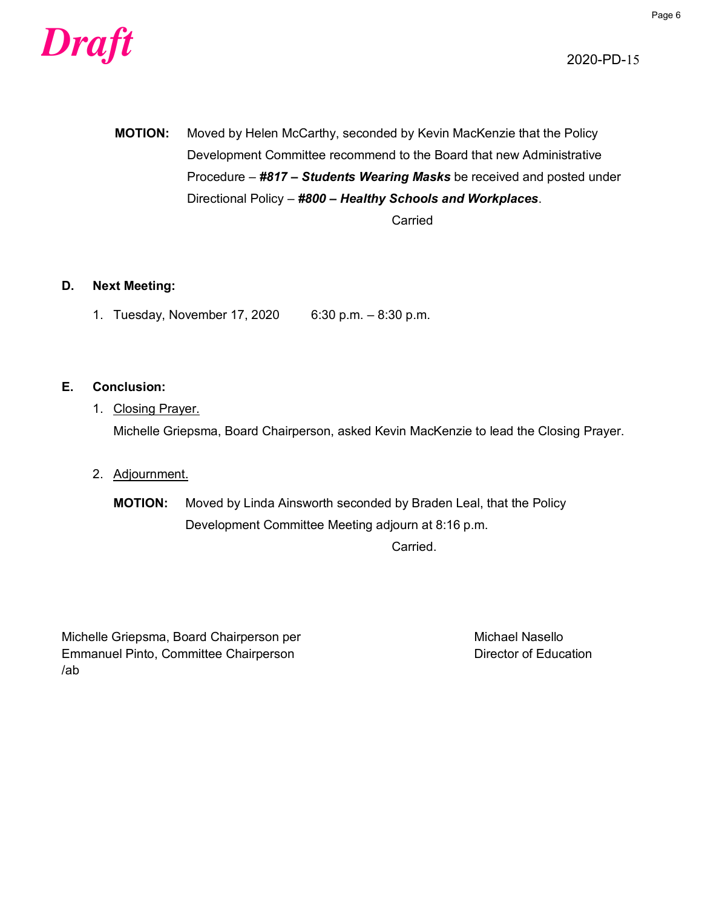*Draft*

2020-PD-15

**MOTION:** Moved by Helen McCarthy, seconded by Kevin MacKenzie that the Policy Development Committee recommend to the Board that new Administrative Procedure – ***#817 – Students Wearing Masks*** be received and posted under Directional Policy – ***#800 – Healthy Schools and Workplaces***.

Carried

**D. Next Meeting:**

1. Tuesday, November 17, 2020 6:30 p.m. – 8:30 p.m.

**E. Conclusion:**

1. Closing Prayer.

   Michelle Griepsma, Board Chairperson, asked Kevin MacKenzie to lead the Closing Prayer.

2. Adjournment.

   **MOTION:** Moved by Linda Ainsworth seconded by Braden Leal, that the Policy Development Committee Meeting adjourn at 8:16 p.m.

   Carried.

Michelle Griepsma, Board Chairperson per
Emmanuel Pinto, Committee Chairperson
/ab

Michael Nasello
Director of Education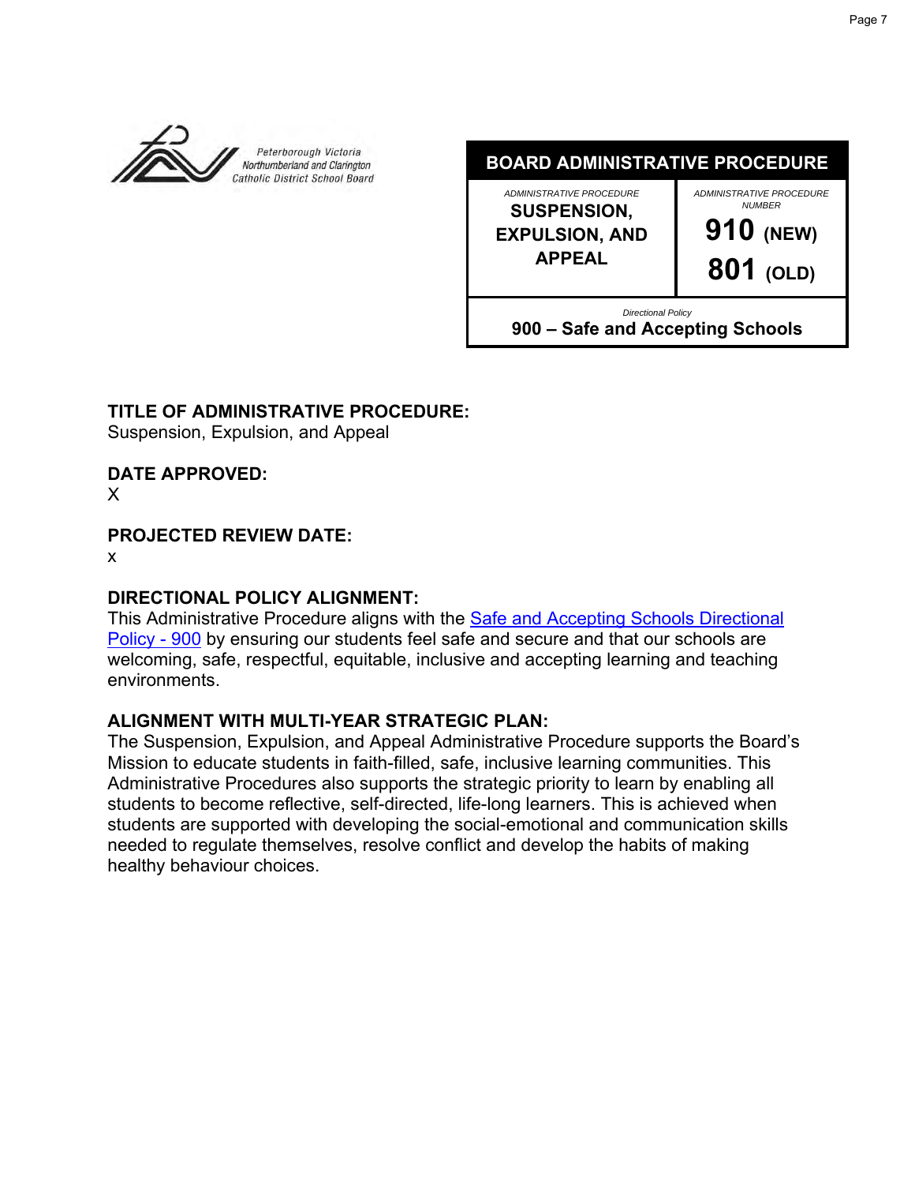Peterborough Victoria Northumberland and Clarington Catholic District School Board

| BOARD ADMINISTRATIVE PROCEDURE | |
|---|---|
| *ADMINISTRATIVE PROCEDURE*<br>**SUSPENSION, EXPULSION, AND APPEAL** | *ADMINISTRATIVE PROCEDURE NUMBER*<br>**910 (NEW)**<br>**801 (OLD)** |
| *Directional Policy*<br>**900 – Safe and Accepting Schools** | |

**TITLE OF ADMINISTRATIVE PROCEDURE:**
Suspension, Expulsion, and Appeal

**DATE APPROVED:**
X

**PROJECTED REVIEW DATE:**
x

**DIRECTIONAL POLICY ALIGNMENT:**
This Administrative Procedure aligns with the Safe and Accepting Schools Directional Policy - 900 by ensuring our students feel safe and secure and that our schools are welcoming, safe, respectful, equitable, inclusive and accepting learning and teaching environments.

**ALIGNMENT WITH MULTI-YEAR STRATEGIC PLAN:**
The Suspension, Expulsion, and Appeal Administrative Procedure supports the Board's Mission to educate students in faith-filled, safe, inclusive learning communities. This Administrative Procedures also supports the strategic priority to learn by enabling all students to become reflective, self-directed, life-long learners. This is achieved when students are supported with developing the social-emotional and communication skills needed to regulate themselves, resolve conflict and develop the habits of making healthy behaviour choices.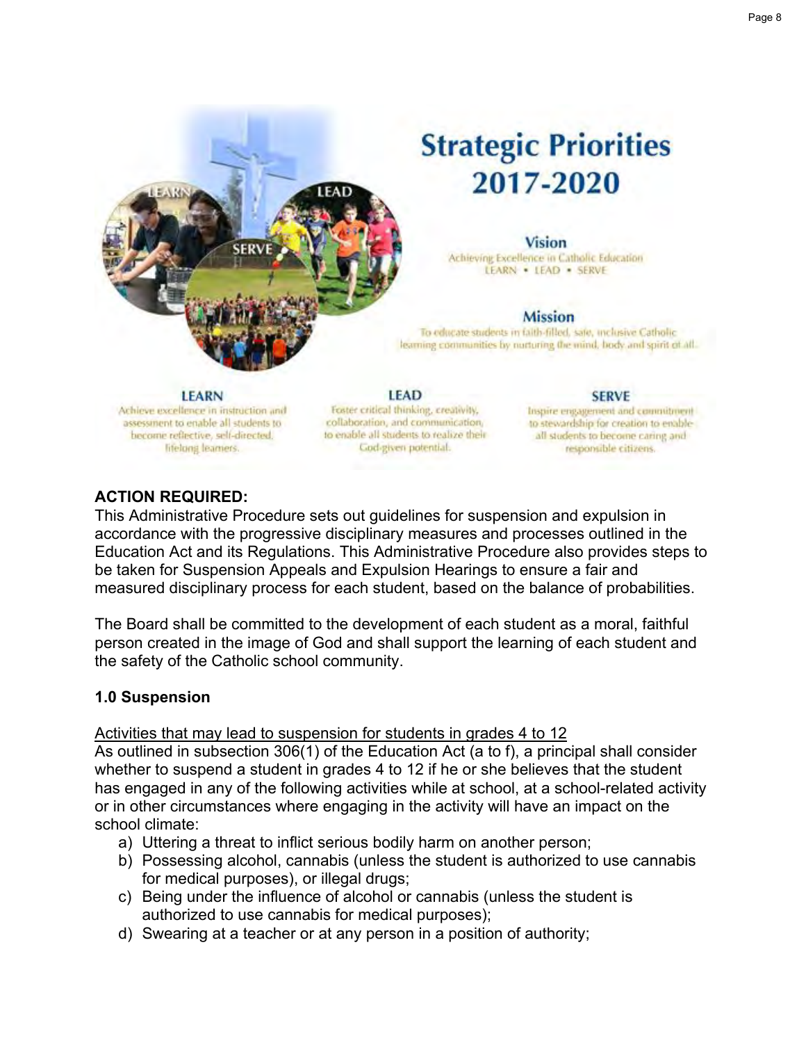# Strategic Priorities 2017-2020

### Vision

Achieving Excellence in Catholic Education
LEARN • LEAD • SERVE

### Mission

To educate students in faith-filled, safe, inclusive Catholic learning communities by nurturing the mind, body and spirit of all.

**LEARN**
Achieve excellence in instruction and assessment to enable all students to become reflective, self-directed, lifelong learners.

**LEAD**
Foster critical thinking, creativity, collaboration, and communication, to enable all students to realize their God-given potential.

**SERVE**
Inspire engagement and commitment to stewardship for creation to enable all students to become caring and responsible citizens.

**ACTION REQUIRED:**
This Administrative Procedure sets out guidelines for suspension and expulsion in accordance with the progressive disciplinary measures and processes outlined in the Education Act and its Regulations. This Administrative Procedure also provides steps to be taken for Suspension Appeals and Expulsion Hearings to ensure a fair and measured disciplinary process for each student, based on the balance of probabilities.

The Board shall be committed to the development of each student as a moral, faithful person created in the image of God and shall support the learning of each student and the safety of the Catholic school community.

**1.0 Suspension**

<u>Activities that may lead to suspension for students in grades 4 to 12</u>
As outlined in subsection 306(1) of the Education Act (a to f), a principal shall consider whether to suspend a student in grades 4 to 12 if he or she believes that the student has engaged in any of the following activities while at school, at a school-related activity or in other circumstances where engaging in the activity will have an impact on the school climate:

a) Uttering a threat to inflict serious bodily harm on another person;
b) Possessing alcohol, cannabis (unless the student is authorized to use cannabis for medical purposes), or illegal drugs;
c) Being under the influence of alcohol or cannabis (unless the student is authorized to use cannabis for medical purposes);
d) Swearing at a teacher or at any person in a position of authority;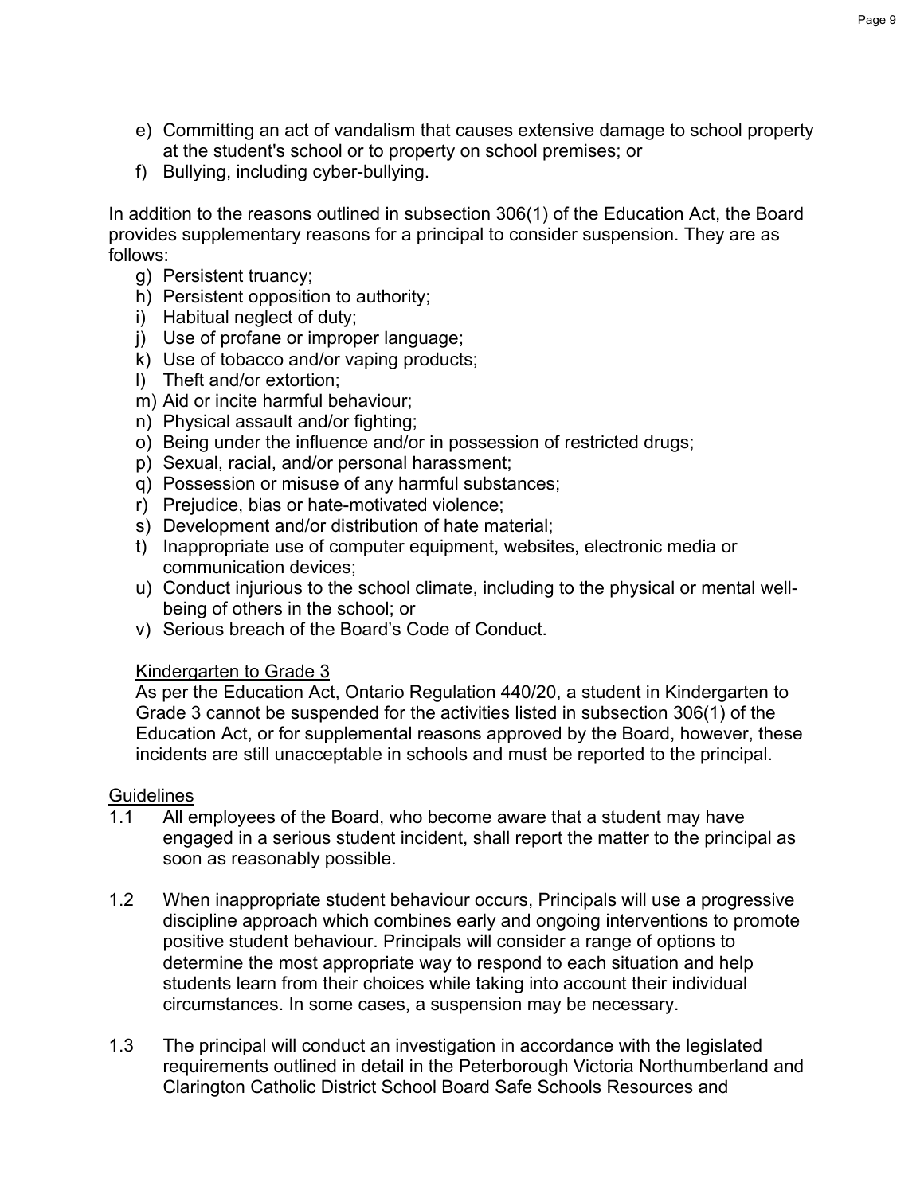e) Committing an act of vandalism that causes extensive damage to school property at the student's school or to property on school premises; or
f) Bullying, including cyber-bullying.

In addition to the reasons outlined in subsection 306(1) of the Education Act, the Board provides supplementary reasons for a principal to consider suspension. They are as follows:

g) Persistent truancy;
h) Persistent opposition to authority;
i) Habitual neglect of duty;
j) Use of profane or improper language;
k) Use of tobacco and/or vaping products;
l) Theft and/or extortion;
m) Aid or incite harmful behaviour;
n) Physical assault and/or fighting;
o) Being under the influence and/or in possession of restricted drugs;
p) Sexual, racial, and/or personal harassment;
q) Possession or misuse of any harmful substances;
r) Prejudice, bias or hate-motivated violence;
s) Development and/or distribution of hate material;
t) Inappropriate use of computer equipment, websites, electronic media or communication devices;
u) Conduct injurious to the school climate, including to the physical or mental well-being of others in the school; or
v) Serious breach of the Board's Code of Conduct.

Kindergarten to Grade 3

As per the Education Act, Ontario Regulation 440/20, a student in Kindergarten to Grade 3 cannot be suspended for the activities listed in subsection 306(1) of the Education Act, or for supplemental reasons approved by the Board, however, these incidents are still unacceptable in schools and must be reported to the principal.

Guidelines

1.1 All employees of the Board, who become aware that a student may have engaged in a serious student incident, shall report the matter to the principal as soon as reasonably possible.

1.2 When inappropriate student behaviour occurs, Principals will use a progressive discipline approach which combines early and ongoing interventions to promote positive student behaviour. Principals will consider a range of options to determine the most appropriate way to respond to each situation and help students learn from their choices while taking into account their individual circumstances. In some cases, a suspension may be necessary.

1.3 The principal will conduct an investigation in accordance with the legislated requirements outlined in detail in the Peterborough Victoria Northumberland and Clarington Catholic District School Board Safe Schools Resources and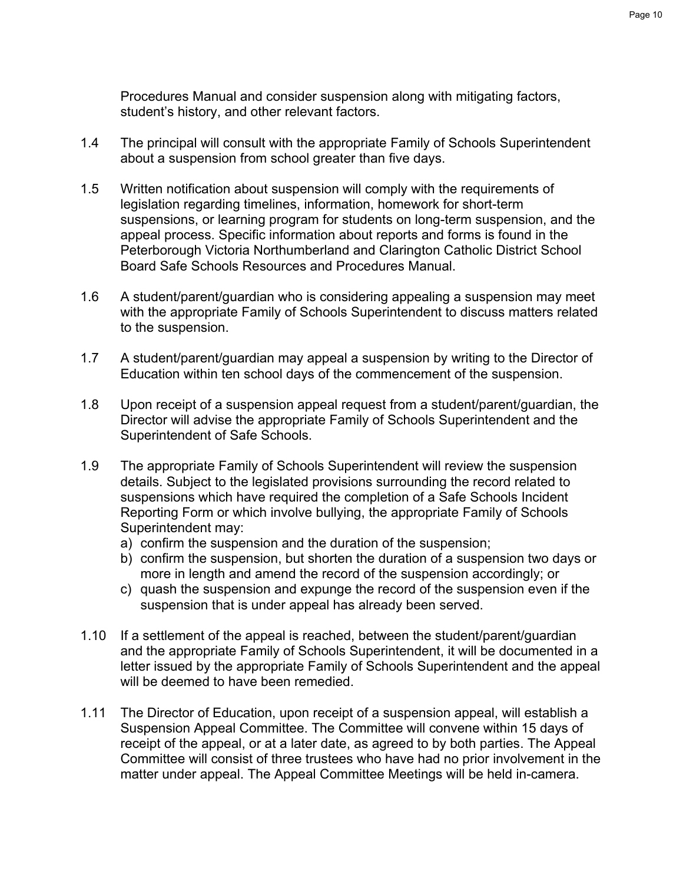Procedures Manual and consider suspension along with mitigating factors, student's history, and other relevant factors.

1.4 The principal will consult with the appropriate Family of Schools Superintendent about a suspension from school greater than five days.

1.5 Written notification about suspension will comply with the requirements of legislation regarding timelines, information, homework for short-term suspensions, or learning program for students on long-term suspension, and the appeal process. Specific information about reports and forms is found in the Peterborough Victoria Northumberland and Clarington Catholic District School Board Safe Schools Resources and Procedures Manual.

1.6 A student/parent/guardian who is considering appealing a suspension may meet with the appropriate Family of Schools Superintendent to discuss matters related to the suspension.

1.7 A student/parent/guardian may appeal a suspension by writing to the Director of Education within ten school days of the commencement of the suspension.

1.8 Upon receipt of a suspension appeal request from a student/parent/guardian, the Director will advise the appropriate Family of Schools Superintendent and the Superintendent of Safe Schools.

1.9 The appropriate Family of Schools Superintendent will review the suspension details. Subject to the legislated provisions surrounding the record related to suspensions which have required the completion of a Safe Schools Incident Reporting Form or which involve bullying, the appropriate Family of Schools Superintendent may:

a) confirm the suspension and the duration of the suspension;
b) confirm the suspension, but shorten the duration of a suspension two days or more in length and amend the record of the suspension accordingly; or
c) quash the suspension and expunge the record of the suspension even if the suspension that is under appeal has already been served.

1.10 If a settlement of the appeal is reached, between the student/parent/guardian and the appropriate Family of Schools Superintendent, it will be documented in a letter issued by the appropriate Family of Schools Superintendent and the appeal will be deemed to have been remedied.

1.11 The Director of Education, upon receipt of a suspension appeal, will establish a Suspension Appeal Committee. The Committee will convene within 15 days of receipt of the appeal, or at a later date, as agreed to by both parties. The Appeal Committee will consist of three trustees who have had no prior involvement in the matter under appeal. The Appeal Committee Meetings will be held in-camera.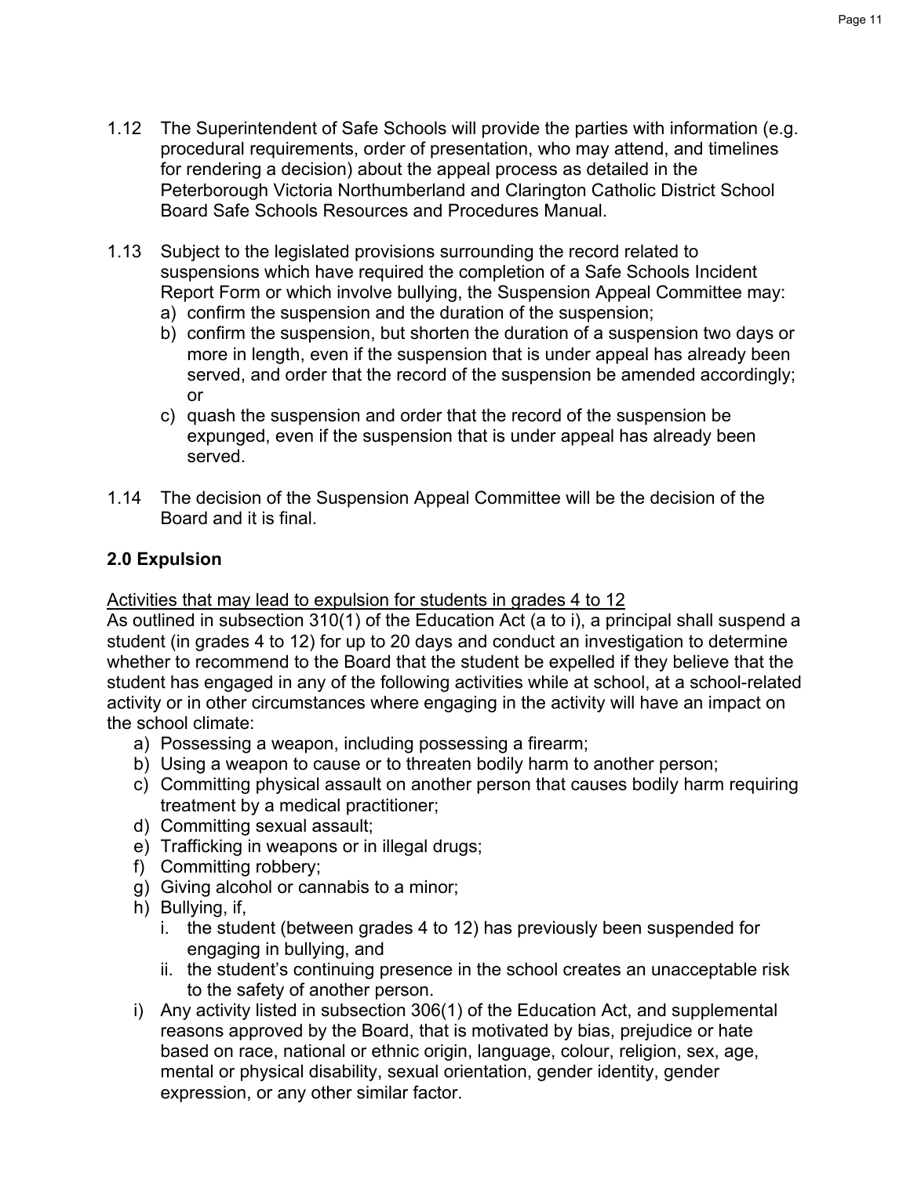1.12 The Superintendent of Safe Schools will provide the parties with information (e.g. procedural requirements, order of presentation, who may attend, and timelines for rendering a decision) about the appeal process as detailed in the Peterborough Victoria Northumberland and Clarington Catholic District School Board Safe Schools Resources and Procedures Manual.

1.13 Subject to the legislated provisions surrounding the record related to suspensions which have required the completion of a Safe Schools Incident Report Form or which involve bullying, the Suspension Appeal Committee may:

a) confirm the suspension and the duration of the suspension;
b) confirm the suspension, but shorten the duration of a suspension two days or more in length, even if the suspension that is under appeal has already been served, and order that the record of the suspension be amended accordingly; or
c) quash the suspension and order that the record of the suspension be expunged, even if the suspension that is under appeal has already been served.

1.14 The decision of the Suspension Appeal Committee will be the decision of the Board and it is final.

## 2.0 Expulsion

<u>Activities that may lead to expulsion for students in grades 4 to 12</u>

As outlined in subsection 310(1) of the Education Act (a to i), a principal shall suspend a student (in grades 4 to 12) for up to 20 days and conduct an investigation to determine whether to recommend to the Board that the student be expelled if they believe that the student has engaged in any of the following activities while at school, at a school-related activity or in other circumstances where engaging in the activity will have an impact on the school climate:

a) Possessing a weapon, including possessing a firearm;
b) Using a weapon to cause or to threaten bodily harm to another person;
c) Committing physical assault on another person that causes bodily harm requiring treatment by a medical practitioner;
d) Committing sexual assault;
e) Trafficking in weapons or in illegal drugs;
f) Committing robbery;
g) Giving alcohol or cannabis to a minor;
h) Bullying, if,
    i. the student (between grades 4 to 12) has previously been suspended for engaging in bullying, and
    ii. the student's continuing presence in the school creates an unacceptable risk to the safety of another person.
i) Any activity listed in subsection 306(1) of the Education Act, and supplemental reasons approved by the Board, that is motivated by bias, prejudice or hate based on race, national or ethnic origin, language, colour, religion, sex, age, mental or physical disability, sexual orientation, gender identity, gender expression, or any other similar factor.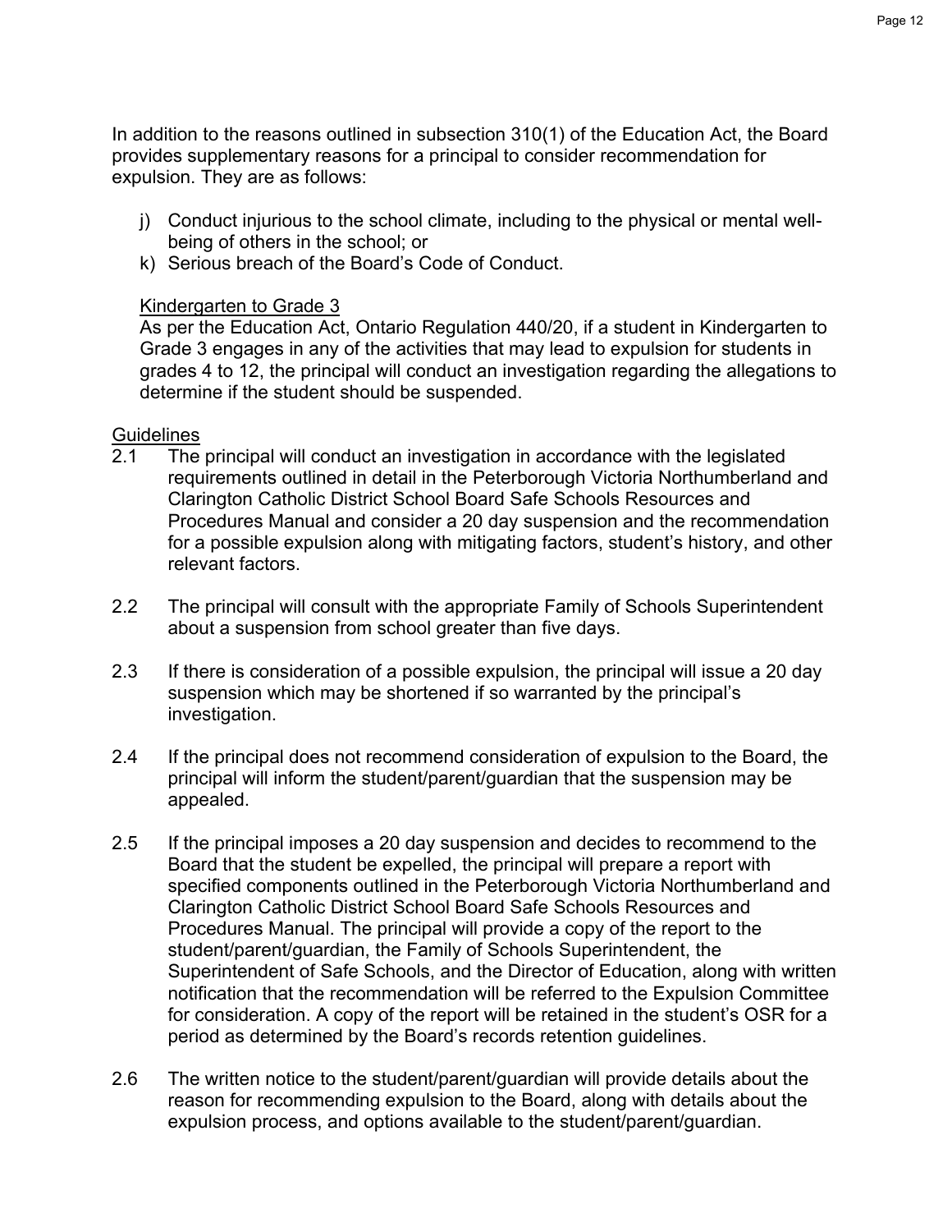In addition to the reasons outlined in subsection 310(1) of the Education Act, the Board provides supplementary reasons for a principal to consider recommendation for expulsion. They are as follows:

j) Conduct injurious to the school climate, including to the physical or mental well-being of others in the school; or
k) Serious breach of the Board's Code of Conduct.

<u>Kindergarten to Grade 3</u>

As per the Education Act, Ontario Regulation 440/20, if a student in Kindergarten to Grade 3 engages in any of the activities that may lead to expulsion for students in grades 4 to 12, the principal will conduct an investigation regarding the allegations to determine if the student should be suspended.

<u>Guidelines</u>

2.1 The principal will conduct an investigation in accordance with the legislated requirements outlined in detail in the Peterborough Victoria Northumberland and Clarington Catholic District School Board Safe Schools Resources and Procedures Manual and consider a 20 day suspension and the recommendation for a possible expulsion along with mitigating factors, student's history, and other relevant factors.

2.2 The principal will consult with the appropriate Family of Schools Superintendent about a suspension from school greater than five days.

2.3 If there is consideration of a possible expulsion, the principal will issue a 20 day suspension which may be shortened if so warranted by the principal's investigation.

2.4 If the principal does not recommend consideration of expulsion to the Board, the principal will inform the student/parent/guardian that the suspension may be appealed.

2.5 If the principal imposes a 20 day suspension and decides to recommend to the Board that the student be expelled, the principal will prepare a report with specified components outlined in the Peterborough Victoria Northumberland and Clarington Catholic District School Board Safe Schools Resources and Procedures Manual. The principal will provide a copy of the report to the student/parent/guardian, the Family of Schools Superintendent, the Superintendent of Safe Schools, and the Director of Education, along with written notification that the recommendation will be referred to the Expulsion Committee for consideration. A copy of the report will be retained in the student's OSR for a period as determined by the Board's records retention guidelines.

2.6 The written notice to the student/parent/guardian will provide details about the reason for recommending expulsion to the Board, along with details about the expulsion process, and options available to the student/parent/guardian.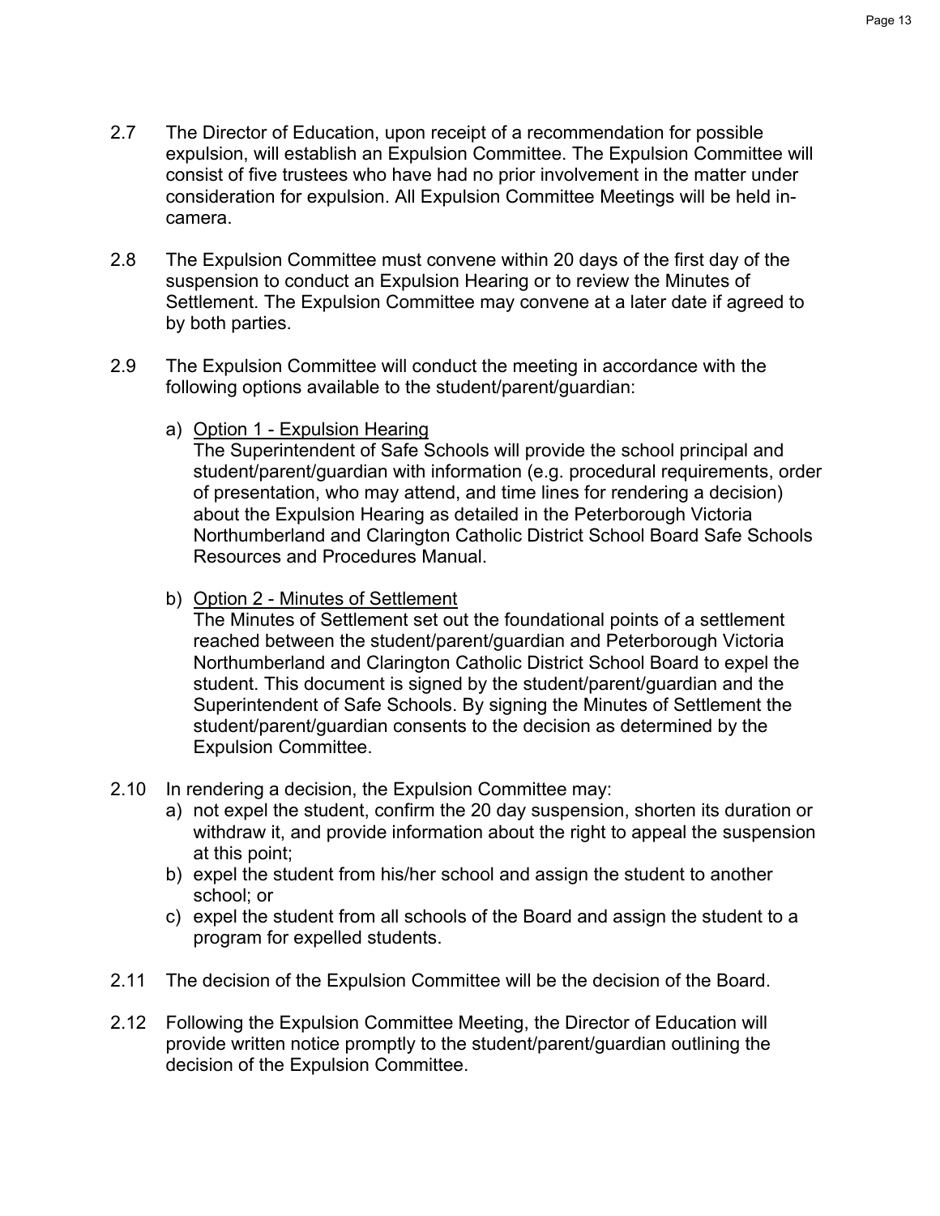2.7 The Director of Education, upon receipt of a recommendation for possible expulsion, will establish an Expulsion Committee. The Expulsion Committee will consist of five trustees who have had no prior involvement in the matter under consideration for expulsion. All Expulsion Committee Meetings will be held in-camera.

2.8 The Expulsion Committee must convene within 20 days of the first day of the suspension to conduct an Expulsion Hearing or to review the Minutes of Settlement. The Expulsion Committee may convene at a later date if agreed to by both parties.

2.9 The Expulsion Committee will conduct the meeting in accordance with the following options available to the student/parent/guardian:

a) <u>Option 1 - Expulsion Hearing</u>
The Superintendent of Safe Schools will provide the school principal and student/parent/guardian with information (e.g. procedural requirements, order of presentation, who may attend, and time lines for rendering a decision) about the Expulsion Hearing as detailed in the Peterborough Victoria Northumberland and Clarington Catholic District School Board Safe Schools Resources and Procedures Manual.

b) <u>Option 2 - Minutes of Settlement</u>
The Minutes of Settlement set out the foundational points of a settlement reached between the student/parent/guardian and Peterborough Victoria Northumberland and Clarington Catholic District School Board to expel the student. This document is signed by the student/parent/guardian and the Superintendent of Safe Schools. By signing the Minutes of Settlement the student/parent/guardian consents to the decision as determined by the Expulsion Committee.

2.10 In rendering a decision, the Expulsion Committee may:

a) not expel the student, confirm the 20 day suspension, shorten its duration or withdraw it, and provide information about the right to appeal the suspension at this point;
b) expel the student from his/her school and assign the student to another school; or
c) expel the student from all schools of the Board and assign the student to a program for expelled students.

2.11 The decision of the Expulsion Committee will be the decision of the Board.

2.12 Following the Expulsion Committee Meeting, the Director of Education will provide written notice promptly to the student/parent/guardian outlining the decision of the Expulsion Committee.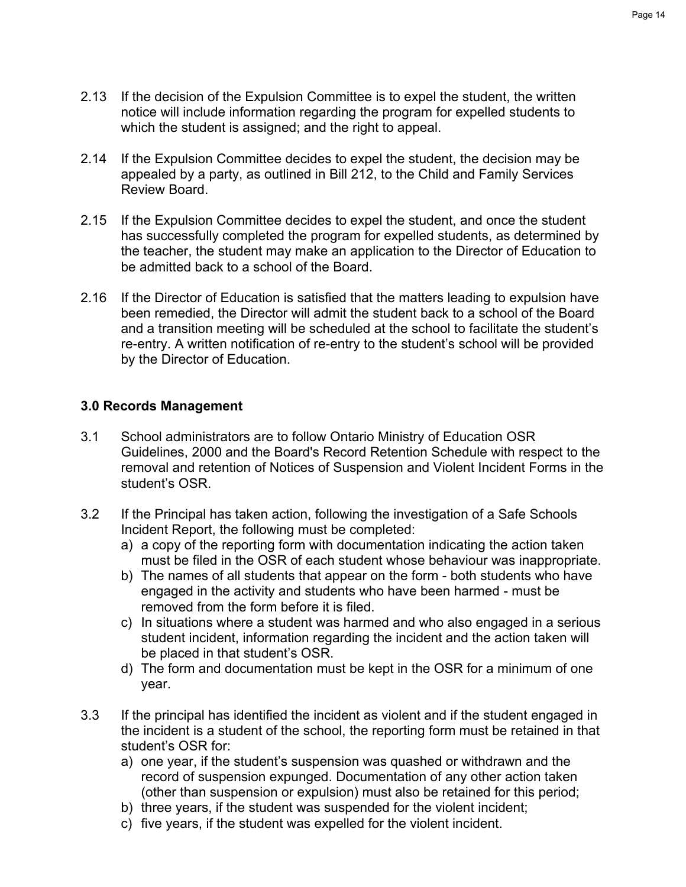2.13 If the decision of the Expulsion Committee is to expel the student, the written notice will include information regarding the program for expelled students to which the student is assigned; and the right to appeal.

2.14 If the Expulsion Committee decides to expel the student, the decision may be appealed by a party, as outlined in Bill 212, to the Child and Family Services Review Board.

2.15 If the Expulsion Committee decides to expel the student, and once the student has successfully completed the program for expelled students, as determined by the teacher, the student may make an application to the Director of Education to be admitted back to a school of the Board.

2.16 If the Director of Education is satisfied that the matters leading to expulsion have been remedied, the Director will admit the student back to a school of the Board and a transition meeting will be scheduled at the school to facilitate the student's re-entry. A written notification of re-entry to the student's school will be provided by the Director of Education.

### 3.0 Records Management

3.1 School administrators are to follow Ontario Ministry of Education OSR Guidelines, 2000 and the Board's Record Retention Schedule with respect to the removal and retention of Notices of Suspension and Violent Incident Forms in the student's OSR.

3.2 If the Principal has taken action, following the investigation of a Safe Schools Incident Report, the following must be completed:
   a) a copy of the reporting form with documentation indicating the action taken must be filed in the OSR of each student whose behaviour was inappropriate.
   b) The names of all students that appear on the form - both students who have engaged in the activity and students who have been harmed - must be removed from the form before it is filed.
   c) In situations where a student was harmed and who also engaged in a serious student incident, information regarding the incident and the action taken will be placed in that student's OSR.
   d) The form and documentation must be kept in the OSR for a minimum of one year.

3.3 If the principal has identified the incident as violent and if the student engaged in the incident is a student of the school, the reporting form must be retained in that student's OSR for:
   a) one year, if the student's suspension was quashed or withdrawn and the record of suspension expunged. Documentation of any other action taken (other than suspension or expulsion) must also be retained for this period;
   b) three years, if the student was suspended for the violent incident;
   c) five years, if the student was expelled for the violent incident.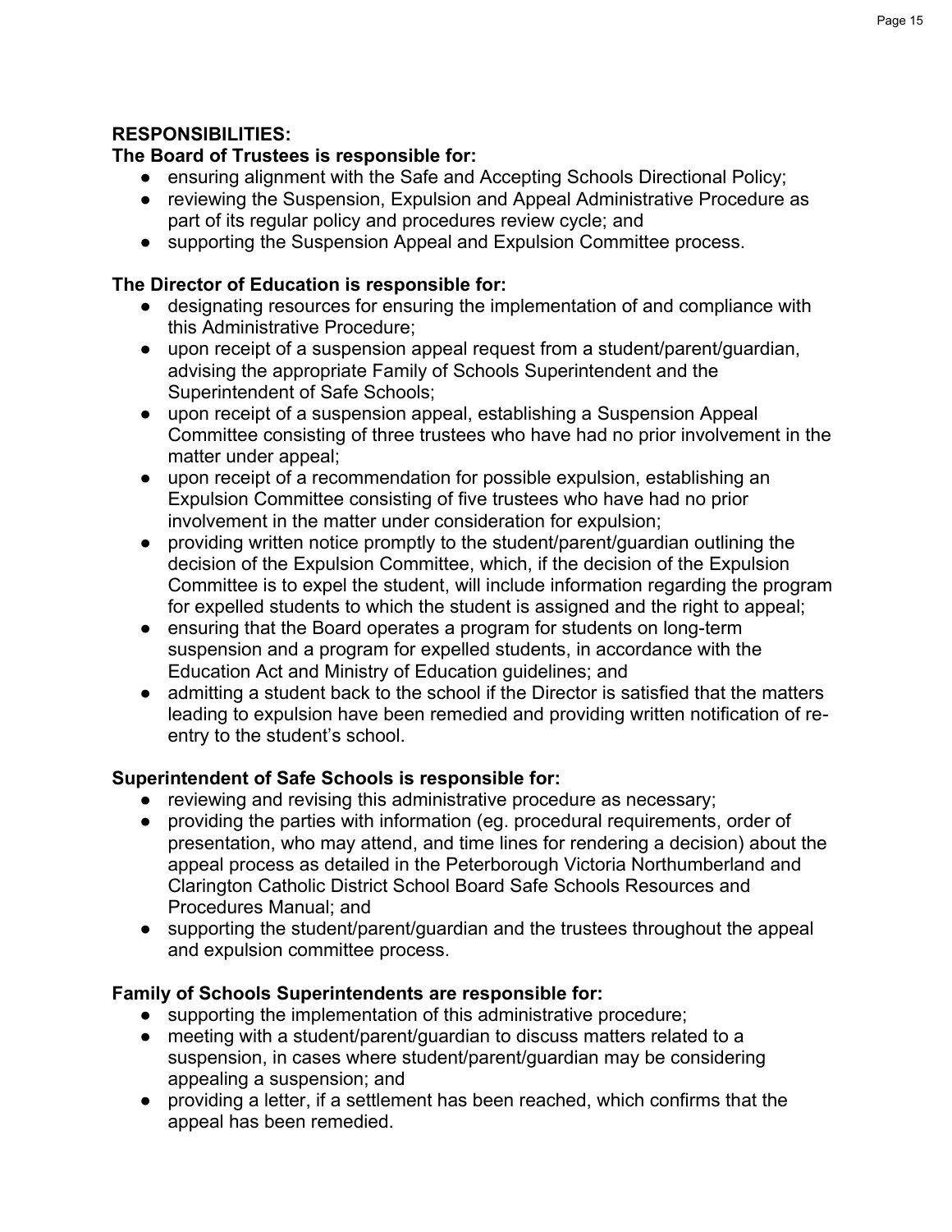**RESPONSIBILITIES:**

**The Board of Trustees is responsible for:**

- ensuring alignment with the Safe and Accepting Schools Directional Policy;
- reviewing the Suspension, Expulsion and Appeal Administrative Procedure as part of its regular policy and procedures review cycle; and
- supporting the Suspension Appeal and Expulsion Committee process.

**The Director of Education is responsible for:**

- designating resources for ensuring the implementation of and compliance with this Administrative Procedure;
- upon receipt of a suspension appeal request from a student/parent/guardian, advising the appropriate Family of Schools Superintendent and the Superintendent of Safe Schools;
- upon receipt of a suspension appeal, establishing a Suspension Appeal Committee consisting of three trustees who have had no prior involvement in the matter under appeal;
- upon receipt of a recommendation for possible expulsion, establishing an Expulsion Committee consisting of five trustees who have had no prior involvement in the matter under consideration for expulsion;
- providing written notice promptly to the student/parent/guardian outlining the decision of the Expulsion Committee, which, if the decision of the Expulsion Committee is to expel the student, will include information regarding the program for expelled students to which the student is assigned and the right to appeal;
- ensuring that the Board operates a program for students on long-term suspension and a program for expelled students, in accordance with the Education Act and Ministry of Education guidelines; and
- admitting a student back to the school if the Director is satisfied that the matters leading to expulsion have been remedied and providing written notification of re-entry to the student's school.

**Superintendent of Safe Schools is responsible for:**

- reviewing and revising this administrative procedure as necessary;
- providing the parties with information (eg. procedural requirements, order of presentation, who may attend, and time lines for rendering a decision) about the appeal process as detailed in the Peterborough Victoria Northumberland and Clarington Catholic District School Board Safe Schools Resources and Procedures Manual; and
- supporting the student/parent/guardian and the trustees throughout the appeal and expulsion committee process.

**Family of Schools Superintendents are responsible for:**

- supporting the implementation of this administrative procedure;
- meeting with a student/parent/guardian to discuss matters related to a suspension, in cases where student/parent/guardian may be considering appealing a suspension; and
- providing a letter, if a settlement has been reached, which confirms that the appeal has been remedied.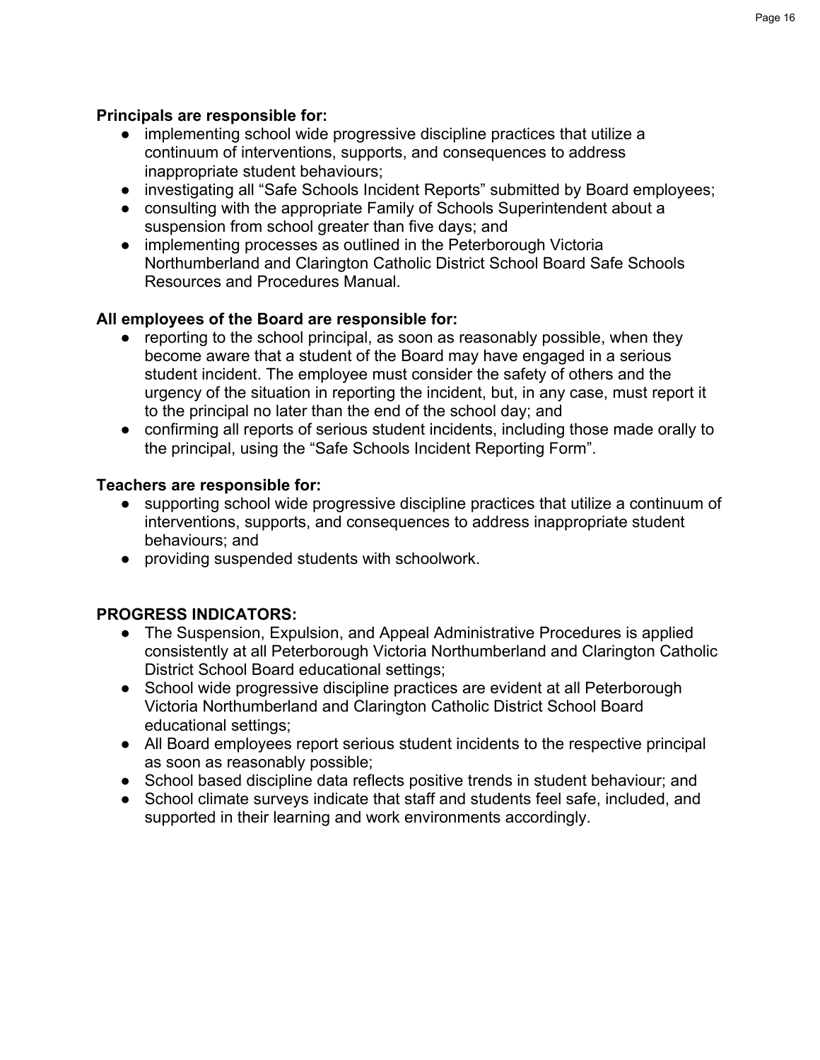**Principals are responsible for:**

- implementing school wide progressive discipline practices that utilize a continuum of interventions, supports, and consequences to address inappropriate student behaviours;
- investigating all "Safe Schools Incident Reports" submitted by Board employees;
- consulting with the appropriate Family of Schools Superintendent about a suspension from school greater than five days; and
- implementing processes as outlined in the Peterborough Victoria Northumberland and Clarington Catholic District School Board Safe Schools Resources and Procedures Manual.

**All employees of the Board are responsible for:**

- reporting to the school principal, as soon as reasonably possible, when they become aware that a student of the Board may have engaged in a serious student incident. The employee must consider the safety of others and the urgency of the situation in reporting the incident, but, in any case, must report it to the principal no later than the end of the school day; and
- confirming all reports of serious student incidents, including those made orally to the principal, using the "Safe Schools Incident Reporting Form".

**Teachers are responsible for:**

- supporting school wide progressive discipline practices that utilize a continuum of interventions, supports, and consequences to address inappropriate student behaviours; and
- providing suspended students with schoolwork.

**PROGRESS INDICATORS:**

- The Suspension, Expulsion, and Appeal Administrative Procedures is applied consistently at all Peterborough Victoria Northumberland and Clarington Catholic District School Board educational settings;
- School wide progressive discipline practices are evident at all Peterborough Victoria Northumberland and Clarington Catholic District School Board educational settings;
- All Board employees report serious student incidents to the respective principal as soon as reasonably possible;
- School based discipline data reflects positive trends in student behaviour; and
- School climate surveys indicate that staff and students feel safe, included, and supported in their learning and work environments accordingly.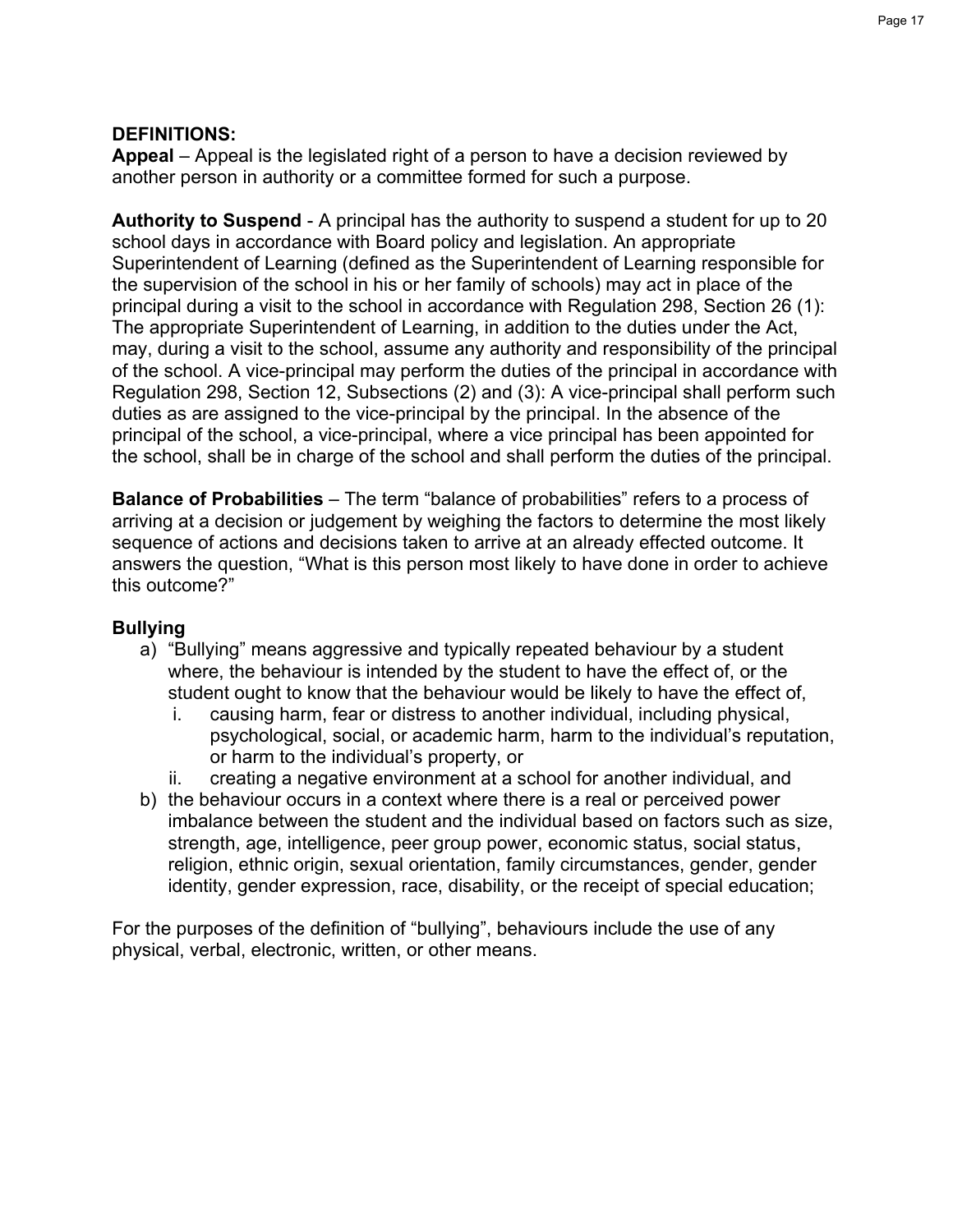**DEFINITIONS:**

**Appeal** – Appeal is the legislated right of a person to have a decision reviewed by another person in authority or a committee formed for such a purpose.

**Authority to Suspend** - A principal has the authority to suspend a student for up to 20 school days in accordance with Board policy and legislation. An appropriate Superintendent of Learning (defined as the Superintendent of Learning responsible for the supervision of the school in his or her family of schools) may act in place of the principal during a visit to the school in accordance with Regulation 298, Section 26 (1): The appropriate Superintendent of Learning, in addition to the duties under the Act, may, during a visit to the school, assume any authority and responsibility of the principal of the school. A vice-principal may perform the duties of the principal in accordance with Regulation 298, Section 12, Subsections (2) and (3): A vice-principal shall perform such duties as are assigned to the vice-principal by the principal. In the absence of the principal of the school, a vice-principal, where a vice principal has been appointed for the school, shall be in charge of the school and shall perform the duties of the principal.

**Balance of Probabilities** – The term "balance of probabilities" refers to a process of arriving at a decision or judgement by weighing the factors to determine the most likely sequence of actions and decisions taken to arrive at an already effected outcome. It answers the question, "What is this person most likely to have done in order to achieve this outcome?"

**Bullying**

a) "Bullying" means aggressive and typically repeated behaviour by a student where, the behaviour is intended by the student to have the effect of, or the student ought to know that the behaviour would be likely to have the effect of,
   i. causing harm, fear or distress to another individual, including physical, psychological, social, or academic harm, harm to the individual's reputation, or harm to the individual's property, or
   ii. creating a negative environment at a school for another individual, and
b) the behaviour occurs in a context where there is a real or perceived power imbalance between the student and the individual based on factors such as size, strength, age, intelligence, peer group power, economic status, social status, religion, ethnic origin, sexual orientation, family circumstances, gender, gender identity, gender expression, race, disability, or the receipt of special education;

For the purposes of the definition of "bullying", behaviours include the use of any physical, verbal, electronic, written, or other means.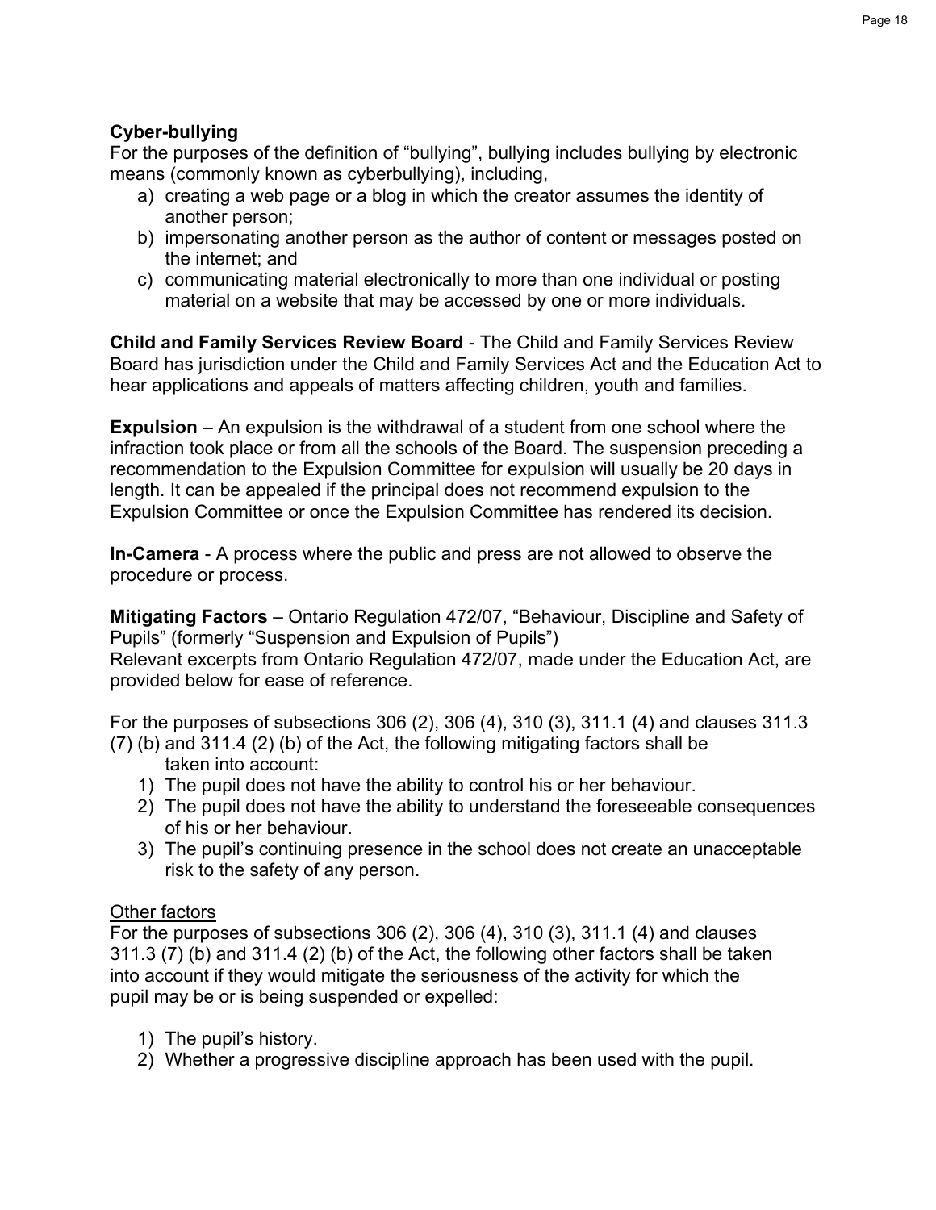**Cyber-bullying**
For the purposes of the definition of "bullying", bullying includes bullying by electronic means (commonly known as cyberbullying), including,

a) creating a web page or a blog in which the creator assumes the identity of another person;
b) impersonating another person as the author of content or messages posted on the internet; and
c) communicating material electronically to more than one individual or posting material on a website that may be accessed by one or more individuals.

**Child and Family Services Review Board** - The Child and Family Services Review Board has jurisdiction under the Child and Family Services Act and the Education Act to hear applications and appeals of matters affecting children, youth and families.

**Expulsion** – An expulsion is the withdrawal of a student from one school where the infraction took place or from all the schools of the Board. The suspension preceding a recommendation to the Expulsion Committee for expulsion will usually be 20 days in length. It can be appealed if the principal does not recommend expulsion to the Expulsion Committee or once the Expulsion Committee has rendered its decision.

**In-Camera** - A process where the public and press are not allowed to observe the procedure or process.

**Mitigating Factors** – Ontario Regulation 472/07, "Behaviour, Discipline and Safety of Pupils" (formerly "Suspension and Expulsion of Pupils")
Relevant excerpts from Ontario Regulation 472/07, made under the Education Act, are provided below for ease of reference.

For the purposes of subsections 306 (2), 306 (4), 310 (3), 311.1 (4) and clauses 311.3 (7) (b) and 311.4 (2) (b) of the Act, the following mitigating factors shall be taken into account:

1) The pupil does not have the ability to control his or her behaviour.
2) The pupil does not have the ability to understand the foreseeable consequences of his or her behaviour.
3) The pupil's continuing presence in the school does not create an unacceptable risk to the safety of any person.

<u>Other factors</u>
For the purposes of subsections 306 (2), 306 (4), 310 (3), 311.1 (4) and clauses 311.3 (7) (b) and 311.4 (2) (b) of the Act, the following other factors shall be taken into account if they would mitigate the seriousness of the activity for which the pupil may be or is being suspended or expelled:

1) The pupil's history.
2) Whether a progressive discipline approach has been used with the pupil.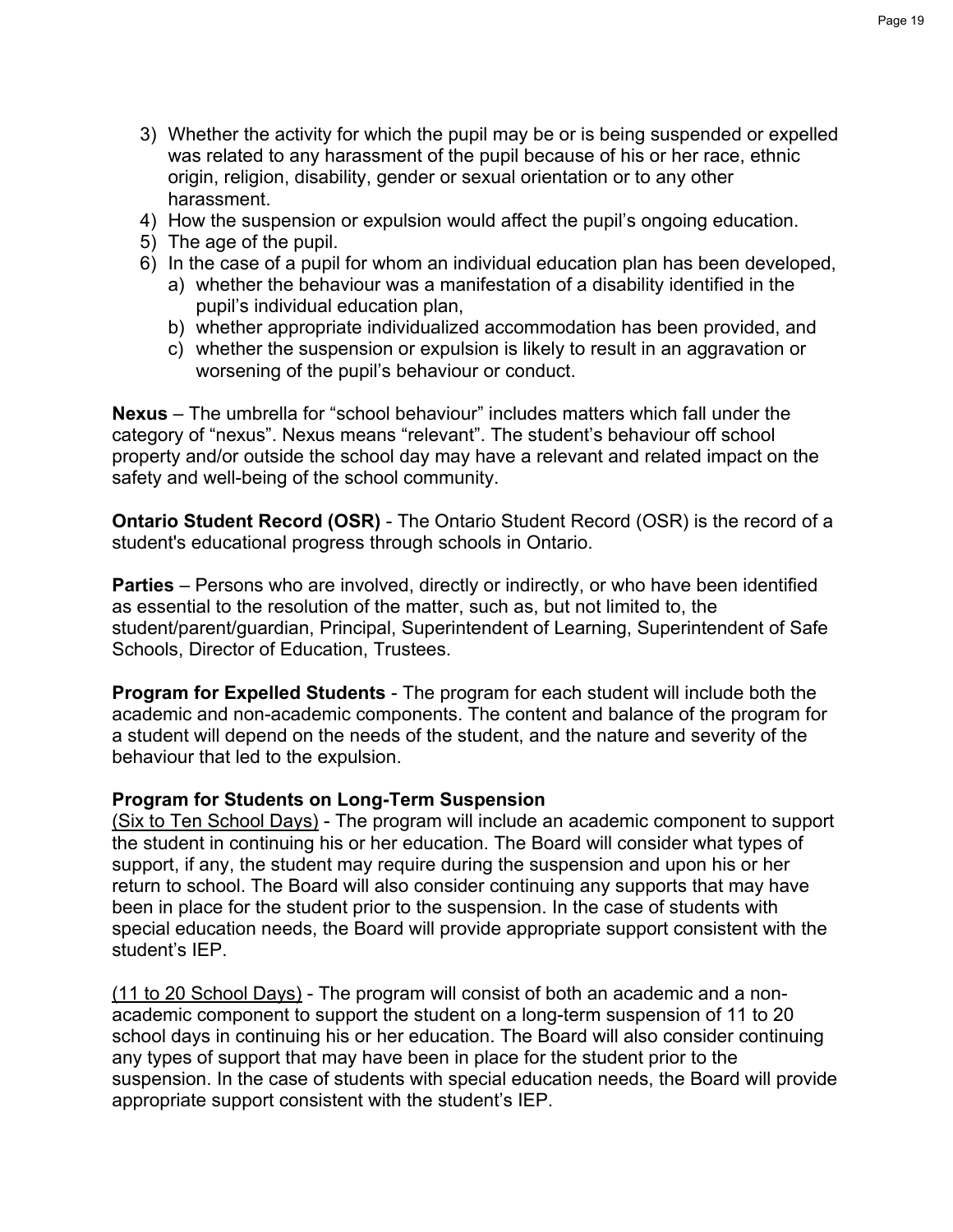3) Whether the activity for which the pupil may be or is being suspended or expelled was related to any harassment of the pupil because of his or her race, ethnic origin, religion, disability, gender or sexual orientation or to any other harassment.
4) How the suspension or expulsion would affect the pupil's ongoing education.
5) The age of the pupil.
6) In the case of a pupil for whom an individual education plan has been developed,
   a) whether the behaviour was a manifestation of a disability identified in the pupil's individual education plan,
   b) whether appropriate individualized accommodation has been provided, and
   c) whether the suspension or expulsion is likely to result in an aggravation or worsening of the pupil's behaviour or conduct.

**Nexus** – The umbrella for "school behaviour" includes matters which fall under the category of "nexus". Nexus means "relevant". The student's behaviour off school property and/or outside the school day may have a relevant and related impact on the safety and well-being of the school community.

**Ontario Student Record (OSR)** - The Ontario Student Record (OSR) is the record of a student's educational progress through schools in Ontario.

**Parties** – Persons who are involved, directly or indirectly, or who have been identified as essential to the resolution of the matter, such as, but not limited to, the student/parent/guardian, Principal, Superintendent of Learning, Superintendent of Safe Schools, Director of Education, Trustees.

**Program for Expelled Students** - The program for each student will include both the academic and non-academic components. The content and balance of the program for a student will depend on the needs of the student, and the nature and severity of the behaviour that led to the expulsion.

**Program for Students on Long-Term Suspension**

<u>(Six to Ten School Days)</u> - The program will include an academic component to support the student in continuing his or her education. The Board will consider what types of support, if any, the student may require during the suspension and upon his or her return to school. The Board will also consider continuing any supports that may have been in place for the student prior to the suspension. In the case of students with special education needs, the Board will provide appropriate support consistent with the student's IEP.

<u>(11 to 20 School Days)</u> - The program will consist of both an academic and a non-academic component to support the student on a long-term suspension of 11 to 20 school days in continuing his or her education. The Board will also consider continuing any types of support that may have been in place for the student prior to the suspension. In the case of students with special education needs, the Board will provide appropriate support consistent with the student's IEP.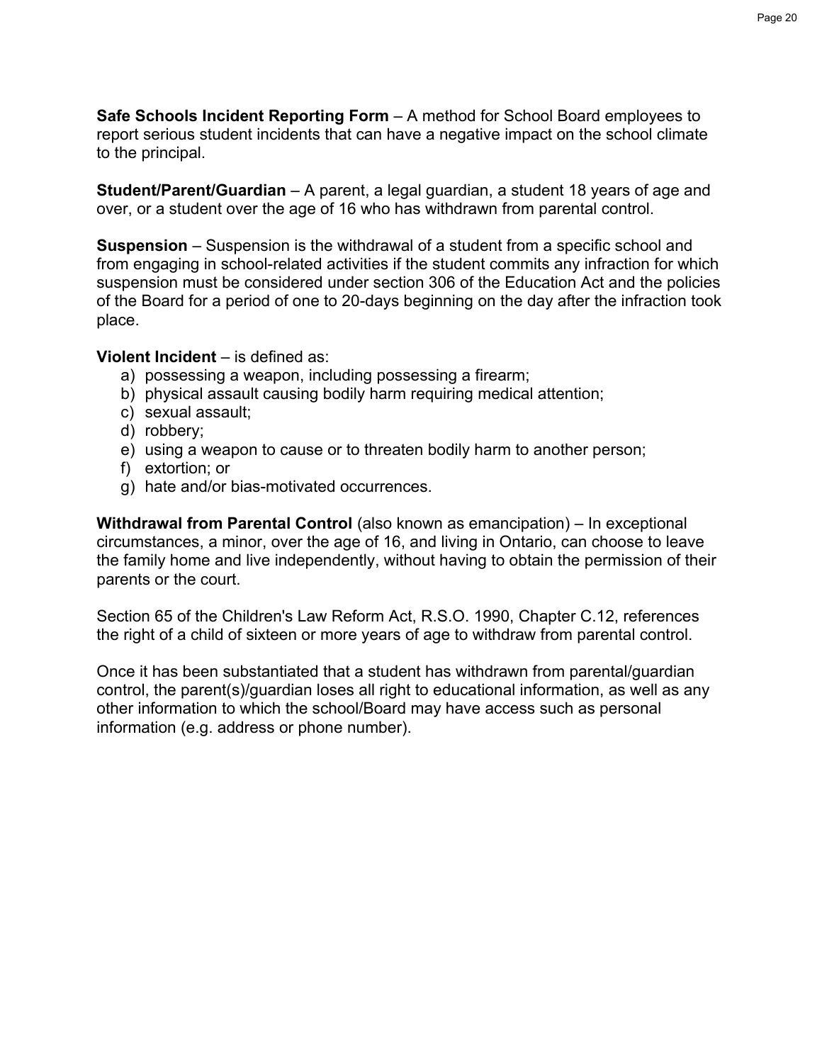**Safe Schools Incident Reporting Form** – A method for School Board employees to report serious student incidents that can have a negative impact on the school climate to the principal.

**Student/Parent/Guardian** – A parent, a legal guardian, a student 18 years of age and over, or a student over the age of 16 who has withdrawn from parental control.

**Suspension** – Suspension is the withdrawal of a student from a specific school and from engaging in school-related activities if the student commits any infraction for which suspension must be considered under section 306 of the Education Act and the policies of the Board for a period of one to 20-days beginning on the day after the infraction took place.

**Violent Incident** – is defined as:

a) possessing a weapon, including possessing a firearm;
b) physical assault causing bodily harm requiring medical attention;
c) sexual assault;
d) robbery;
e) using a weapon to cause or to threaten bodily harm to another person;
f) extortion; or
g) hate and/or bias-motivated occurrences.

**Withdrawal from Parental Control** (also known as emancipation) – In exceptional circumstances, a minor, over the age of 16, and living in Ontario, can choose to leave the family home and live independently, without having to obtain the permission of their parents or the court.

Section 65 of the Children's Law Reform Act, R.S.O. 1990, Chapter C.12, references the right of a child of sixteen or more years of age to withdraw from parental control.

Once it has been substantiated that a student has withdrawn from parental/guardian control, the parent(s)/guardian loses all right to educational information, as well as any other information to which the school/Board may have access such as personal information (e.g. address or phone number).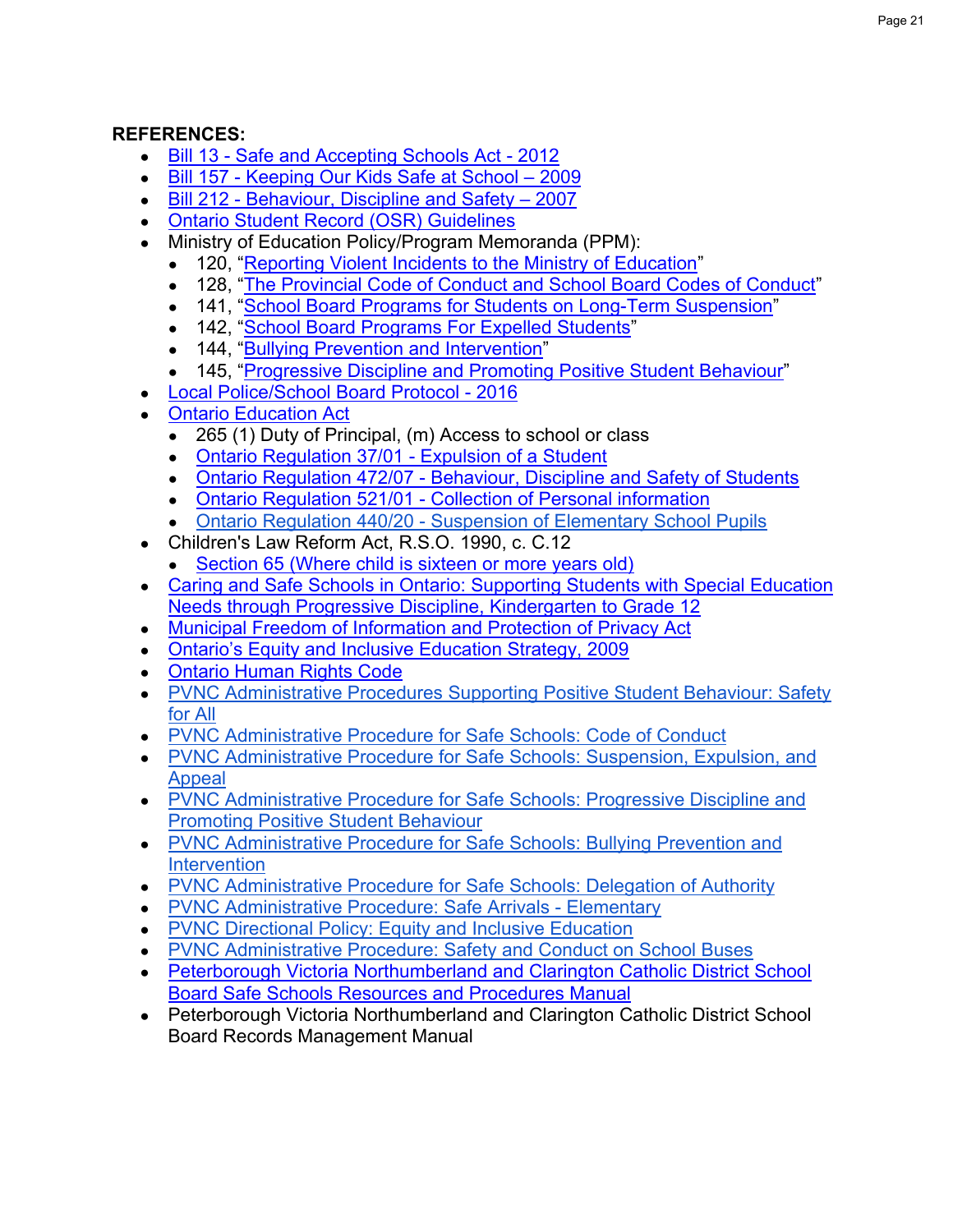**REFERENCES:**

- Bill 13 - Safe and Accepting Schools Act - 2012
- Bill 157 - Keeping Our Kids Safe at School – 2009
- Bill 212 - Behaviour, Discipline and Safety – 2007
- Ontario Student Record (OSR) Guidelines
- Ministry of Education Policy/Program Memoranda (PPM):
  - 120, "Reporting Violent Incidents to the Ministry of Education"
  - 128, "The Provincial Code of Conduct and School Board Codes of Conduct"
  - 141, "School Board Programs for Students on Long-Term Suspension"
  - 142, "School Board Programs For Expelled Students"
  - 144, "Bullying Prevention and Intervention"
  - 145, "Progressive Discipline and Promoting Positive Student Behaviour"
- Local Police/School Board Protocol - 2016
- Ontario Education Act
  - 265 (1) Duty of Principal, (m) Access to school or class
  - Ontario Regulation 37/01 - Expulsion of a Student
  - Ontario Regulation 472/07 - Behaviour, Discipline and Safety of Students
  - Ontario Regulation 521/01 - Collection of Personal information
  - Ontario Regulation 440/20 - Suspension of Elementary School Pupils
- Children's Law Reform Act, R.S.O. 1990, c. C.12
  - Section 65 (Where child is sixteen or more years old)
- Caring and Safe Schools in Ontario: Supporting Students with Special Education Needs through Progressive Discipline, Kindergarten to Grade 12
- Municipal Freedom of Information and Protection of Privacy Act
- Ontario's Equity and Inclusive Education Strategy, 2009
- Ontario Human Rights Code
- PVNC Administrative Procedures Supporting Positive Student Behaviour: Safety for All
- PVNC Administrative Procedure for Safe Schools: Code of Conduct
- PVNC Administrative Procedure for Safe Schools: Suspension, Expulsion, and Appeal
- PVNC Administrative Procedure for Safe Schools: Progressive Discipline and Promoting Positive Student Behaviour
- PVNC Administrative Procedure for Safe Schools: Bullying Prevention and Intervention
- PVNC Administrative Procedure for Safe Schools: Delegation of Authority
- PVNC Administrative Procedure: Safe Arrivals - Elementary
- PVNC Directional Policy: Equity and Inclusive Education
- PVNC Administrative Procedure: Safety and Conduct on School Buses
- Peterborough Victoria Northumberland and Clarington Catholic District School Board Safe Schools Resources and Procedures Manual
- Peterborough Victoria Northumberland and Clarington Catholic District School Board Records Management Manual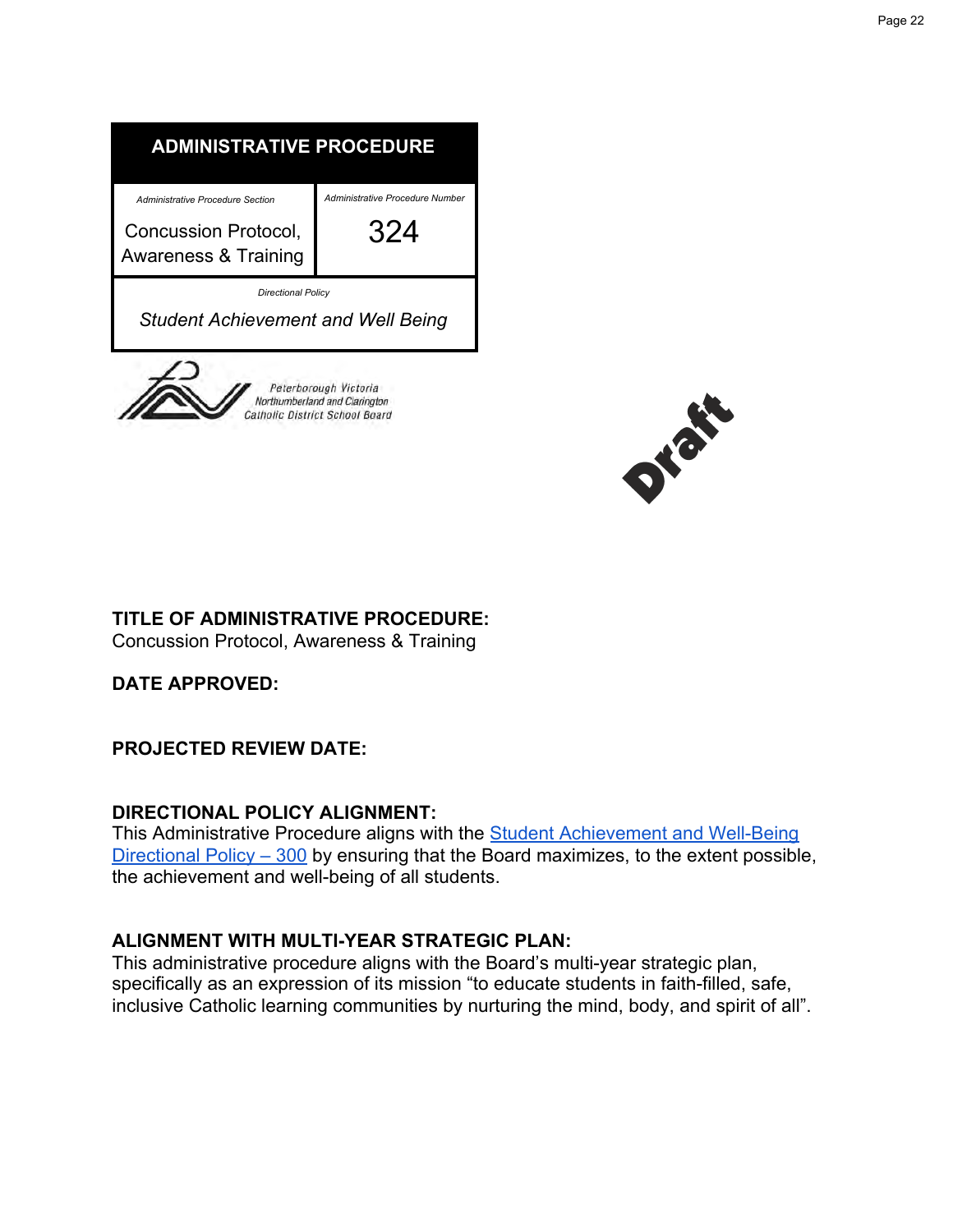| ADMINISTRATIVE PROCEDURE | |
|---|---|
| *Administrative Procedure Section*<br>Concussion Protocol, Awareness & Training | *Administrative Procedure Number*<br>324 |
| *Directional Policy*<br>*Student Achievement and Well Being* | |

Peterborough Victoria Northumberland and Clarington Catholic District School Board

Draft

**TITLE OF ADMINISTRATIVE PROCEDURE:**
Concussion Protocol, Awareness & Training

**DATE APPROVED:**

**PROJECTED REVIEW DATE:**

**DIRECTIONAL POLICY ALIGNMENT:**
This Administrative Procedure aligns with the [Student Achievement and Well-Being Directional Policy – 300] by ensuring that the Board maximizes, to the extent possible, the achievement and well-being of all students.

**ALIGNMENT WITH MULTI-YEAR STRATEGIC PLAN:**
This administrative procedure aligns with the Board's multi-year strategic plan, specifically as an expression of its mission "to educate students in faith-filled, safe, inclusive Catholic learning communities by nurturing the mind, body, and spirit of all".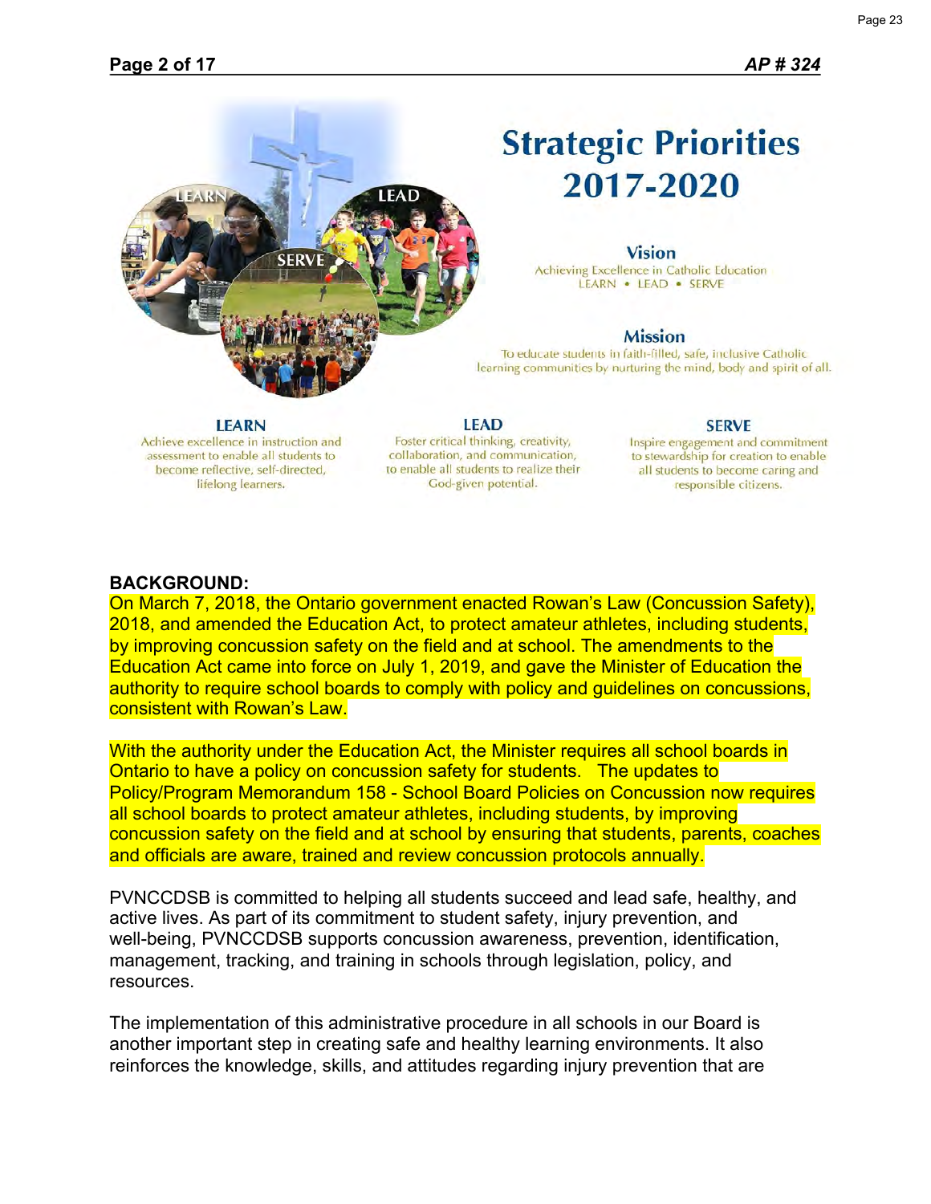# Strategic Priorities 2017-2020

### Vision

Achieving Excellence in Catholic Education
LEARN • LEAD • SERVE

### Mission

To educate students in faith-filled, safe, inclusive Catholic learning communities by nurturing the mind, body and spirit of all.

### LEARN

Achieve excellence in instruction and assessment to enable all students to become reflective, self-directed, lifelong learners.

### LEAD

Foster critical thinking, creativity, collaboration, and communication, to enable all students to realize their God-given potential.

### SERVE

Inspire engagement and commitment to stewardship for creation to enable all students to become caring and responsible citizens.

**BACKGROUND:**

On March 7, 2018, the Ontario government enacted Rowan's Law (Concussion Safety), 2018, and amended the Education Act, to protect amateur athletes, including students, by improving concussion safety on the field and at school. The amendments to the Education Act came into force on July 1, 2019, and gave the Minister of Education the authority to require school boards to comply with policy and guidelines on concussions, consistent with Rowan's Law.

With the authority under the Education Act, the Minister requires all school boards in Ontario to have a policy on concussion safety for students. The updates to Policy/Program Memorandum 158 - School Board Policies on Concussion now requires all school boards to protect amateur athletes, including students, by improving concussion safety on the field and at school by ensuring that students, parents, coaches and officials are aware, trained and review concussion protocols annually.

PVNCCDSB is committed to helping all students succeed and lead safe, healthy, and active lives. As part of its commitment to student safety, injury prevention, and well-being, PVNCCDSB supports concussion awareness, prevention, identification, management, tracking, and training in schools through legislation, policy, and resources.

The implementation of this administrative procedure in all schools in our Board is another important step in creating safe and healthy learning environments. It also reinforces the knowledge, skills, and attitudes regarding injury prevention that are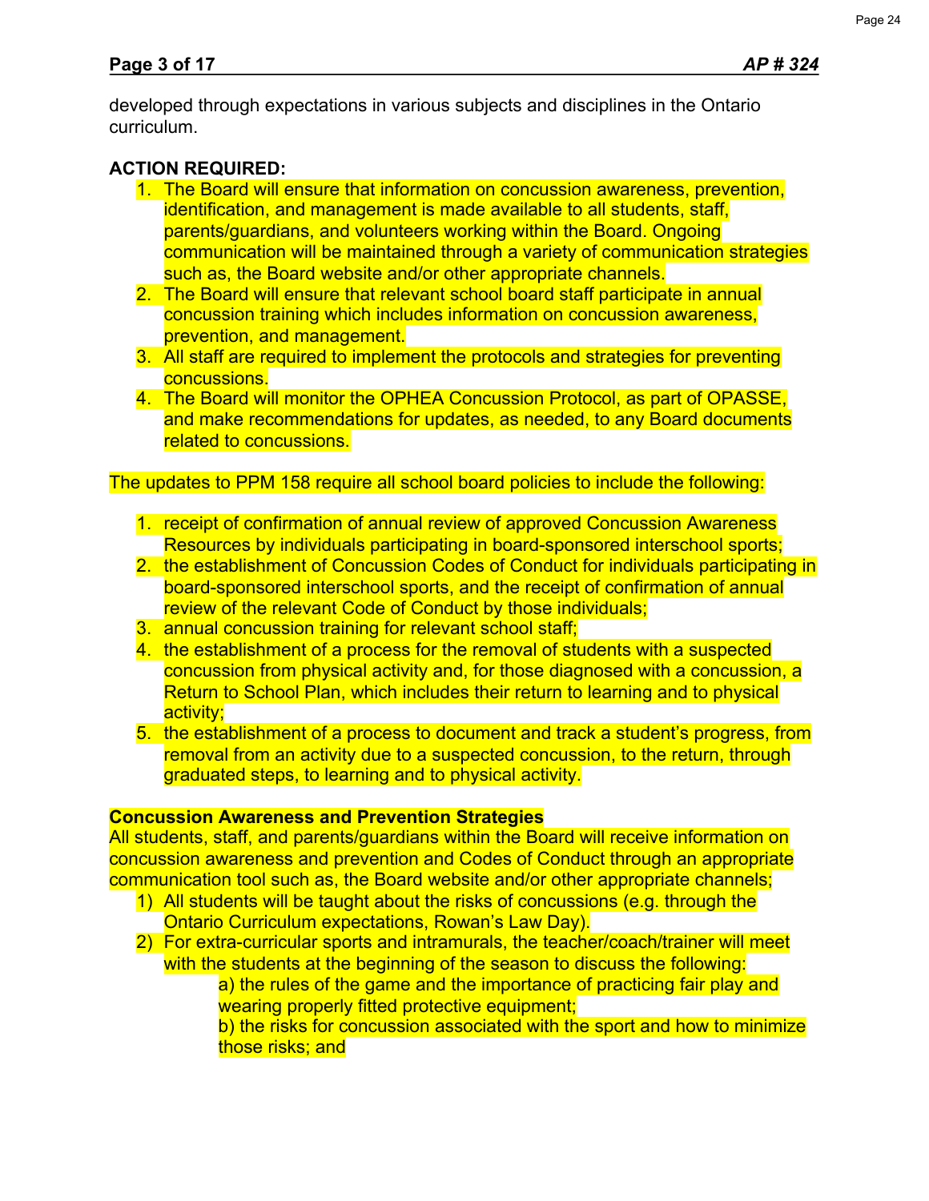developed through expectations in various subjects and disciplines in the Ontario curriculum.

**ACTION REQUIRED:**

1. The Board will ensure that information on concussion awareness, prevention, identification, and management is made available to all students, staff, parents/guardians, and volunteers working within the Board. Ongoing communication will be maintained through a variety of communication strategies such as, the Board website and/or other appropriate channels.
2. The Board will ensure that relevant school board staff participate in annual concussion training which includes information on concussion awareness, prevention, and management.
3. All staff are required to implement the protocols and strategies for preventing concussions.
4. The Board will monitor the OPHEA Concussion Protocol, as part of OPASSE, and make recommendations for updates, as needed, to any Board documents related to concussions.

The updates to PPM 158 require all school board policies to include the following:

1. receipt of confirmation of annual review of approved Concussion Awareness Resources by individuals participating in board-sponsored interschool sports;
2. the establishment of Concussion Codes of Conduct for individuals participating in board-sponsored interschool sports, and the receipt of confirmation of annual review of the relevant Code of Conduct by those individuals;
3. annual concussion training for relevant school staff;
4. the establishment of a process for the removal of students with a suspected concussion from physical activity and, for those diagnosed with a concussion, a Return to School Plan, which includes their return to learning and to physical activity;
5. the establishment of a process to document and track a student's progress, from removal from an activity due to a suspected concussion, to the return, through graduated steps, to learning and to physical activity.

**Concussion Awareness and Prevention Strategies**

All students, staff, and parents/guardians within the Board will receive information on concussion awareness and prevention and Codes of Conduct through an appropriate communication tool such as, the Board website and/or other appropriate channels;

1) All students will be taught about the risks of concussions (e.g. through the Ontario Curriculum expectations, Rowan's Law Day).
2) For extra-curricular sports and intramurals, the teacher/coach/trainer will meet with the students at the beginning of the season to discuss the following:
    a) the rules of the game and the importance of practicing fair play and wearing properly fitted protective equipment;
    b) the risks for concussion associated with the sport and how to minimize those risks; and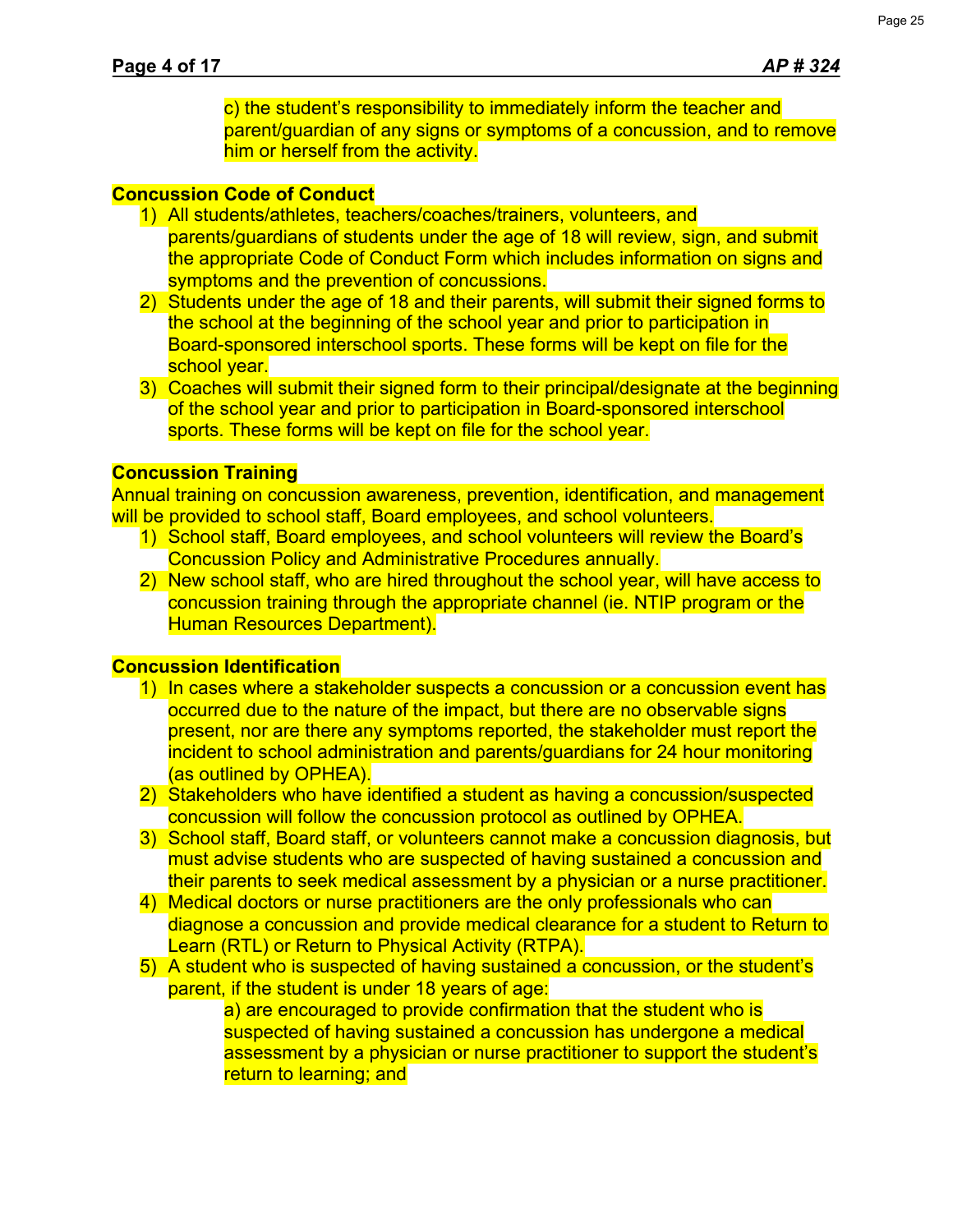c) the student's responsibility to immediately inform the teacher and parent/guardian of any signs or symptoms of a concussion, and to remove him or herself from the activity.

**Concussion Code of Conduct**

1) All students/athletes, teachers/coaches/trainers, volunteers, and parents/guardians of students under the age of 18 will review, sign, and submit the appropriate Code of Conduct Form which includes information on signs and symptoms and the prevention of concussions.
2) Students under the age of 18 and their parents, will submit their signed forms to the school at the beginning of the school year and prior to participation in Board-sponsored interschool sports. These forms will be kept on file for the school year.
3) Coaches will submit their signed form to their principal/designate at the beginning of the school year and prior to participation in Board-sponsored interschool sports. These forms will be kept on file for the school year.

**Concussion Training**

Annual training on concussion awareness, prevention, identification, and management will be provided to school staff, Board employees, and school volunteers.

1) School staff, Board employees, and school volunteers will review the Board's Concussion Policy and Administrative Procedures annually.
2) New school staff, who are hired throughout the school year, will have access to concussion training through the appropriate channel (ie. NTIP program or the Human Resources Department).

**Concussion Identification**

1) In cases where a stakeholder suspects a concussion or a concussion event has occurred due to the nature of the impact, but there are no observable signs present, nor are there any symptoms reported, the stakeholder must report the incident to school administration and parents/guardians for 24 hour monitoring (as outlined by OPHEA).
2) Stakeholders who have identified a student as having a concussion/suspected concussion will follow the concussion protocol as outlined by OPHEA.
3) School staff, Board staff, or volunteers cannot make a concussion diagnosis, but must advise students who are suspected of having sustained a concussion and their parents to seek medical assessment by a physician or a nurse practitioner.
4) Medical doctors or nurse practitioners are the only professionals who can diagnose a concussion and provide medical clearance for a student to Return to Learn (RTL) or Return to Physical Activity (RTPA).
5) A student who is suspected of having sustained a concussion, or the student's parent, if the student is under 18 years of age:

   a) are encouraged to provide confirmation that the student who is suspected of having sustained a concussion has undergone a medical assessment by a physician or nurse practitioner to support the student's return to learning; and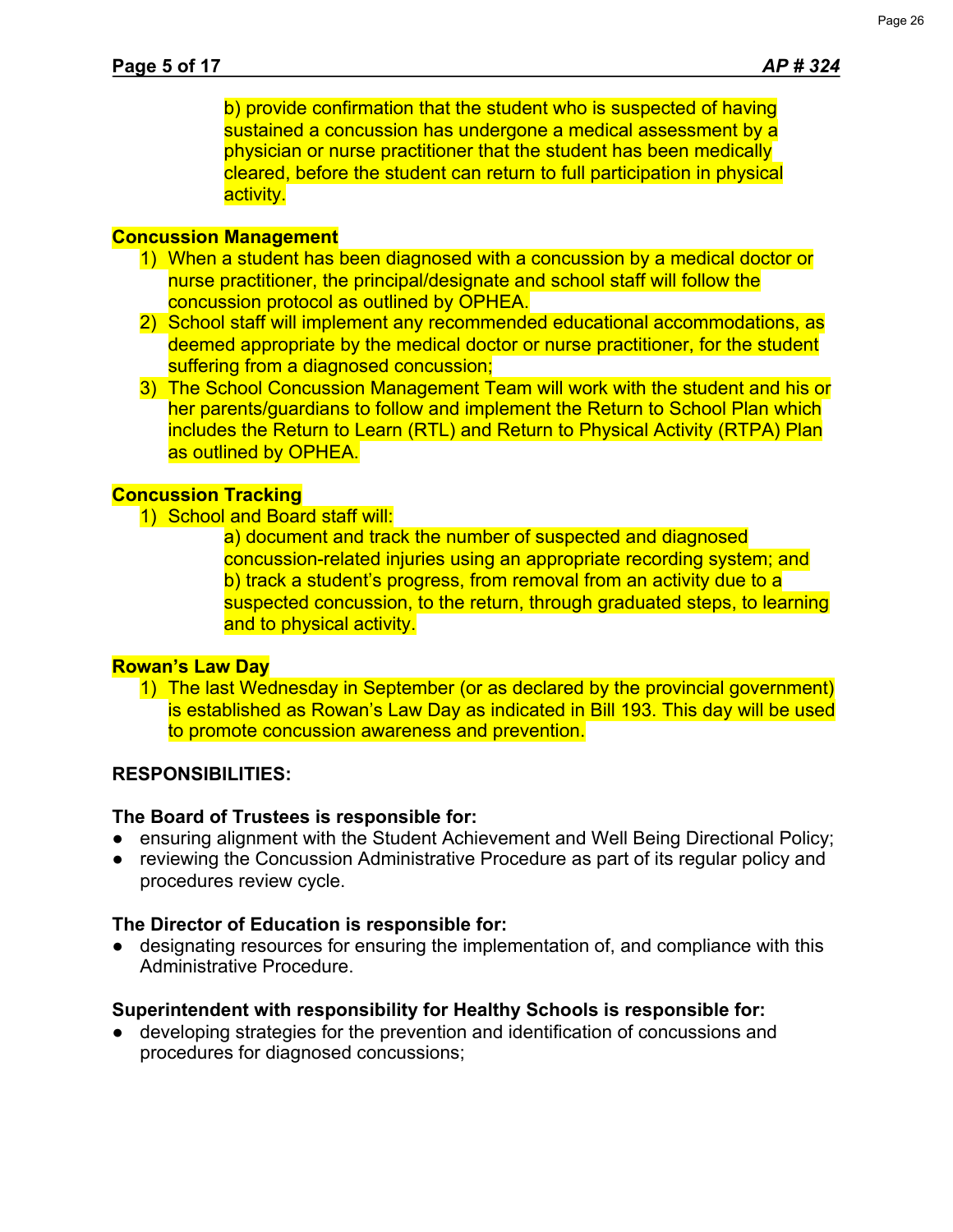b) provide confirmation that the student who is suspected of having sustained a concussion has undergone a medical assessment by a physician or nurse practitioner that the student has been medically cleared, before the student can return to full participation in physical activity.

**Concussion Management**

1) When a student has been diagnosed with a concussion by a medical doctor or nurse practitioner, the principal/designate and school staff will follow the concussion protocol as outlined by OPHEA.
2) School staff will implement any recommended educational accommodations, as deemed appropriate by the medical doctor or nurse practitioner, for the student suffering from a diagnosed concussion;
3) The School Concussion Management Team will work with the student and his or her parents/guardians to follow and implement the Return to School Plan which includes the Return to Learn (RTL) and Return to Physical Activity (RTPA) Plan as outlined by OPHEA.

**Concussion Tracking**

1) School and Board staff will:

   a) document and track the number of suspected and diagnosed concussion-related injuries using an appropriate recording system; and
   b) track a student's progress, from removal from an activity due to a suspected concussion, to the return, through graduated steps, to learning and to physical activity.

**Rowan's Law Day**

1) The last Wednesday in September (or as declared by the provincial government) is established as Rowan's Law Day as indicated in Bill 193. This day will be used to promote concussion awareness and prevention.

**RESPONSIBILITIES:**

**The Board of Trustees is responsible for:**

- ensuring alignment with the Student Achievement and Well Being Directional Policy;
- reviewing the Concussion Administrative Procedure as part of its regular policy and procedures review cycle.

**The Director of Education is responsible for:**

- designating resources for ensuring the implementation of, and compliance with this Administrative Procedure.

**Superintendent with responsibility for Healthy Schools is responsible for:**

- developing strategies for the prevention and identification of concussions and procedures for diagnosed concussions;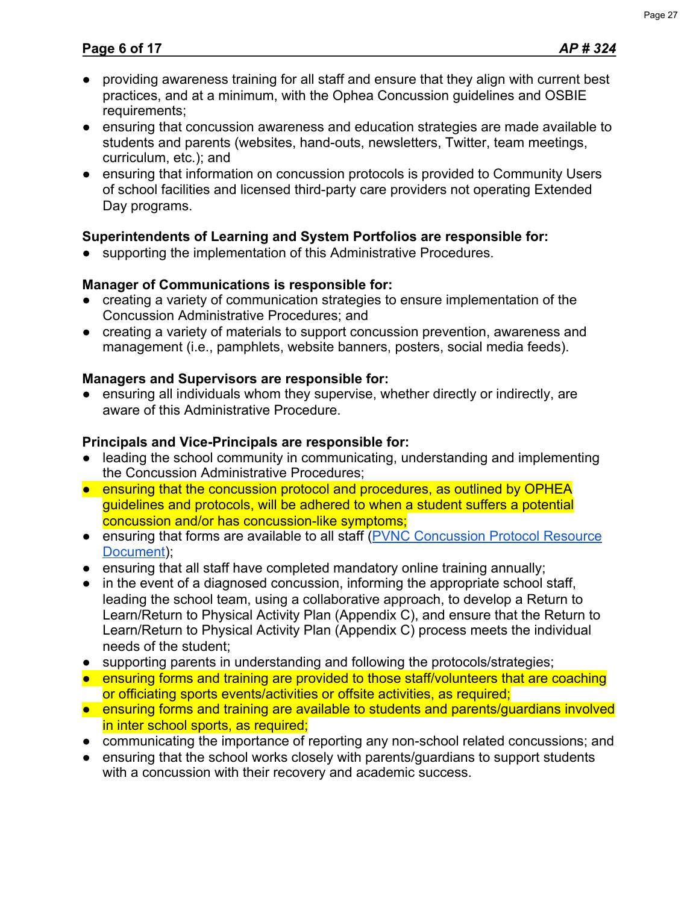- providing awareness training for all staff and ensure that they align with current best practices, and at a minimum, with the Ophea Concussion guidelines and OSBIE requirements;
- ensuring that concussion awareness and education strategies are made available to students and parents (websites, hand-outs, newsletters, Twitter, team meetings, curriculum, etc.); and
- ensuring that information on concussion protocols is provided to Community Users of school facilities and licensed third-party care providers not operating Extended Day programs.

**Superintendents of Learning and System Portfolios are responsible for:**

- supporting the implementation of this Administrative Procedures.

**Manager of Communications is responsible for:**

- creating a variety of communication strategies to ensure implementation of the Concussion Administrative Procedures; and
- creating a variety of materials to support concussion prevention, awareness and management (i.e., pamphlets, website banners, posters, social media feeds).

**Managers and Supervisors are responsible for:**

- ensuring all individuals whom they supervise, whether directly or indirectly, are aware of this Administrative Procedure.

**Principals and Vice-Principals are responsible for:**

- leading the school community in communicating, understanding and implementing the Concussion Administrative Procedures;
- ensuring that the concussion protocol and procedures, as outlined by OPHEA guidelines and protocols, will be adhered to when a student suffers a potential concussion and/or has concussion-like symptoms;
- ensuring that forms are available to all staff ([PVNC Concussion Protocol Resource Document](PVNC Concussion Protocol Resource Document));
- ensuring that all staff have completed mandatory online training annually;
- in the event of a diagnosed concussion, informing the appropriate school staff, leading the school team, using a collaborative approach, to develop a Return to Learn/Return to Physical Activity Plan (Appendix C), and ensure that the Return to Learn/Return to Physical Activity Plan (Appendix C) process meets the individual needs of the student;
- supporting parents in understanding and following the protocols/strategies;
- ensuring forms and training are provided to those staff/volunteers that are coaching or officiating sports events/activities or offsite activities, as required;
- ensuring forms and training are available to students and parents/guardians involved in inter school sports, as required;
- communicating the importance of reporting any non-school related concussions; and
- ensuring that the school works closely with parents/guardians to support students with a concussion with their recovery and academic success.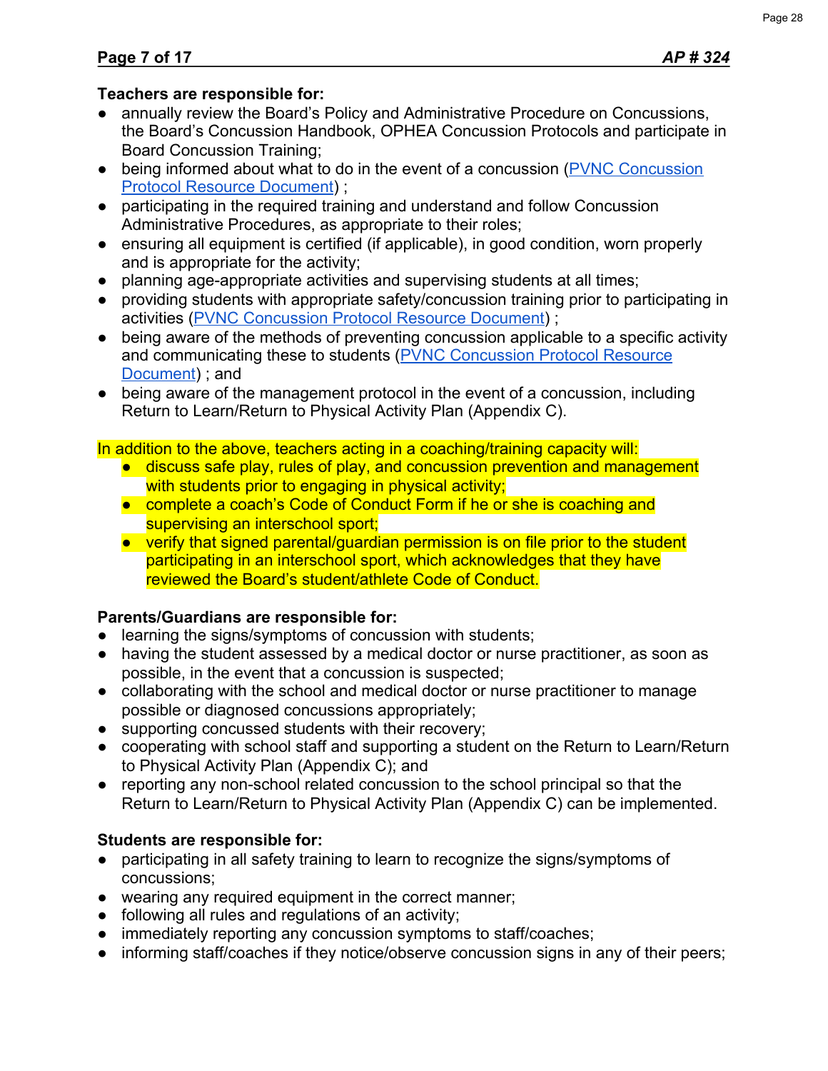**Teachers are responsible for:**

- annually review the Board's Policy and Administrative Procedure on Concussions, the Board's Concussion Handbook, OPHEA Concussion Protocols and participate in Board Concussion Training;
- being informed about what to do in the event of a concussion (PVNC Concussion Protocol Resource Document) ;
- participating in the required training and understand and follow Concussion Administrative Procedures, as appropriate to their roles;
- ensuring all equipment is certified (if applicable), in good condition, worn properly and is appropriate for the activity;
- planning age-appropriate activities and supervising students at all times;
- providing students with appropriate safety/concussion training prior to participating in activities (PVNC Concussion Protocol Resource Document) ;
- being aware of the methods of preventing concussion applicable to a specific activity and communicating these to students (PVNC Concussion Protocol Resource Document) ; and
- being aware of the management protocol in the event of a concussion, including Return to Learn/Return to Physical Activity Plan (Appendix C).

In addition to the above, teachers acting in a coaching/training capacity will:

- discuss safe play, rules of play, and concussion prevention and management with students prior to engaging in physical activity;
- complete a coach's Code of Conduct Form if he or she is coaching and supervising an interschool sport;
- verify that signed parental/guardian permission is on file prior to the student participating in an interschool sport, which acknowledges that they have reviewed the Board's student/athlete Code of Conduct.

**Parents/Guardians are responsible for:**

- learning the signs/symptoms of concussion with students;
- having the student assessed by a medical doctor or nurse practitioner, as soon as possible, in the event that a concussion is suspected;
- collaborating with the school and medical doctor or nurse practitioner to manage possible or diagnosed concussions appropriately;
- supporting concussed students with their recovery;
- cooperating with school staff and supporting a student on the Return to Learn/Return to Physical Activity Plan (Appendix C); and
- reporting any non-school related concussion to the school principal so that the Return to Learn/Return to Physical Activity Plan (Appendix C) can be implemented.

**Students are responsible for:**

- participating in all safety training to learn to recognize the signs/symptoms of concussions;
- wearing any required equipment in the correct manner;
- following all rules and regulations of an activity;
- immediately reporting any concussion symptoms to staff/coaches;
- informing staff/coaches if they notice/observe concussion signs in any of their peers;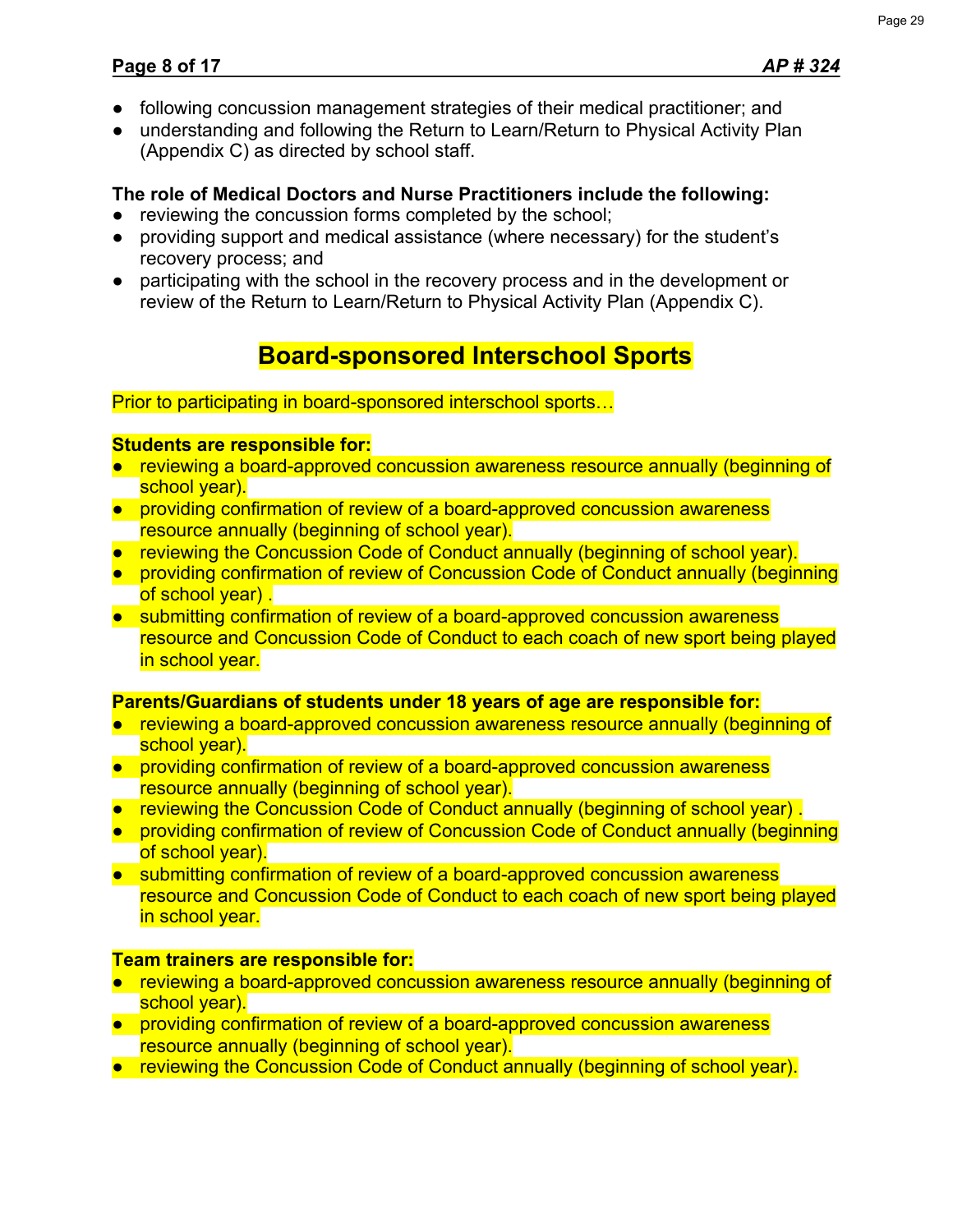- following concussion management strategies of their medical practitioner; and
- understanding and following the Return to Learn/Return to Physical Activity Plan (Appendix C) as directed by school staff.

**The role of Medical Doctors and Nurse Practitioners include the following:**

- reviewing the concussion forms completed by the school;
- providing support and medical assistance (where necessary) for the student's recovery process; and
- participating with the school in the recovery process and in the development or review of the Return to Learn/Return to Physical Activity Plan (Appendix C).

## Board-sponsored Interschool Sports

Prior to participating in board-sponsored interschool sports…

**Students are responsible for:**

- reviewing a board-approved concussion awareness resource annually (beginning of school year).
- providing confirmation of review of a board-approved concussion awareness resource annually (beginning of school year).
- reviewing the Concussion Code of Conduct annually (beginning of school year).
- providing confirmation of review of Concussion Code of Conduct annually (beginning of school year) .
- submitting confirmation of review of a board-approved concussion awareness resource and Concussion Code of Conduct to each coach of new sport being played in school year.

**Parents/Guardians of students under 18 years of age are responsible for:**

- reviewing a board-approved concussion awareness resource annually (beginning of school year).
- providing confirmation of review of a board-approved concussion awareness resource annually (beginning of school year).
- reviewing the Concussion Code of Conduct annually (beginning of school year) .
- providing confirmation of review of Concussion Code of Conduct annually (beginning of school year).
- submitting confirmation of review of a board-approved concussion awareness resource and Concussion Code of Conduct to each coach of new sport being played in school year.

**Team trainers are responsible for:**

- reviewing a board-approved concussion awareness resource annually (beginning of school year).
- providing confirmation of review of a board-approved concussion awareness resource annually (beginning of school year).
- reviewing the Concussion Code of Conduct annually (beginning of school year).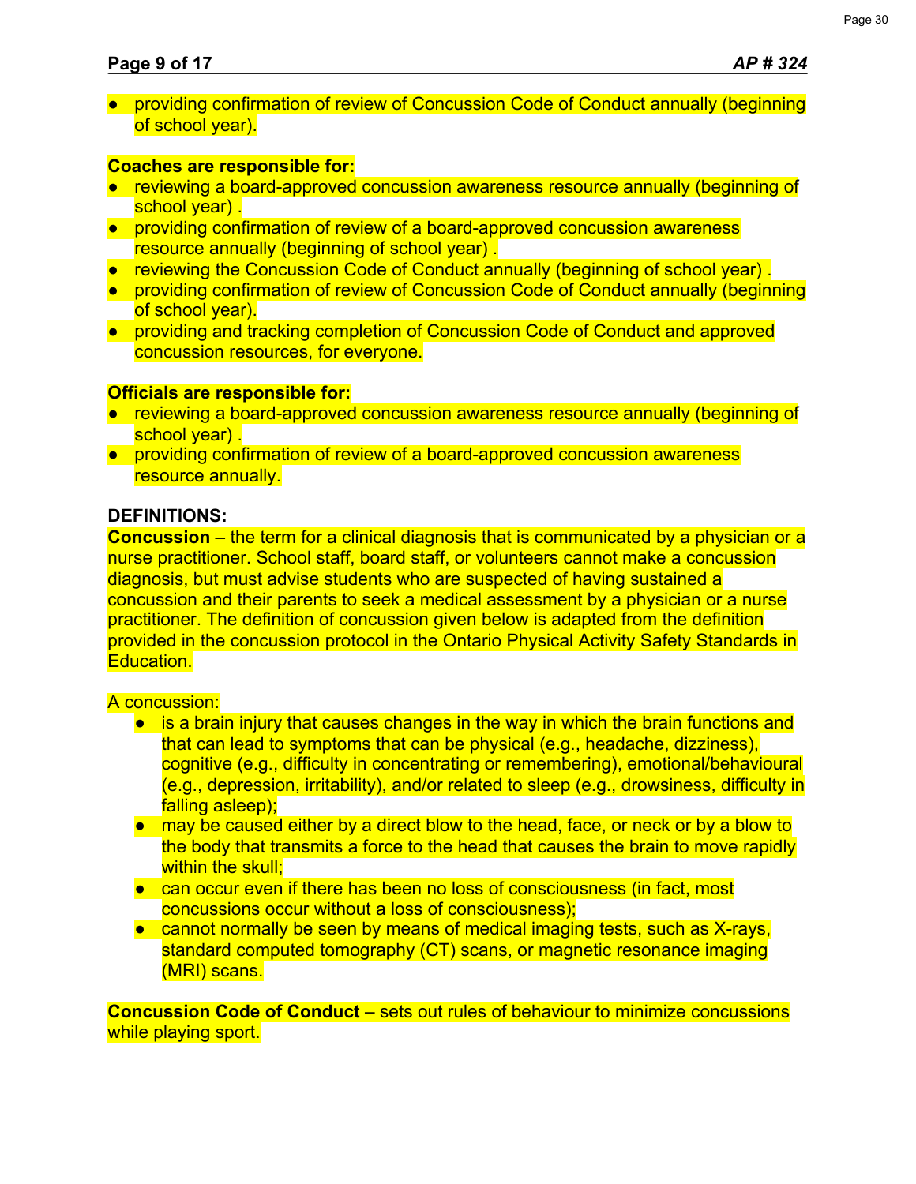- providing confirmation of review of Concussion Code of Conduct annually (beginning of school year).

**Coaches are responsible for:**

- reviewing a board-approved concussion awareness resource annually (beginning of school year) .
- providing confirmation of review of a board-approved concussion awareness resource annually (beginning of school year) .
- reviewing the Concussion Code of Conduct annually (beginning of school year) .
- providing confirmation of review of Concussion Code of Conduct annually (beginning of school year).
- providing and tracking completion of Concussion Code of Conduct and approved concussion resources, for everyone.

**Officials are responsible for:**

- reviewing a board-approved concussion awareness resource annually (beginning of school year) .
- providing confirmation of review of a board-approved concussion awareness resource annually.

**DEFINITIONS:**

**Concussion** – the term for a clinical diagnosis that is communicated by a physician or a nurse practitioner. School staff, board staff, or volunteers cannot make a concussion diagnosis, but must advise students who are suspected of having sustained a concussion and their parents to seek a medical assessment by a physician or a nurse practitioner. The definition of concussion given below is adapted from the definition provided in the concussion protocol in the Ontario Physical Activity Safety Standards in Education.

A concussion:

- is a brain injury that causes changes in the way in which the brain functions and that can lead to symptoms that can be physical (e.g., headache, dizziness), cognitive (e.g., difficulty in concentrating or remembering), emotional/behavioural (e.g., depression, irritability), and/or related to sleep (e.g., drowsiness, difficulty in falling asleep);
- may be caused either by a direct blow to the head, face, or neck or by a blow to the body that transmits a force to the head that causes the brain to move rapidly within the skull;
- can occur even if there has been no loss of consciousness (in fact, most concussions occur without a loss of consciousness);
- cannot normally be seen by means of medical imaging tests, such as X-rays, standard computed tomography (CT) scans, or magnetic resonance imaging (MRI) scans.

**Concussion Code of Conduct** – sets out rules of behaviour to minimize concussions while playing sport.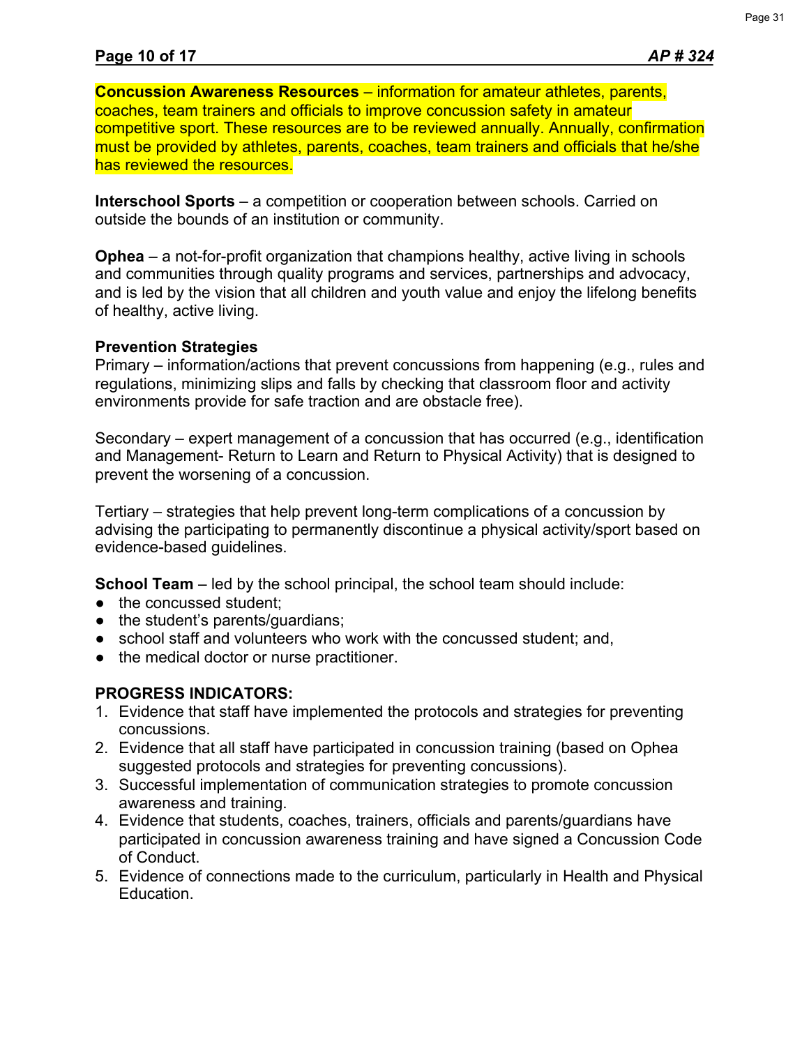**Concussion Awareness Resources** – information for amateur athletes, parents, coaches, team trainers and officials to improve concussion safety in amateur competitive sport. These resources are to be reviewed annually. Annually, confirmation must be provided by athletes, parents, coaches, team trainers and officials that he/she has reviewed the resources.

**Interschool Sports** – a competition or cooperation between schools. Carried on outside the bounds of an institution or community.

**Ophea** – a not-for-profit organization that champions healthy, active living in schools and communities through quality programs and services, partnerships and advocacy, and is led by the vision that all children and youth value and enjoy the lifelong benefits of healthy, active living.

**Prevention Strategies**

Primary – information/actions that prevent concussions from happening (e.g., rules and regulations, minimizing slips and falls by checking that classroom floor and activity environments provide for safe traction and are obstacle free).

Secondary – expert management of a concussion that has occurred (e.g., identification and Management- Return to Learn and Return to Physical Activity) that is designed to prevent the worsening of a concussion.

Tertiary – strategies that help prevent long-term complications of a concussion by advising the participating to permanently discontinue a physical activity/sport based on evidence-based guidelines.

**School Team** – led by the school principal, the school team should include:

- the concussed student;
- the student's parents/guardians;
- school staff and volunteers who work with the concussed student; and,
- the medical doctor or nurse practitioner.

**PROGRESS INDICATORS:**

1. Evidence that staff have implemented the protocols and strategies for preventing concussions.
2. Evidence that all staff have participated in concussion training (based on Ophea suggested protocols and strategies for preventing concussions).
3. Successful implementation of communication strategies to promote concussion awareness and training.
4. Evidence that students, coaches, trainers, officials and parents/guardians have participated in concussion awareness training and have signed a Concussion Code of Conduct.
5. Evidence of connections made to the curriculum, particularly in Health and Physical Education.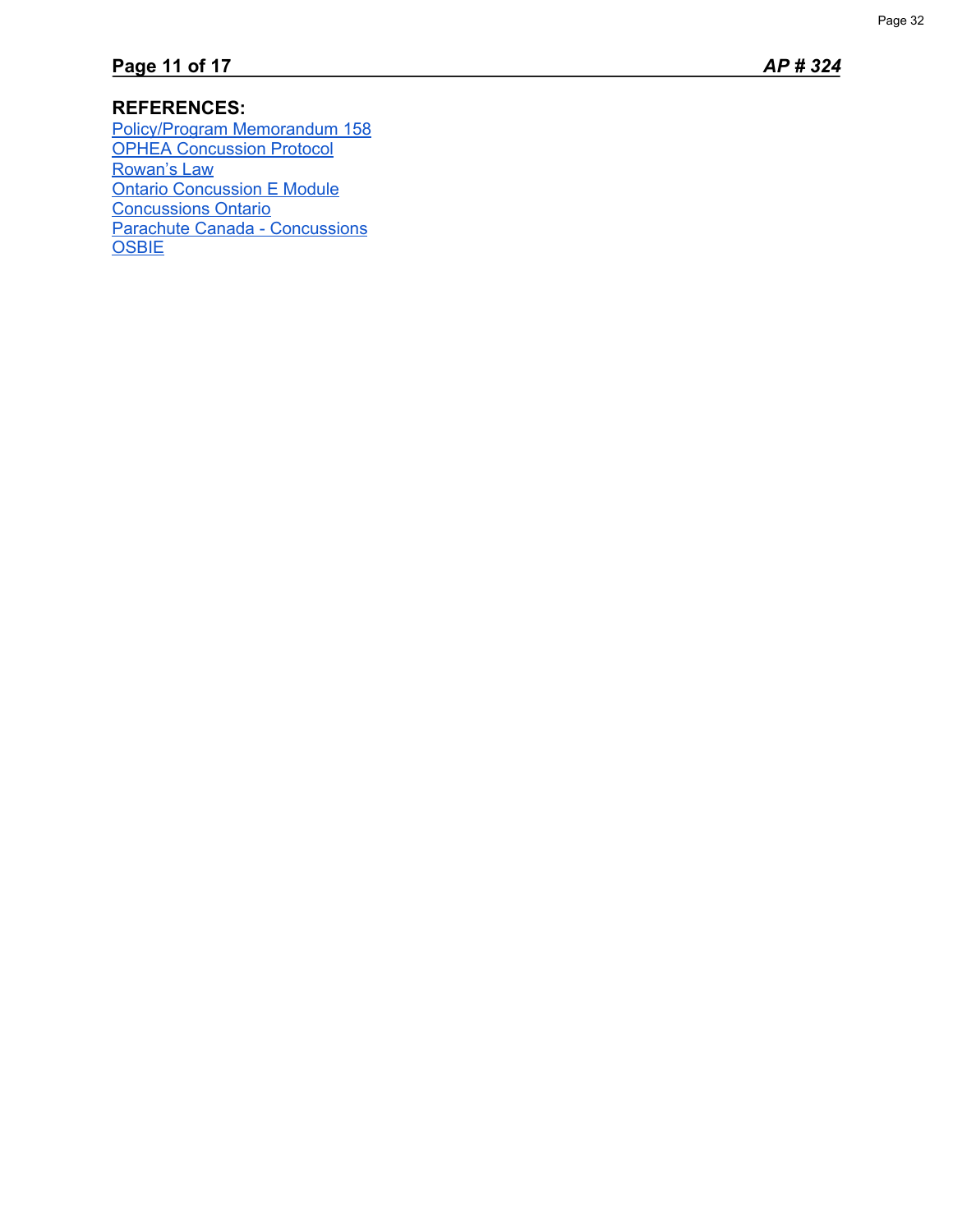## REFERENCES:

Policy/Program Memorandum 158
OPHEA Concussion Protocol
Rowan's Law
Ontario Concussion E Module
Concussions Ontario
Parachute Canada - Concussions
OSBIE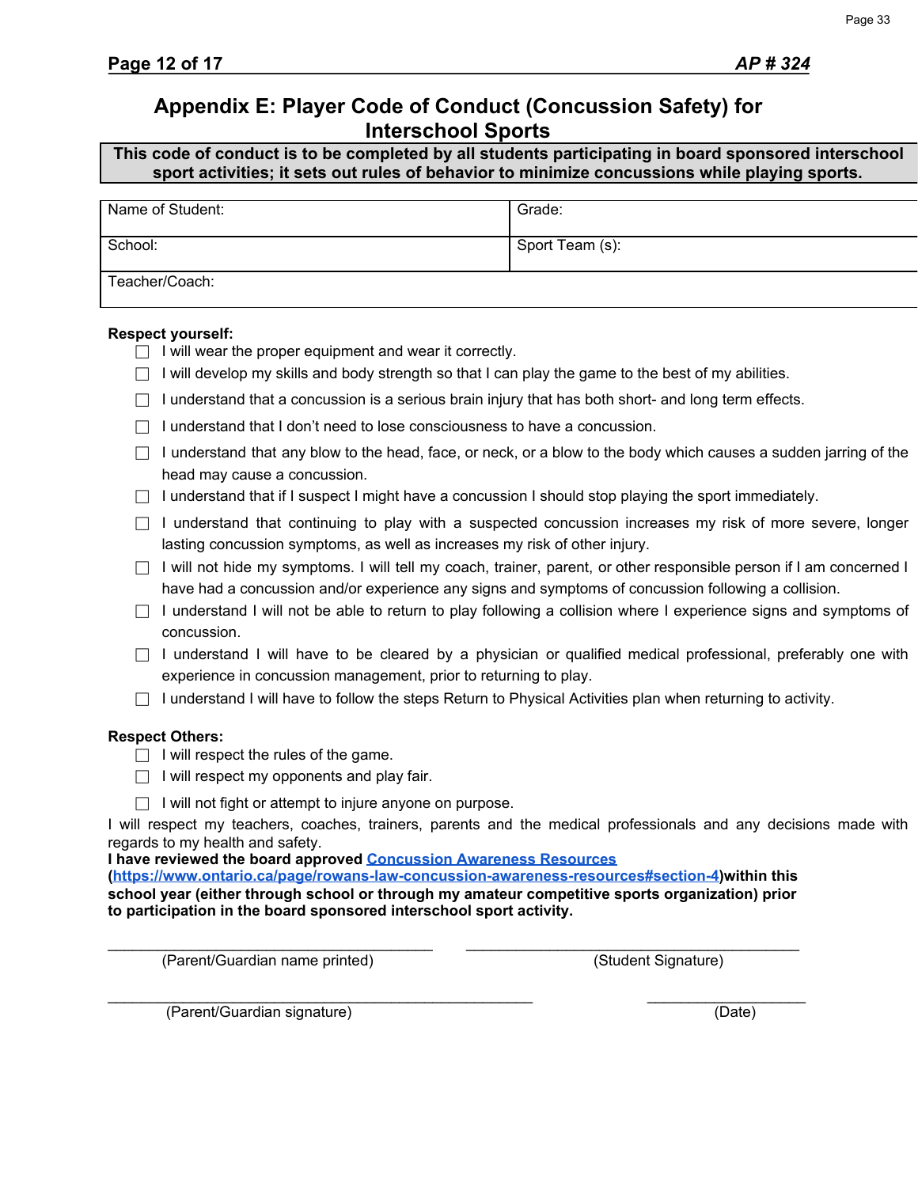# Appendix E: Player Code of Conduct (Concussion Safety) for Interschool Sports

**This code of conduct is to be completed by all students participating in board sponsored interschool sport activities; it sets out rules of behavior to minimize concussions while playing sports.**

| Name of Student: | Grade: |
|---|---|
| School: | Sport Team (s): |
| Teacher/Coach: | |

**Respect yourself:**

- ☐ I will wear the proper equipment and wear it correctly.
- ☐ I will develop my skills and body strength so that I can play the game to the best of my abilities.
- ☐ I understand that a concussion is a serious brain injury that has both short- and long term effects.
- ☐ I understand that I don't need to lose consciousness to have a concussion.
- ☐ I understand that any blow to the head, face, or neck, or a blow to the body which causes a sudden jarring of the head may cause a concussion.
- ☐ I understand that if I suspect I might have a concussion I should stop playing the sport immediately.
- ☐ I understand that continuing to play with a suspected concussion increases my risk of more severe, longer lasting concussion symptoms, as well as increases my risk of other injury.
- ☐ I will not hide my symptoms. I will tell my coach, trainer, parent, or other responsible person if I am concerned I have had a concussion and/or experience any signs and symptoms of concussion following a collision.
- ☐ I understand I will not be able to return to play following a collision where I experience signs and symptoms of concussion.
- ☐ I understand I will have to be cleared by a physician or qualified medical professional, preferably one with experience in concussion management, prior to returning to play.
- ☐ I understand I will have to follow the steps Return to Physical Activities plan when returning to activity.

**Respect Others:**

- ☐ I will respect the rules of the game.
- ☐ I will respect my opponents and play fair.
- ☐ I will not fight or attempt to injure anyone on purpose.

I will respect my teachers, coaches, trainers, parents and the medical professionals and any decisions made with regards to my health and safety.

**I have reviewed the board approved [Concussion Awareness Resources](https://www.ontario.ca/page/rowans-law-concussion-awareness-resources#section-4) (https://www.ontario.ca/page/rowans-law-concussion-awareness-resources#section-4)within this school year (either through school or through my amateur competitive sports organization) prior to participation in the board sponsored interschool sport activity.**

\_\_\_\_\_\_\_\_\_\_\_\_\_\_\_\_\_\_\_\_\_\_\_\_\_\_\_\_\_\_\_\_\_\_\_\_ (Parent/Guardian name printed)

\_\_\_\_\_\_\_\_\_\_\_\_\_\_\_\_\_\_\_\_\_\_\_\_\_\_\_\_\_\_\_\_\_\_\_\_ (Student Signature)

\_\_\_\_\_\_\_\_\_\_\_\_\_\_\_\_\_\_\_\_\_\_\_\_\_\_\_\_\_\_\_\_\_\_\_\_ (Parent/Guardian signature)

\_\_\_\_\_\_\_\_\_\_\_\_\_\_\_\_\_\_ (Date)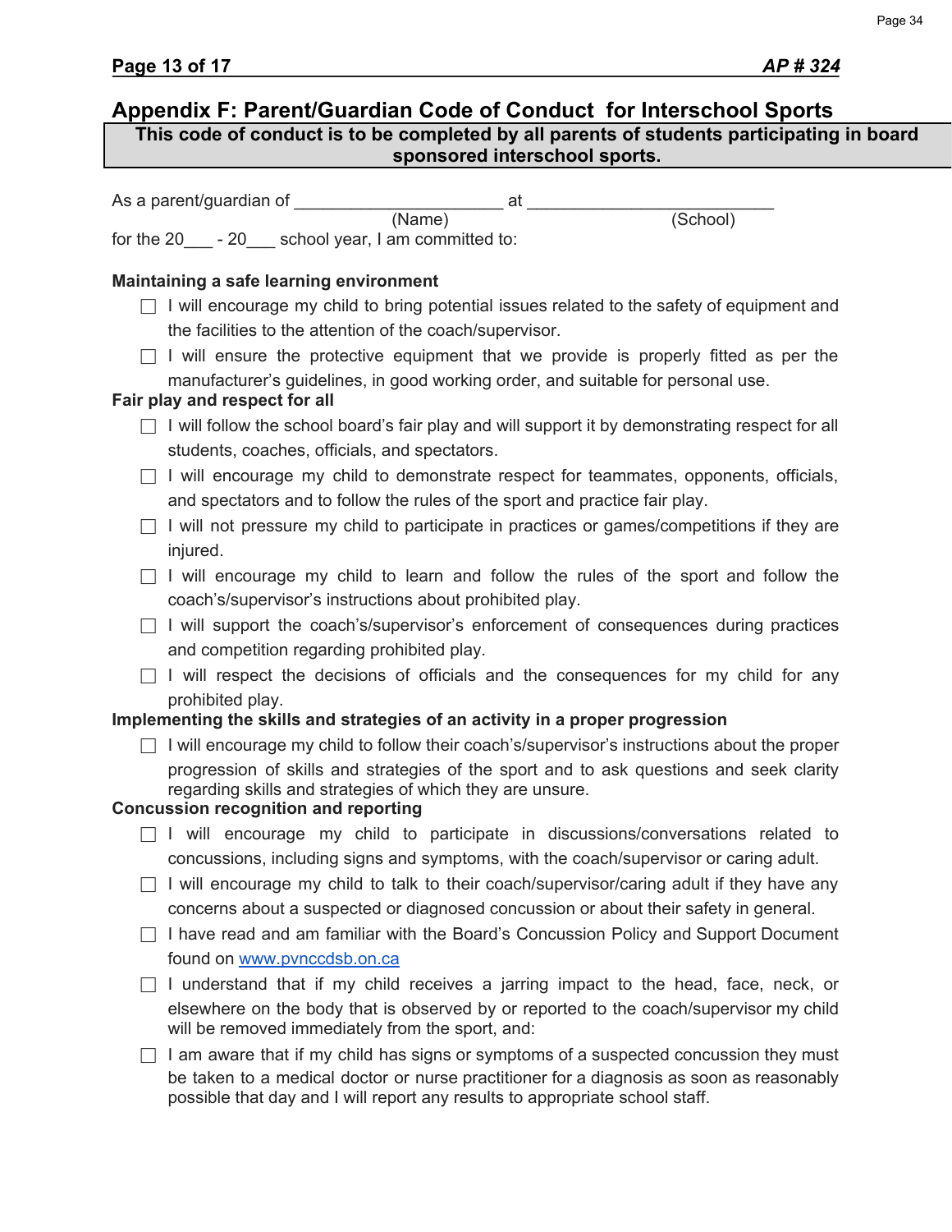## Appendix F: Parent/Guardian Code of Conduct for Interschool Sports

**This code of conduct is to be completed by all parents of students participating in board sponsored interschool sports.**

As a parent/guardian of ______________________ at __________________________
(Name) (School)
for the 20___ - 20___ school year, I am committed to:

**Maintaining a safe learning environment**

- ☐ I will encourage my child to bring potential issues related to the safety of equipment and the facilities to the attention of the coach/supervisor.
- ☐ I will ensure the protective equipment that we provide is properly fitted as per the manufacturer's guidelines, in good working order, and suitable for personal use.

**Fair play and respect for all**

- ☐ I will follow the school board's fair play and will support it by demonstrating respect for all students, coaches, officials, and spectators.
- ☐ I will encourage my child to demonstrate respect for teammates, opponents, officials, and spectators and to follow the rules of the sport and practice fair play.
- ☐ I will not pressure my child to participate in practices or games/competitions if they are injured.
- ☐ I will encourage my child to learn and follow the rules of the sport and follow the coach's/supervisor's instructions about prohibited play.
- ☐ I will support the coach's/supervisor's enforcement of consequences during practices and competition regarding prohibited play.
- ☐ I will respect the decisions of officials and the consequences for my child for any prohibited play.

**Implementing the skills and strategies of an activity in a proper progression**

- ☐ I will encourage my child to follow their coach's/supervisor's instructions about the proper progression of skills and strategies of the sport and to ask questions and seek clarity regarding skills and strategies of which they are unsure.

**Concussion recognition and reporting**

- ☐ I will encourage my child to participate in discussions/conversations related to concussions, including signs and symptoms, with the coach/supervisor or caring adult.
- ☐ I will encourage my child to talk to their coach/supervisor/caring adult if they have any concerns about a suspected or diagnosed concussion or about their safety in general.
- ☐ I have read and am familiar with the Board's Concussion Policy and Support Document found on www.pvnccdsb.on.ca
- ☐ I understand that if my child receives a jarring impact to the head, face, neck, or elsewhere on the body that is observed by or reported to the coach/supervisor my child will be removed immediately from the sport, and:
- ☐ I am aware that if my child has signs or symptoms of a suspected concussion they must be taken to a medical doctor or nurse practitioner for a diagnosis as soon as reasonably possible that day and I will report any results to appropriate school staff.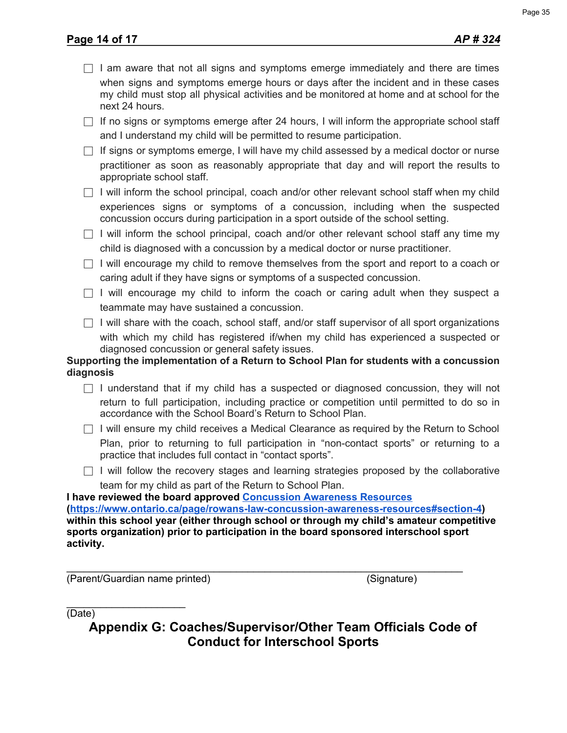- ☐ I am aware that not all signs and symptoms emerge immediately and there are times when signs and symptoms emerge hours or days after the incident and in these cases my child must stop all physical activities and be monitored at home and at school for the next 24 hours.
- ☐ If no signs or symptoms emerge after 24 hours, I will inform the appropriate school staff and I understand my child will be permitted to resume participation.
- ☐ If signs or symptoms emerge, I will have my child assessed by a medical doctor or nurse practitioner as soon as reasonably appropriate that day and will report the results to appropriate school staff.
- ☐ I will inform the school principal, coach and/or other relevant school staff when my child experiences signs or symptoms of a concussion, including when the suspected concussion occurs during participation in a sport outside of the school setting.
- ☐ I will inform the school principal, coach and/or other relevant school staff any time my child is diagnosed with a concussion by a medical doctor or nurse practitioner.
- ☐ I will encourage my child to remove themselves from the sport and report to a coach or caring adult if they have signs or symptoms of a suspected concussion.
- ☐ I will encourage my child to inform the coach or caring adult when they suspect a teammate may have sustained a concussion.
- ☐ I will share with the coach, school staff, and/or staff supervisor of all sport organizations with which my child has registered if/when my child has experienced a suspected or diagnosed concussion or general safety issues.

**Supporting the implementation of a Return to School Plan for students with a concussion diagnosis**

- ☐ I understand that if my child has a suspected or diagnosed concussion, they will not return to full participation, including practice or competition until permitted to do so in accordance with the School Board's Return to School Plan.
- ☐ I will ensure my child receives a Medical Clearance as required by the Return to School Plan, prior to returning to full participation in "non-contact sports" or returning to a practice that includes full contact in "contact sports".
- ☐ I will follow the recovery stages and learning strategies proposed by the collaborative team for my child as part of the Return to School Plan.

**I have reviewed the board approved [Concussion Awareness Resources](https://www.ontario.ca/page/rowans-law-concussion-awareness-resources#section-4) ([https://www.ontario.ca/page/rowans-law-concussion-awareness-resources#section-4](https://www.ontario.ca/page/rowans-law-concussion-awareness-resources#section-4)) within this school year (either through school or through my child's amateur competitive sports organization) prior to participation in the board sponsored interschool sport activity.**

\_\_\_\_\_\_\_\_\_\_\_\_\_\_\_\_\_\_\_\_\_\_\_\_\_\_\_\_\_\_\_\_\_\_\_\_\_\_\_\_\_\_\_\_\_\_\_\_\_\_\_\_\_\_\_\_\_\_\_\_\_\_\_\_\_\_\_\_\_\_

(Parent/Guardian name printed) (Signature)

\_\_\_\_\_\_\_\_\_\_\_\_\_\_\_\_\_\_\_\_\_\_

(Date)

# Appendix G: Coaches/Supervisor/Other Team Officials Code of Conduct for Interschool Sports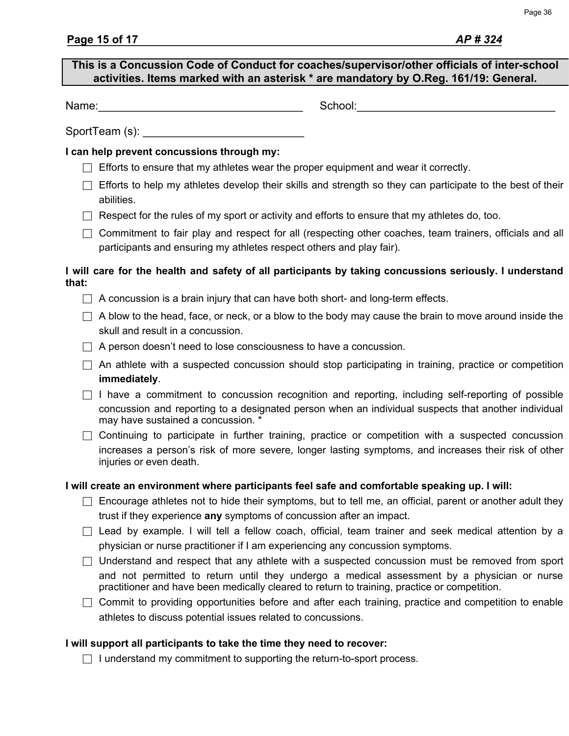**This is a Concussion Code of Conduct for coaches/supervisor/other officials of inter-school activities. Items marked with an asterisk * are mandatory by O.Reg. 161/19: General.**

Name:_________________________________ School:_________________________________

SportTeam (s): __________________________

**I can help prevent concussions through my:**

- ☐ Efforts to ensure that my athletes wear the proper equipment and wear it correctly.
- ☐ Efforts to help my athletes develop their skills and strength so they can participate to the best of their abilities.
- ☐ Respect for the rules of my sport or activity and efforts to ensure that my athletes do, too.
- ☐ Commitment to fair play and respect for all (respecting other coaches, team trainers, officials and all participants and ensuring my athletes respect others and play fair).

**I will care for the health and safety of all participants by taking concussions seriously. I understand that:**

- ☐ A concussion is a brain injury that can have both short- and long-term effects.
- ☐ A blow to the head, face, or neck, or a blow to the body may cause the brain to move around inside the skull and result in a concussion.
- ☐ A person doesn't need to lose consciousness to have a concussion.
- ☐ An athlete with a suspected concussion should stop participating in training, practice or competition **immediately**.
- ☐ I have a commitment to concussion recognition and reporting, including self-reporting of possible concussion and reporting to a designated person when an individual suspects that another individual may have sustained a concussion. *
- ☐ Continuing to participate in further training, practice or competition with a suspected concussion increases a person's risk of more severe, longer lasting symptoms, and increases their risk of other injuries or even death.

**I will create an environment where participants feel safe and comfortable speaking up. I will:**

- ☐ Encourage athletes not to hide their symptoms, but to tell me, an official, parent or another adult they trust if they experience **any** symptoms of concussion after an impact.
- ☐ Lead by example. I will tell a fellow coach, official, team trainer and seek medical attention by a physician or nurse practitioner if I am experiencing any concussion symptoms.
- ☐ Understand and respect that any athlete with a suspected concussion must be removed from sport and not permitted to return until they undergo a medical assessment by a physician or nurse practitioner and have been medically cleared to return to training, practice or competition.
- ☐ Commit to providing opportunities before and after each training, practice and competition to enable athletes to discuss potential issues related to concussions.

**I will support all participants to take the time they need to recover:**

- ☐ I understand my commitment to supporting the return-to-sport process.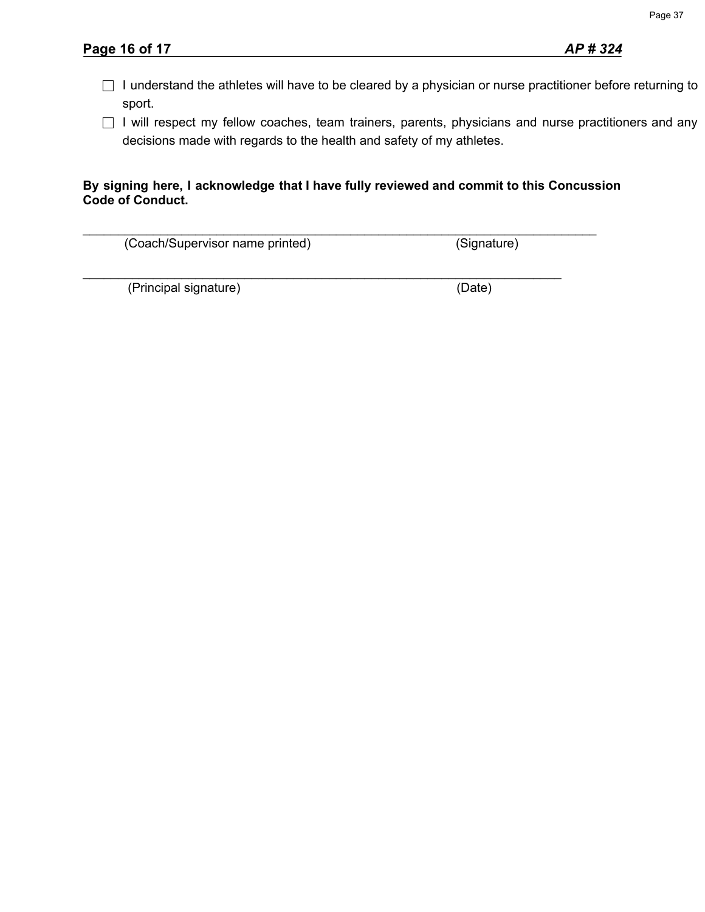- ☐ I understand the athletes will have to be cleared by a physician or nurse practitioner before returning to sport.
- ☐ I will respect my fellow coaches, team trainers, parents, physicians and nurse practitioners and any decisions made with regards to the health and safety of my athletes.

**By signing here, I acknowledge that I have fully reviewed and commit to this Concussion Code of Conduct.**

\_\_\_\_\_\_\_\_\_\_\_\_\_\_\_\_\_\_\_\_\_\_\_\_\_\_\_\_\_\_\_\_\_\_\_\_\_\_\_\_\_\_\_\_\_\_\_\_\_\_\_\_\_\_\_\_\_\_\_\_\_\_\_\_\_\_\_\_
(Coach/Supervisor name printed) (Signature)

\_\_\_\_\_\_\_\_\_\_\_\_\_\_\_\_\_\_\_\_\_\_\_\_\_\_\_\_\_\_\_\_\_\_\_\_\_\_\_\_\_\_\_\_\_\_\_\_\_\_\_\_\_\_\_\_\_\_\_\_\_\_\_\_
(Principal signature) (Date)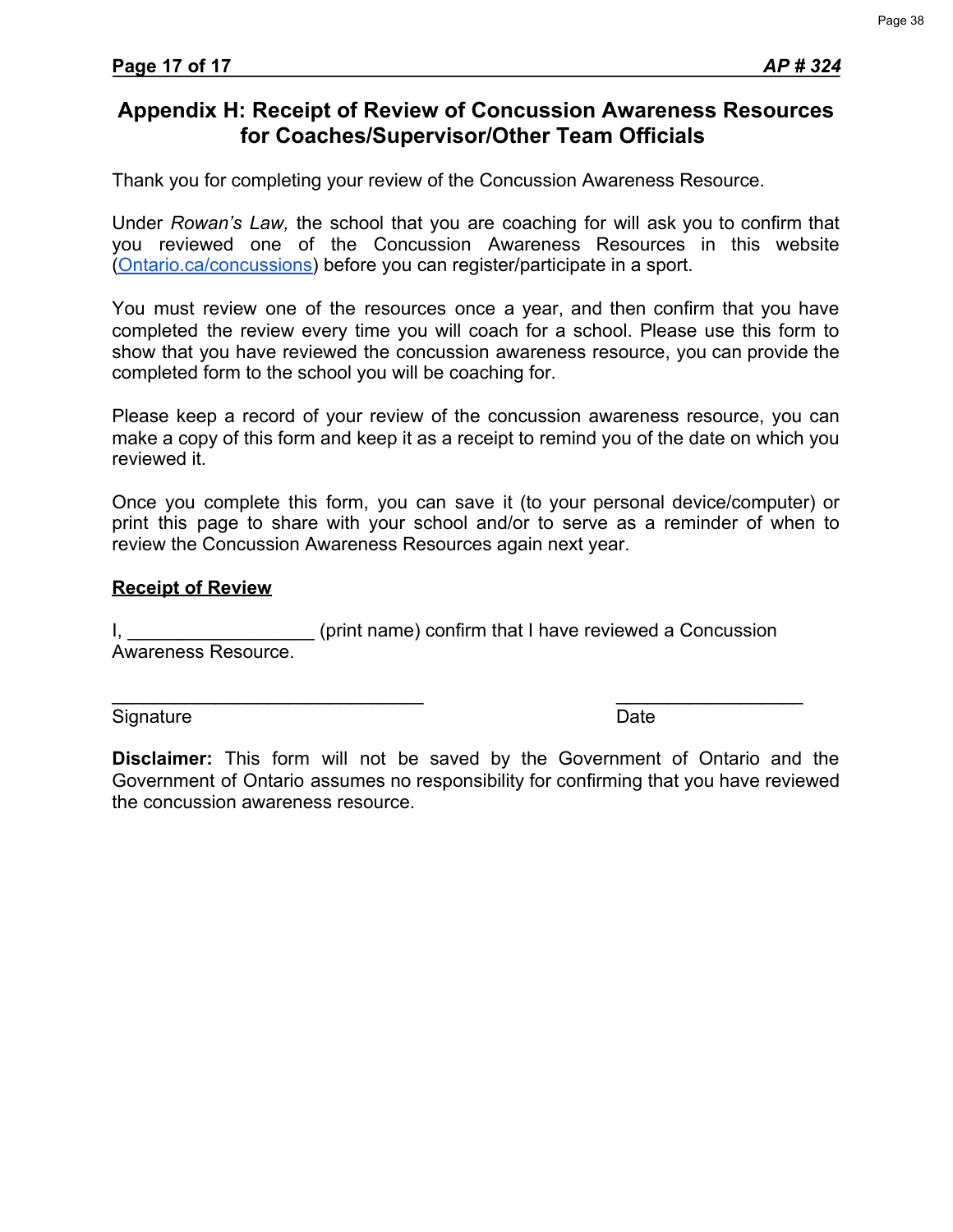## Appendix H: Receipt of Review of Concussion Awareness Resources for Coaches/Supervisor/Other Team Officials

Thank you for completing your review of the Concussion Awareness Resource.

Under *Rowan's Law,* the school that you are coaching for will ask you to confirm that you reviewed one of the Concussion Awareness Resources in this website (Ontario.ca/concussions) before you can register/participate in a sport.

You must review one of the resources once a year, and then confirm that you have completed the review every time you will coach for a school. Please use this form to show that you have reviewed the concussion awareness resource, you can provide the completed form to the school you will be coaching for.

Please keep a record of your review of the concussion awareness resource, you can make a copy of this form and keep it as a receipt to remind you of the date on which you reviewed it.

Once you complete this form, you can save it (to your personal device/computer) or print this page to share with your school and/or to serve as a reminder of when to review the Concussion Awareness Resources again next year.

**Receipt of Review**

I, __________________ (print name) confirm that I have reviewed a Concussion Awareness Resource.

______________________________ ___________________

Signature Date

**Disclaimer:** This form will not be saved by the Government of Ontario and the Government of Ontario assumes no responsibility for confirming that you have reviewed the concussion awareness resource.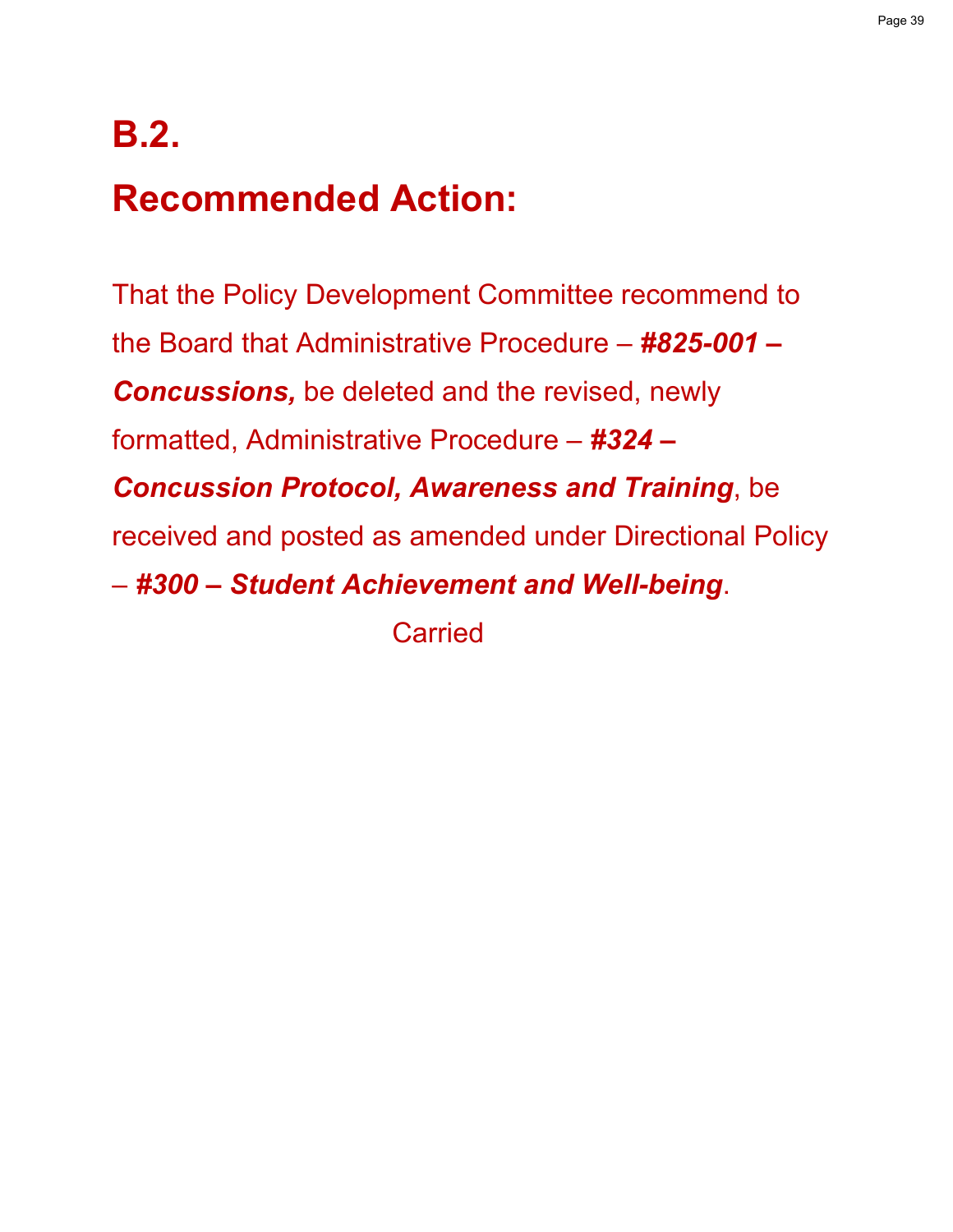# B.2.

# Recommended Action:

That the Policy Development Committee recommend to the Board that Administrative Procedure – ***#825-001 – Concussions,*** be deleted and the revised, newly formatted, Administrative Procedure – ***#324 – Concussion Protocol, Awareness and Training***, be received and posted as amended under Directional Policy – ***#300 – Student Achievement and Well-being***.

Carried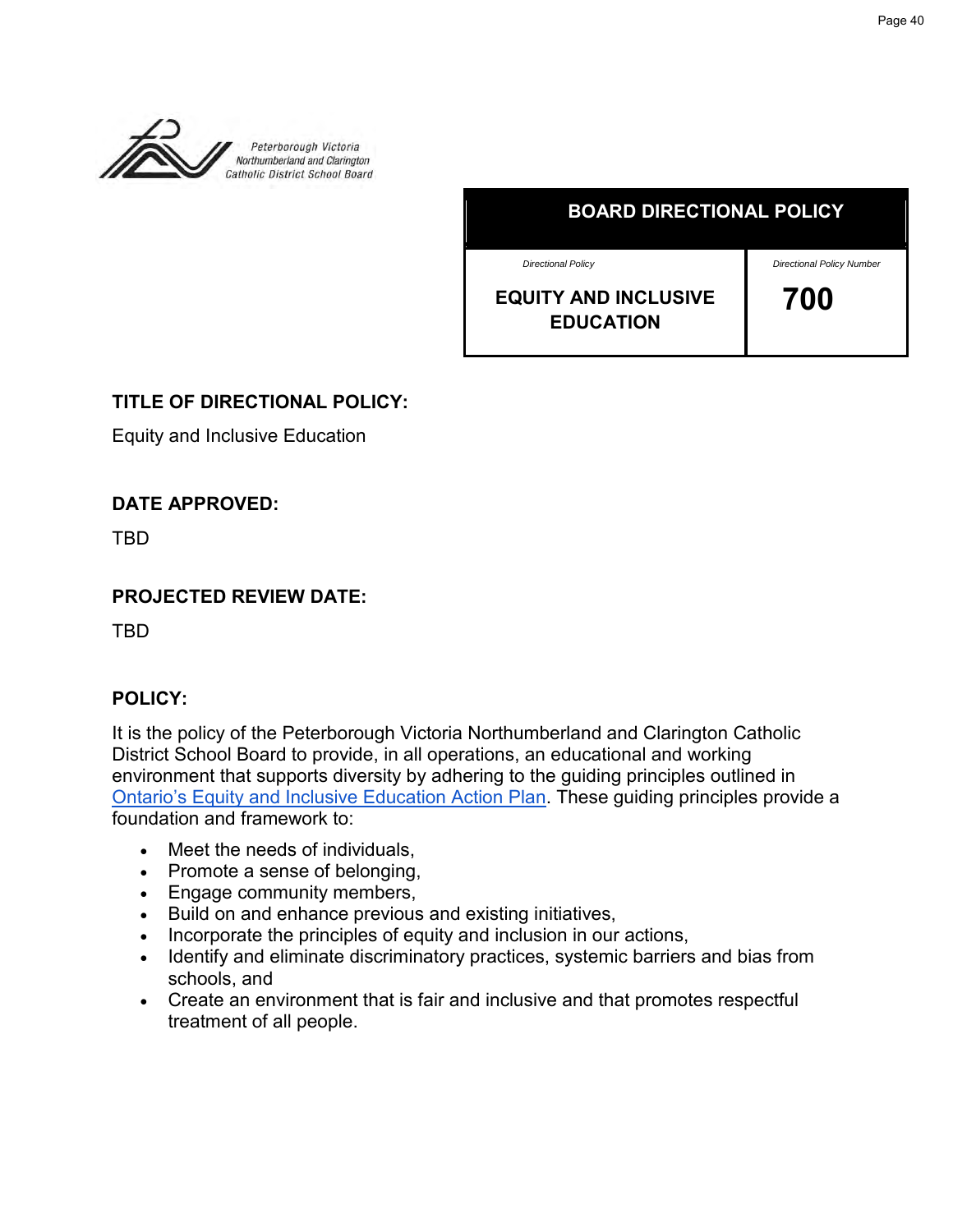Peterborough Victoria Northumberland and Clarington Catholic District School Board

| BOARD DIRECTIONAL POLICY | |
|---|---|
| *Directional Policy* | *Directional Policy Number* |
| **EQUITY AND INCLUSIVE EDUCATION** | **700** |

**TITLE OF DIRECTIONAL POLICY:**

Equity and Inclusive Education

**DATE APPROVED:**

TBD

**PROJECTED REVIEW DATE:**

TBD

**POLICY:**

It is the policy of the Peterborough Victoria Northumberland and Clarington Catholic District School Board to provide, in all operations, an educational and working environment that supports diversity by adhering to the guiding principles outlined in Ontario's Equity and Inclusive Education Action Plan. These guiding principles provide a foundation and framework to:

- Meet the needs of individuals,
- Promote a sense of belonging,
- Engage community members,
- Build on and enhance previous and existing initiatives,
- Incorporate the principles of equity and inclusion in our actions,
- Identify and eliminate discriminatory practices, systemic barriers and bias from schools, and
- Create an environment that is fair and inclusive and that promotes respectful treatment of all people.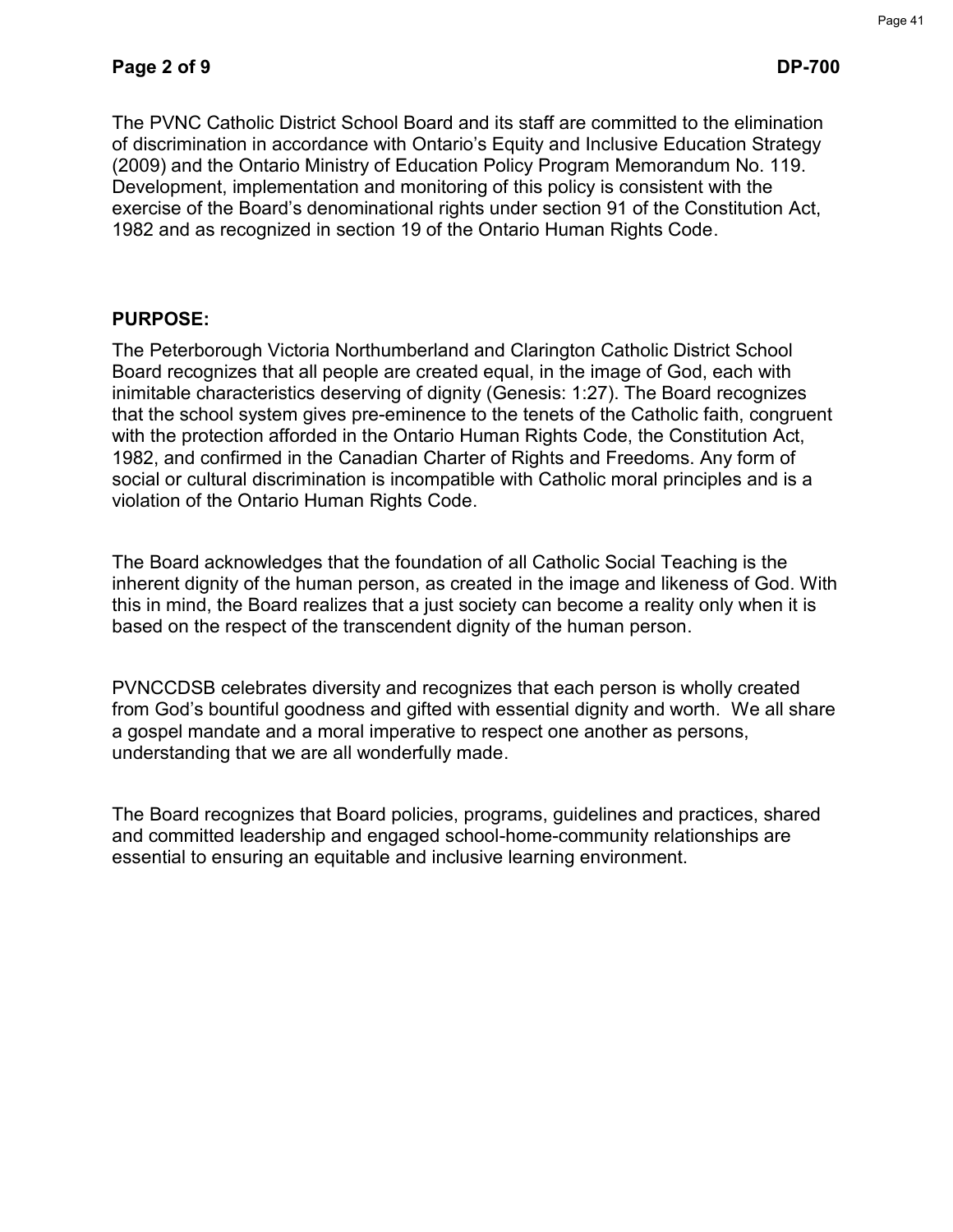The PVNC Catholic District School Board and its staff are committed to the elimination of discrimination in accordance with Ontario's Equity and Inclusive Education Strategy (2009) and the Ontario Ministry of Education Policy Program Memorandum No. 119. Development, implementation and monitoring of this policy is consistent with the exercise of the Board's denominational rights under section 91 of the Constitution Act, 1982 and as recognized in section 19 of the Ontario Human Rights Code.

**PURPOSE:**

The Peterborough Victoria Northumberland and Clarington Catholic District School Board recognizes that all people are created equal, in the image of God, each with inimitable characteristics deserving of dignity (Genesis: 1:27). The Board recognizes that the school system gives pre-eminence to the tenets of the Catholic faith, congruent with the protection afforded in the Ontario Human Rights Code, the Constitution Act, 1982, and confirmed in the Canadian Charter of Rights and Freedoms. Any form of social or cultural discrimination is incompatible with Catholic moral principles and is a violation of the Ontario Human Rights Code.

The Board acknowledges that the foundation of all Catholic Social Teaching is the inherent dignity of the human person, as created in the image and likeness of God. With this in mind, the Board realizes that a just society can become a reality only when it is based on the respect of the transcendent dignity of the human person.

PVNCCDSB celebrates diversity and recognizes that each person is wholly created from God's bountiful goodness and gifted with essential dignity and worth. We all share a gospel mandate and a moral imperative to respect one another as persons, understanding that we are all wonderfully made.

The Board recognizes that Board policies, programs, guidelines and practices, shared and committed leadership and engaged school-home-community relationships are essential to ensuring an equitable and inclusive learning environment.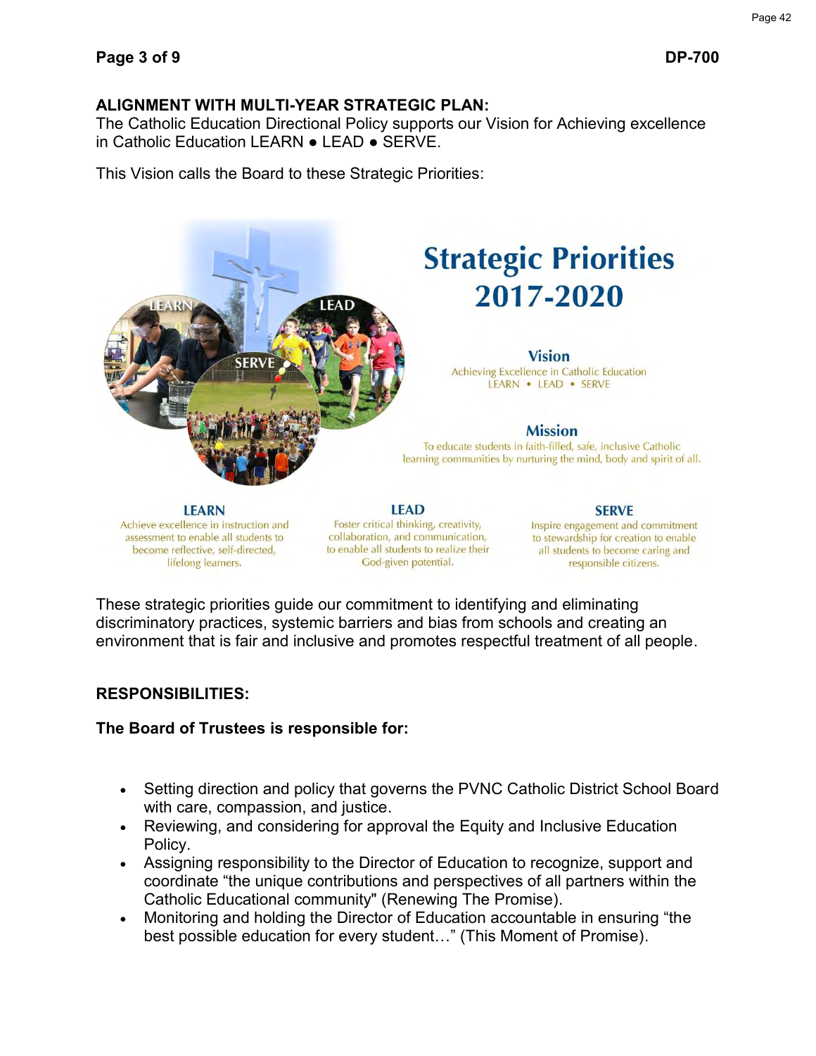**ALIGNMENT WITH MULTI-YEAR STRATEGIC PLAN:**
The Catholic Education Directional Policy supports our Vision for Achieving excellence in Catholic Education LEARN ● LEAD ● SERVE.

This Vision calls the Board to these Strategic Priorities:

## Strategic Priorities 2017-2020

**Vision**
Achieving Excellence in Catholic Education
LEARN • LEAD • SERVE

**Mission**
To educate students in faith-filled, safe, inclusive Catholic learning communities by nurturing the mind, body and spirit of all.

**LEARN**
Achieve excellence in instruction and assessment to enable all students to become reflective, self-directed, lifelong learners.

**LEAD**
Foster critical thinking, creativity, collaboration, and communication, to enable all students to realize their God-given potential.

**SERVE**
Inspire engagement and commitment to stewardship for creation to enable all students to become caring and responsible citizens.

These strategic priorities guide our commitment to identifying and eliminating discriminatory practices, systemic barriers and bias from schools and creating an environment that is fair and inclusive and promotes respectful treatment of all people.

**RESPONSIBILITIES:**

**The Board of Trustees is responsible for:**

- Setting direction and policy that governs the PVNC Catholic District School Board with care, compassion, and justice.
- Reviewing, and considering for approval the Equity and Inclusive Education Policy.
- Assigning responsibility to the Director of Education to recognize, support and coordinate "the unique contributions and perspectives of all partners within the Catholic Educational community" (Renewing The Promise).
- Monitoring and holding the Director of Education accountable in ensuring "the best possible education for every student…" (This Moment of Promise).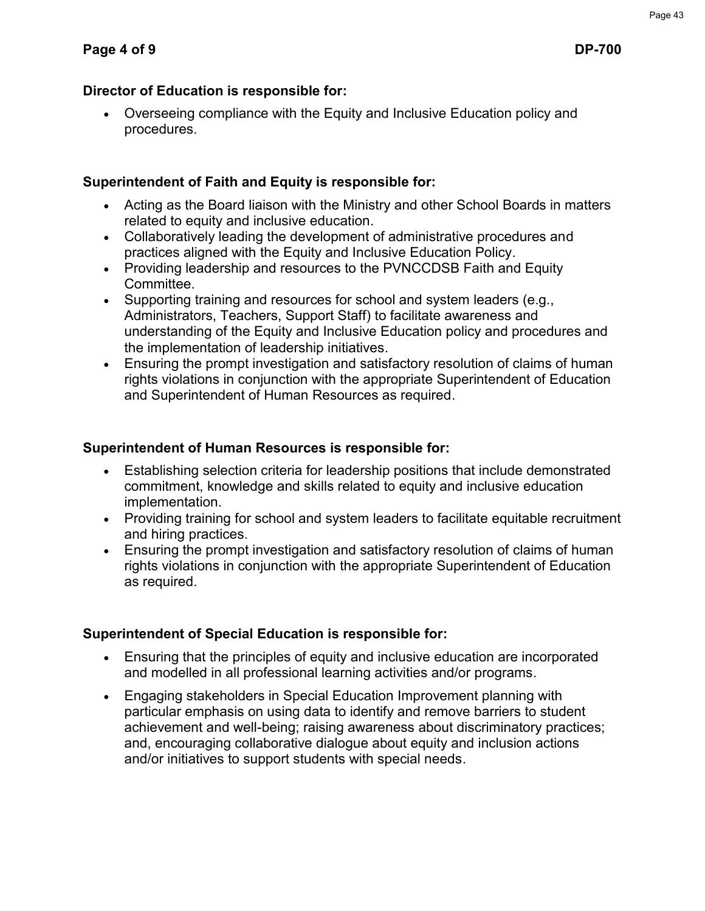**Director of Education is responsible for:**

- Overseeing compliance with the Equity and Inclusive Education policy and procedures.

**Superintendent of Faith and Equity is responsible for:**

- Acting as the Board liaison with the Ministry and other School Boards in matters related to equity and inclusive education.
- Collaboratively leading the development of administrative procedures and practices aligned with the Equity and Inclusive Education Policy.
- Providing leadership and resources to the PVNCCDSB Faith and Equity Committee.
- Supporting training and resources for school and system leaders (e.g., Administrators, Teachers, Support Staff) to facilitate awareness and understanding of the Equity and Inclusive Education policy and procedures and the implementation of leadership initiatives.
- Ensuring the prompt investigation and satisfactory resolution of claims of human rights violations in conjunction with the appropriate Superintendent of Education and Superintendent of Human Resources as required.

**Superintendent of Human Resources is responsible for:**

- Establishing selection criteria for leadership positions that include demonstrated commitment, knowledge and skills related to equity and inclusive education implementation.
- Providing training for school and system leaders to facilitate equitable recruitment and hiring practices.
- Ensuring the prompt investigation and satisfactory resolution of claims of human rights violations in conjunction with the appropriate Superintendent of Education as required.

**Superintendent of Special Education is responsible for:**

- Ensuring that the principles of equity and inclusive education are incorporated and modelled in all professional learning activities and/or programs.
- Engaging stakeholders in Special Education Improvement planning with particular emphasis on using data to identify and remove barriers to student achievement and well-being; raising awareness about discriminatory practices; and, encouraging collaborative dialogue about equity and inclusion actions and/or initiatives to support students with special needs.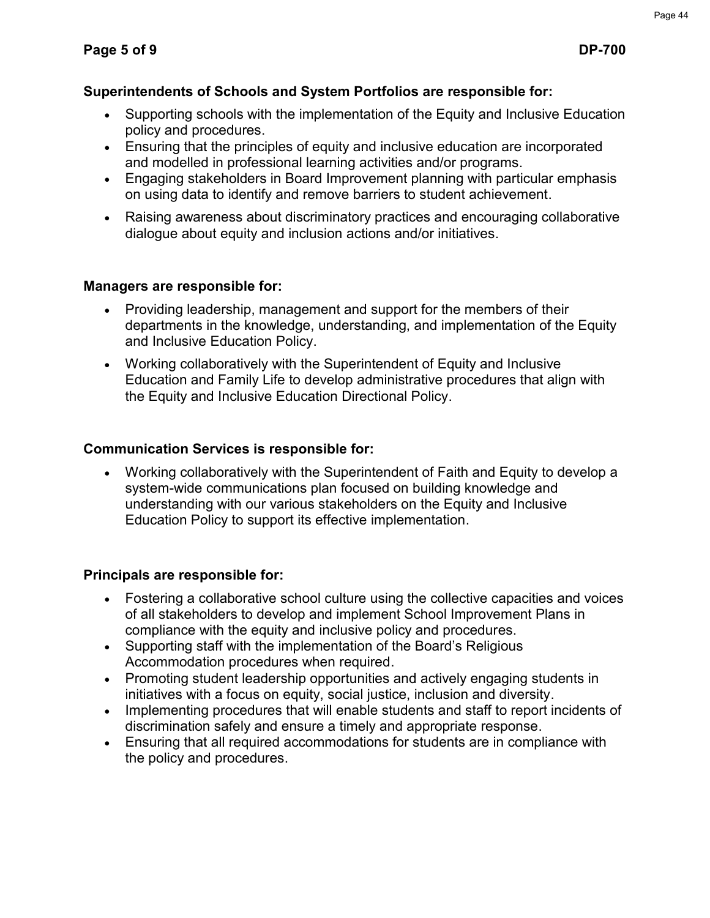**Superintendents of Schools and System Portfolios are responsible for:**

- Supporting schools with the implementation of the Equity and Inclusive Education policy and procedures.
- Ensuring that the principles of equity and inclusive education are incorporated and modelled in professional learning activities and/or programs.
- Engaging stakeholders in Board Improvement planning with particular emphasis on using data to identify and remove barriers to student achievement.
- Raising awareness about discriminatory practices and encouraging collaborative dialogue about equity and inclusion actions and/or initiatives.

**Managers are responsible for:**

- Providing leadership, management and support for the members of their departments in the knowledge, understanding, and implementation of the Equity and Inclusive Education Policy.
- Working collaboratively with the Superintendent of Equity and Inclusive Education and Family Life to develop administrative procedures that align with the Equity and Inclusive Education Directional Policy.

**Communication Services is responsible for:**

- Working collaboratively with the Superintendent of Faith and Equity to develop a system-wide communications plan focused on building knowledge and understanding with our various stakeholders on the Equity and Inclusive Education Policy to support its effective implementation.

**Principals are responsible for:**

- Fostering a collaborative school culture using the collective capacities and voices of all stakeholders to develop and implement School Improvement Plans in compliance with the equity and inclusive policy and procedures.
- Supporting staff with the implementation of the Board's Religious Accommodation procedures when required.
- Promoting student leadership opportunities and actively engaging students in initiatives with a focus on equity, social justice, inclusion and diversity.
- Implementing procedures that will enable students and staff to report incidents of discrimination safely and ensure a timely and appropriate response.
- Ensuring that all required accommodations for students are in compliance with the policy and procedures.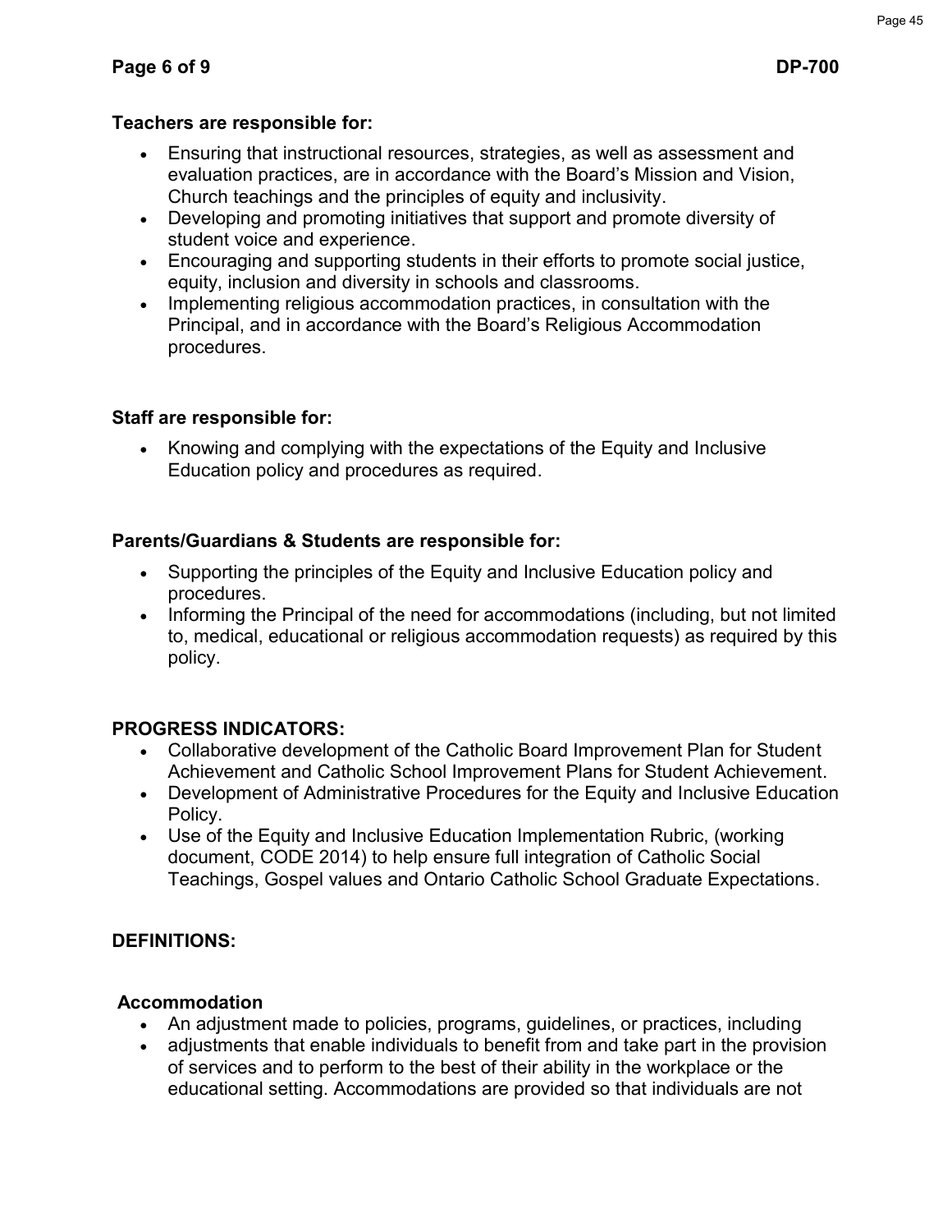**Teachers are responsible for:**

- Ensuring that instructional resources, strategies, as well as assessment and evaluation practices, are in accordance with the Board's Mission and Vision, Church teachings and the principles of equity and inclusivity.
- Developing and promoting initiatives that support and promote diversity of student voice and experience.
- Encouraging and supporting students in their efforts to promote social justice, equity, inclusion and diversity in schools and classrooms.
- Implementing religious accommodation practices, in consultation with the Principal, and in accordance with the Board's Religious Accommodation procedures.

**Staff are responsible for:**

- Knowing and complying with the expectations of the Equity and Inclusive Education policy and procedures as required.

**Parents/Guardians & Students are responsible for:**

- Supporting the principles of the Equity and Inclusive Education policy and procedures.
- Informing the Principal of the need for accommodations (including, but not limited to, medical, educational or religious accommodation requests) as required by this policy.

**PROGRESS INDICATORS:**

- Collaborative development of the Catholic Board Improvement Plan for Student Achievement and Catholic School Improvement Plans for Student Achievement.
- Development of Administrative Procedures for the Equity and Inclusive Education Policy.
- Use of the Equity and Inclusive Education Implementation Rubric, (working document, CODE 2014) to help ensure full integration of Catholic Social Teachings, Gospel values and Ontario Catholic School Graduate Expectations.

**DEFINITIONS:**

**Accommodation**

- An adjustment made to policies, programs, guidelines, or practices, including
- adjustments that enable individuals to benefit from and take part in the provision of services and to perform to the best of their ability in the workplace or the educational setting. Accommodations are provided so that individuals are not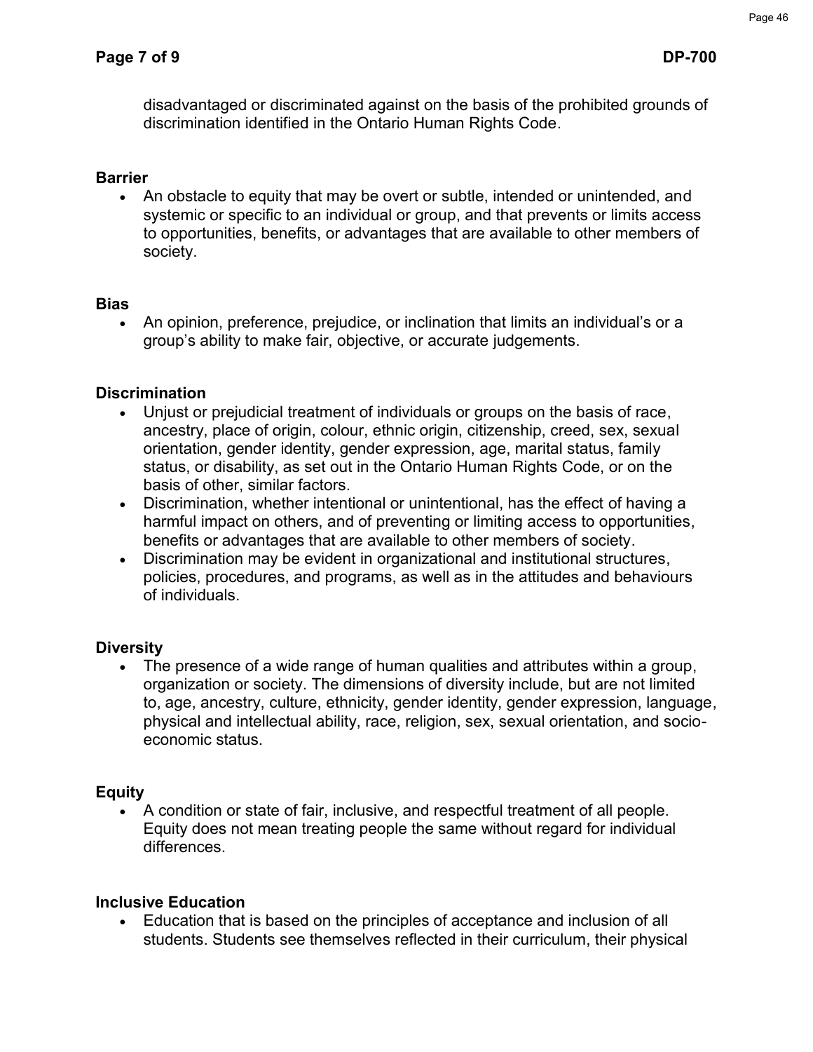disadvantaged or discriminated against on the basis of the prohibited grounds of discrimination identified in the Ontario Human Rights Code.

**Barrier**

- An obstacle to equity that may be overt or subtle, intended or unintended, and systemic or specific to an individual or group, and that prevents or limits access to opportunities, benefits, or advantages that are available to other members of society.

**Bias**

- An opinion, preference, prejudice, or inclination that limits an individual's or a group's ability to make fair, objective, or accurate judgements.

**Discrimination**

- Unjust or prejudicial treatment of individuals or groups on the basis of race, ancestry, place of origin, colour, ethnic origin, citizenship, creed, sex, sexual orientation, gender identity, gender expression, age, marital status, family status, or disability, as set out in the Ontario Human Rights Code, or on the basis of other, similar factors.
- Discrimination, whether intentional or unintentional, has the effect of having a harmful impact on others, and of preventing or limiting access to opportunities, benefits or advantages that are available to other members of society.
- Discrimination may be evident in organizational and institutional structures, policies, procedures, and programs, as well as in the attitudes and behaviours of individuals.

**Diversity**

- The presence of a wide range of human qualities and attributes within a group, organization or society. The dimensions of diversity include, but are not limited to, age, ancestry, culture, ethnicity, gender identity, gender expression, language, physical and intellectual ability, race, religion, sex, sexual orientation, and socio-economic status.

**Equity**

- A condition or state of fair, inclusive, and respectful treatment of all people. Equity does not mean treating people the same without regard for individual differences.

**Inclusive Education**

- Education that is based on the principles of acceptance and inclusion of all students. Students see themselves reflected in their curriculum, their physical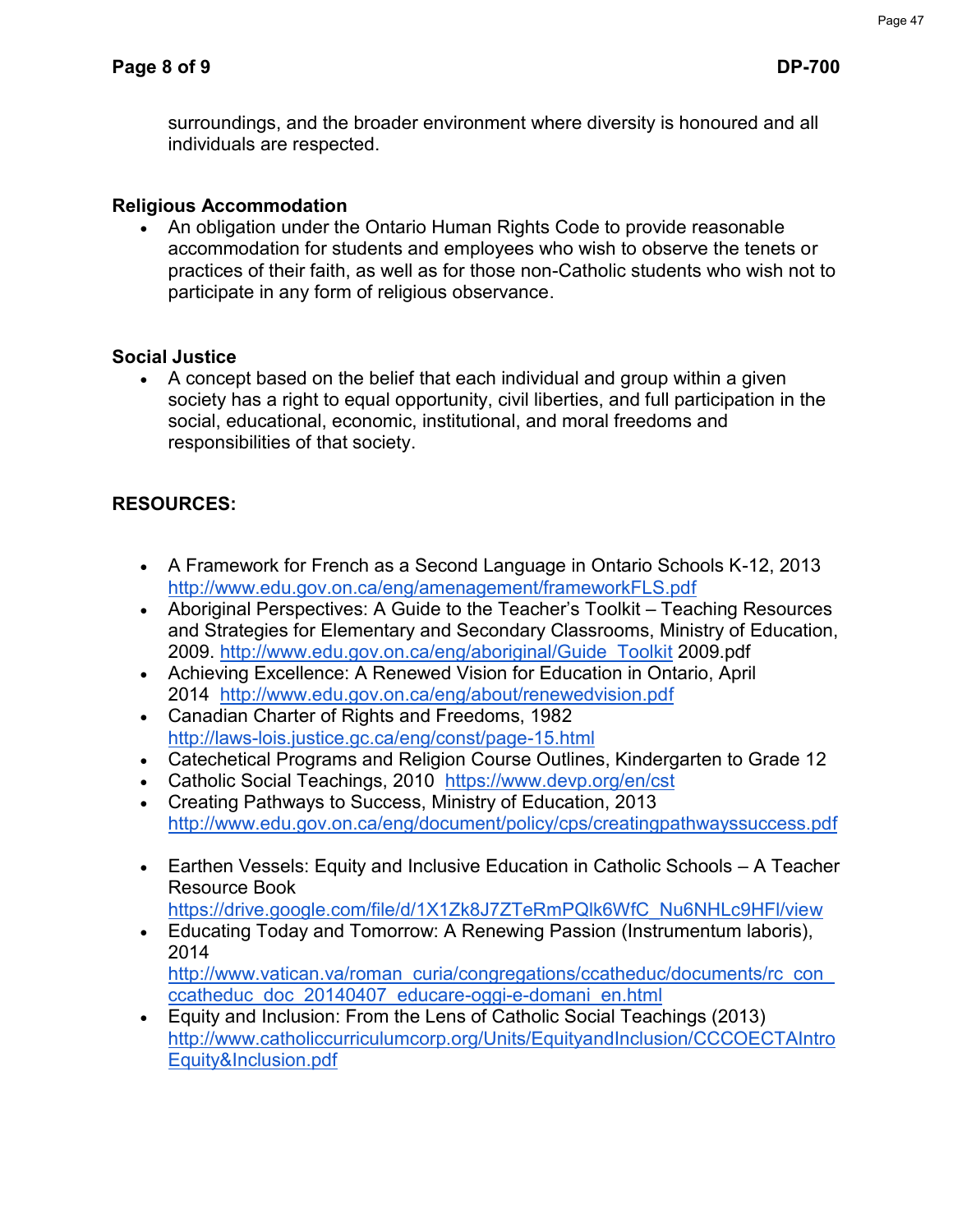surroundings, and the broader environment where diversity is honoured and all individuals are respected.

**Religious Accommodation**

- An obligation under the Ontario Human Rights Code to provide reasonable accommodation for students and employees who wish to observe the tenets or practices of their faith, as well as for those non-Catholic students who wish not to participate in any form of religious observance.

**Social Justice**

- A concept based on the belief that each individual and group within a given society has a right to equal opportunity, civil liberties, and full participation in the social, educational, economic, institutional, and moral freedoms and responsibilities of that society.

**RESOURCES:**

- A Framework for French as a Second Language in Ontario Schools K-12, 2013 http://www.edu.gov.on.ca/eng/amenagement/frameworkFLS.pdf
- Aboriginal Perspectives: A Guide to the Teacher's Toolkit – Teaching Resources and Strategies for Elementary and Secondary Classrooms, Ministry of Education, 2009. http://www.edu.gov.on.ca/eng/aboriginal/Guide_Toolkit 2009.pdf
- Achieving Excellence: A Renewed Vision for Education in Ontario, April 2014 http://www.edu.gov.on.ca/eng/about/renewedvision.pdf
- Canadian Charter of Rights and Freedoms, 1982 http://laws-lois.justice.gc.ca/eng/const/page-15.html
- Catechetical Programs and Religion Course Outlines, Kindergarten to Grade 12
- Catholic Social Teachings, 2010 https://www.devp.org/en/cst
- Creating Pathways to Success, Ministry of Education, 2013 http://www.edu.gov.on.ca/eng/document/policy/cps/creatingpathwayssuccess.pdf
- Earthen Vessels: Equity and Inclusive Education in Catholic Schools – A Teacher Resource Book https://drive.google.com/file/d/1X1Zk8J7ZTeRmPQlk6WfC_Nu6NHLc9HFl/view
- Educating Today and Tomorrow: A Renewing Passion (Instrumentum laboris), 2014 http://www.vatican.va/roman_curia/congregations/ccatheduc/documents/rc_con_ccatheduc_doc_20140407_educare-oggi-e-domani_en.html
- Equity and Inclusion: From the Lens of Catholic Social Teachings (2013) http://www.catholiccurriculumcorp.org/Units/EquityandInclusion/CCCOECTAIntroEquity&Inclusion.pdf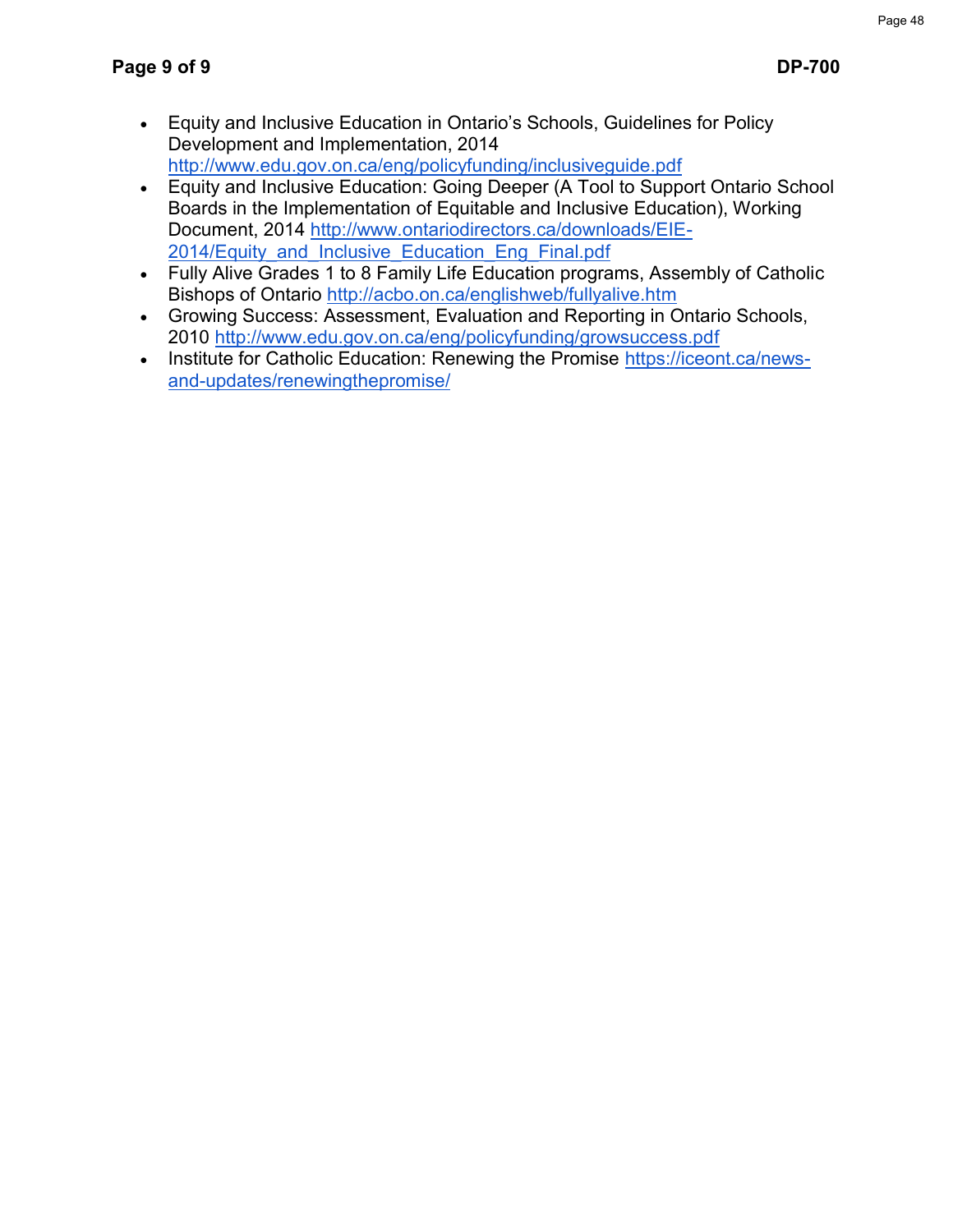- Equity and Inclusive Education in Ontario's Schools, Guidelines for Policy Development and Implementation, 2014 http://www.edu.gov.on.ca/eng/policyfunding/inclusiveguide.pdf
- Equity and Inclusive Education: Going Deeper (A Tool to Support Ontario School Boards in the Implementation of Equitable and Inclusive Education), Working Document, 2014 http://www.ontariodirectors.ca/downloads/EIE-2014/Equity_and_Inclusive_Education_Eng_Final.pdf
- Fully Alive Grades 1 to 8 Family Life Education programs, Assembly of Catholic Bishops of Ontario http://acbo.on.ca/englishweb/fullyalive.htm
- Growing Success: Assessment, Evaluation and Reporting in Ontario Schools, 2010 http://www.edu.gov.on.ca/eng/policyfunding/growsuccess.pdf
- Institute for Catholic Education: Renewing the Promise https://iceont.ca/news-and-updates/renewingthepromise/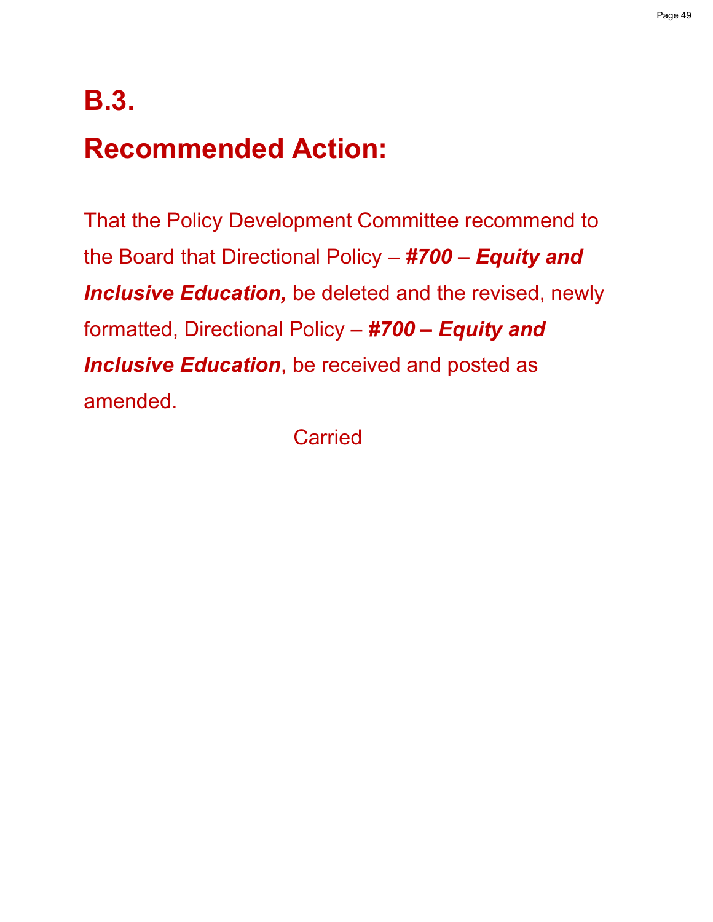# B.3.

# Recommended Action:

That the Policy Development Committee recommend to the Board that Directional Policy – ***#700 – Equity and Inclusive Education,*** be deleted and the revised, newly formatted, Directional Policy – ***#700 – Equity and Inclusive Education***, be received and posted as amended.

Carried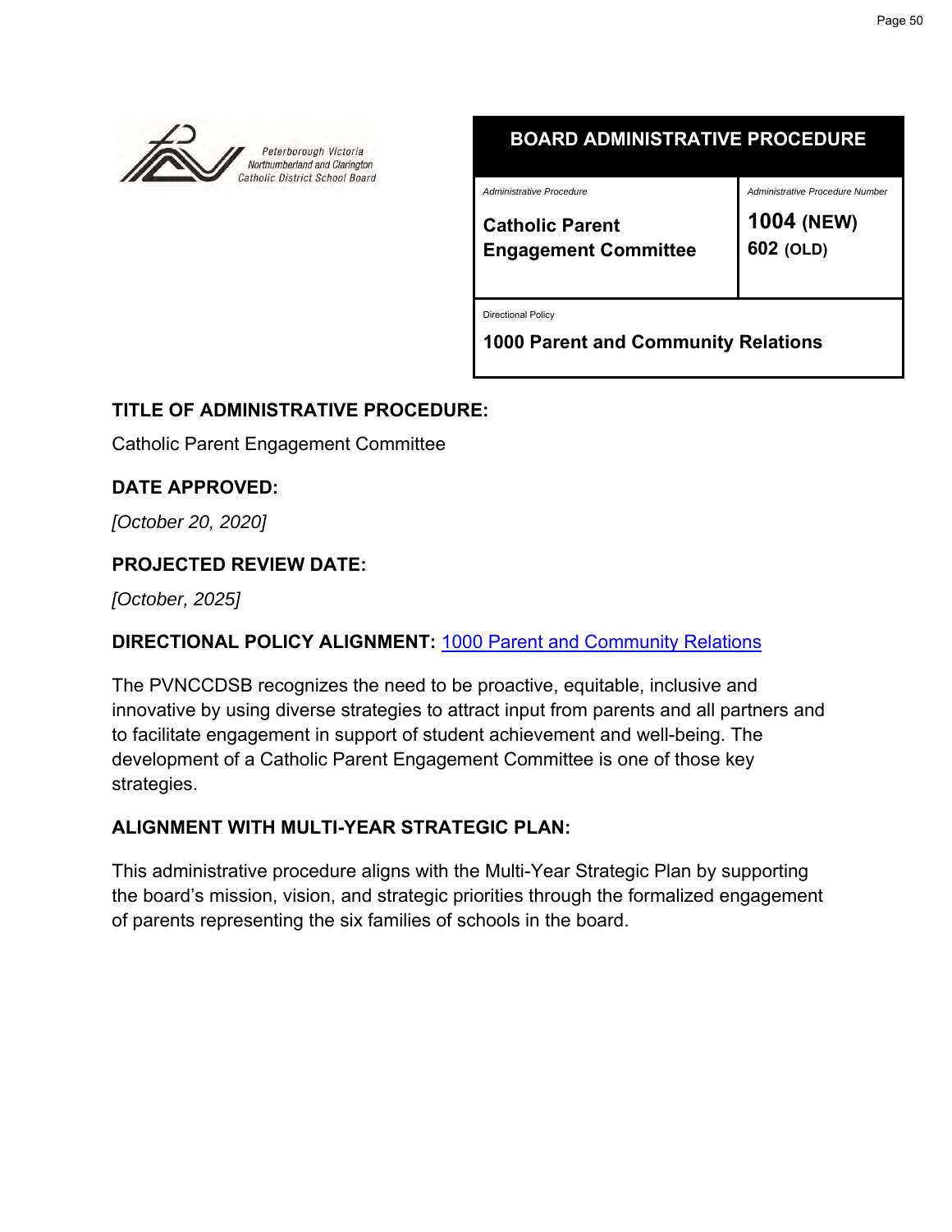Peterborough Victoria Northumberland and Clarington Catholic District School Board

| BOARD ADMINISTRATIVE PROCEDURE | |
|---|---|
| *Administrative Procedure*<br>**Catholic Parent Engagement Committee** | *Administrative Procedure Number*<br>**1004 (NEW)**<br>**602 (OLD)** |
| Directional Policy<br>**1000 Parent and Community Relations** | |

## TITLE OF ADMINISTRATIVE PROCEDURE:

Catholic Parent Engagement Committee

## DATE APPROVED:

*[October 20, 2020]*

## PROJECTED REVIEW DATE:

*[October, 2025]*

## DIRECTIONAL POLICY ALIGNMENT: 1000 Parent and Community Relations

The PVNCCDSB recognizes the need to be proactive, equitable, inclusive and innovative by using diverse strategies to attract input from parents and all partners and to facilitate engagement in support of student achievement and well-being. The development of a Catholic Parent Engagement Committee is one of those key strategies.

## ALIGNMENT WITH MULTI-YEAR STRATEGIC PLAN:

This administrative procedure aligns with the Multi-Year Strategic Plan by supporting the board's mission, vision, and strategic priorities through the formalized engagement of parents representing the six families of schools in the board.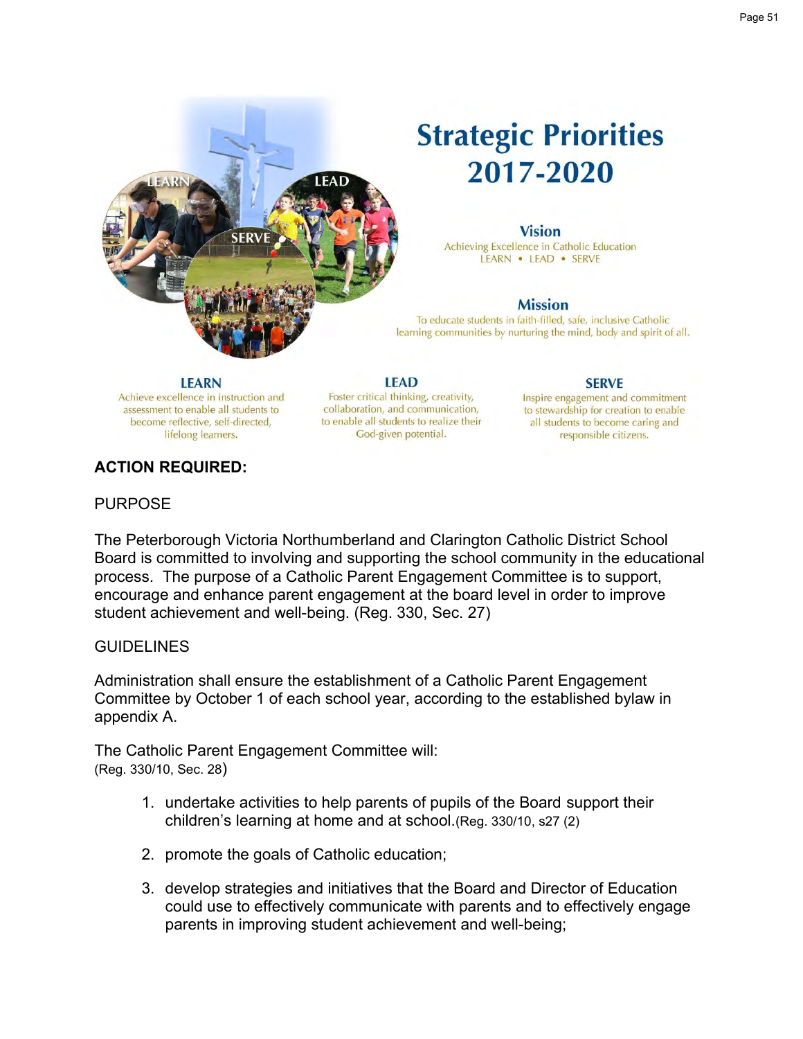# Strategic Priorities 2017-2020

### Vision

Achieving Excellence in Catholic Education
LEARN • LEAD • SERVE

### Mission

To educate students in faith-filled, safe, inclusive Catholic learning communities by nurturing the mind, body and spirit of all.

### LEARN

Achieve excellence in instruction and assessment to enable all students to become reflective, self-directed, lifelong learners.

### LEAD

Foster critical thinking, creativity, collaboration, and communication, to enable all students to realize their God-given potential.

### SERVE

Inspire engagement and commitment to stewardship for creation to enable all students to become caring and responsible citizens.

**ACTION REQUIRED:**

PURPOSE

The Peterborough Victoria Northumberland and Clarington Catholic District School Board is committed to involving and supporting the school community in the educational process. The purpose of a Catholic Parent Engagement Committee is to support, encourage and enhance parent engagement at the board level in order to improve student achievement and well-being. (Reg. 330, Sec. 27)

GUIDELINES

Administration shall ensure the establishment of a Catholic Parent Engagement Committee by October 1 of each school year, according to the established bylaw in appendix A.

The Catholic Parent Engagement Committee will:
(Reg. 330/10, Sec. 28)

1. undertake activities to help parents of pupils of the Board support their children's learning at home and at school.(Reg. 330/10, s27 (2)
2. promote the goals of Catholic education;
3. develop strategies and initiatives that the Board and Director of Education could use to effectively communicate with parents and to effectively engage parents in improving student achievement and well-being;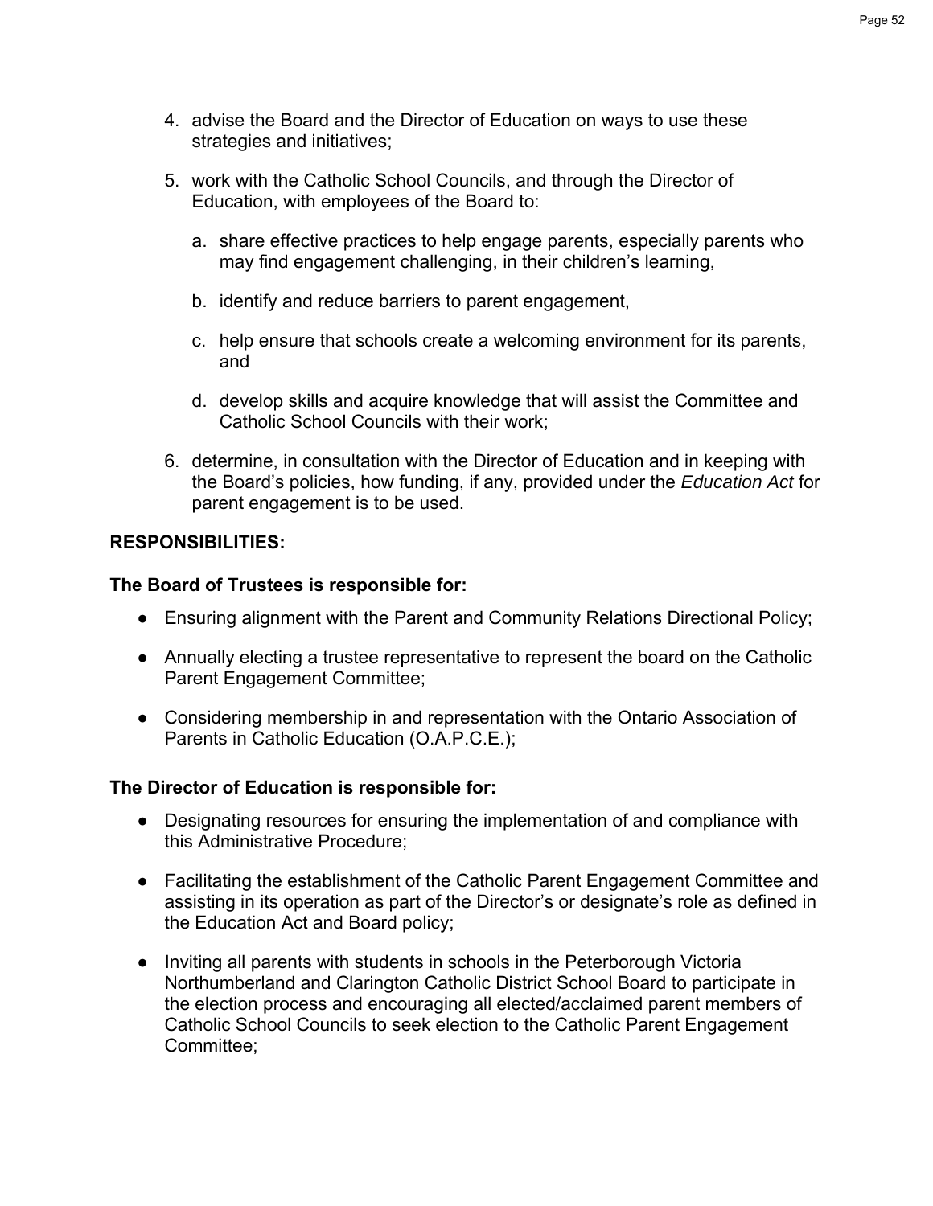4. advise the Board and the Director of Education on ways to use these strategies and initiatives;

5. work with the Catholic School Councils, and through the Director of Education, with employees of the Board to:

   a. share effective practices to help engage parents, especially parents who may find engagement challenging, in their children's learning,

   b. identify and reduce barriers to parent engagement,

   c. help ensure that schools create a welcoming environment for its parents, and

   d. develop skills and acquire knowledge that will assist the Committee and Catholic School Councils with their work;

6. determine, in consultation with the Director of Education and in keeping with the Board's policies, how funding, if any, provided under the *Education Act* for parent engagement is to be used.

**RESPONSIBILITIES:**

**The Board of Trustees is responsible for:**

- Ensuring alignment with the Parent and Community Relations Directional Policy;
- Annually electing a trustee representative to represent the board on the Catholic Parent Engagement Committee;
- Considering membership in and representation with the Ontario Association of Parents in Catholic Education (O.A.P.C.E.);

**The Director of Education is responsible for:**

- Designating resources for ensuring the implementation of and compliance with this Administrative Procedure;
- Facilitating the establishment of the Catholic Parent Engagement Committee and assisting in its operation as part of the Director's or designate's role as defined in the Education Act and Board policy;
- Inviting all parents with students in schools in the Peterborough Victoria Northumberland and Clarington Catholic District School Board to participate in the election process and encouraging all elected/acclaimed parent members of Catholic School Councils to seek election to the Catholic Parent Engagement Committee;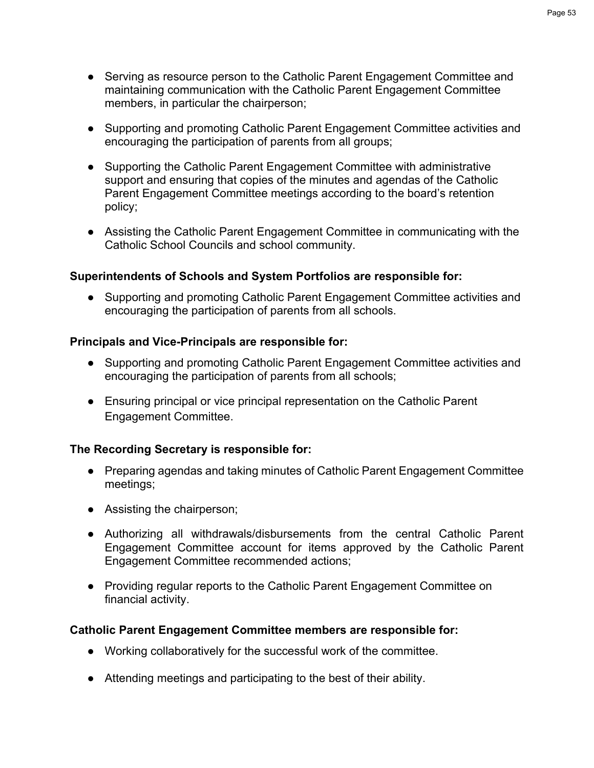- Serving as resource person to the Catholic Parent Engagement Committee and maintaining communication with the Catholic Parent Engagement Committee members, in particular the chairperson;

- Supporting and promoting Catholic Parent Engagement Committee activities and encouraging the participation of parents from all groups;

- Supporting the Catholic Parent Engagement Committee with administrative support and ensuring that copies of the minutes and agendas of the Catholic Parent Engagement Committee meetings according to the board's retention policy;

- Assisting the Catholic Parent Engagement Committee in communicating with the Catholic School Councils and school community.

**Superintendents of Schools and System Portfolios are responsible for:**

- Supporting and promoting Catholic Parent Engagement Committee activities and encouraging the participation of parents from all schools.

**Principals and Vice-Principals are responsible for:**

- Supporting and promoting Catholic Parent Engagement Committee activities and encouraging the participation of parents from all schools;

- Ensuring principal or vice principal representation on the Catholic Parent Engagement Committee.

**The Recording Secretary is responsible for:**

- Preparing agendas and taking minutes of Catholic Parent Engagement Committee meetings;

- Assisting the chairperson;

- Authorizing all withdrawals/disbursements from the central Catholic Parent Engagement Committee account for items approved by the Catholic Parent Engagement Committee recommended actions;

- Providing regular reports to the Catholic Parent Engagement Committee on financial activity.

**Catholic Parent Engagement Committee members are responsible for:**

- Working collaboratively for the successful work of the committee.

- Attending meetings and participating to the best of their ability.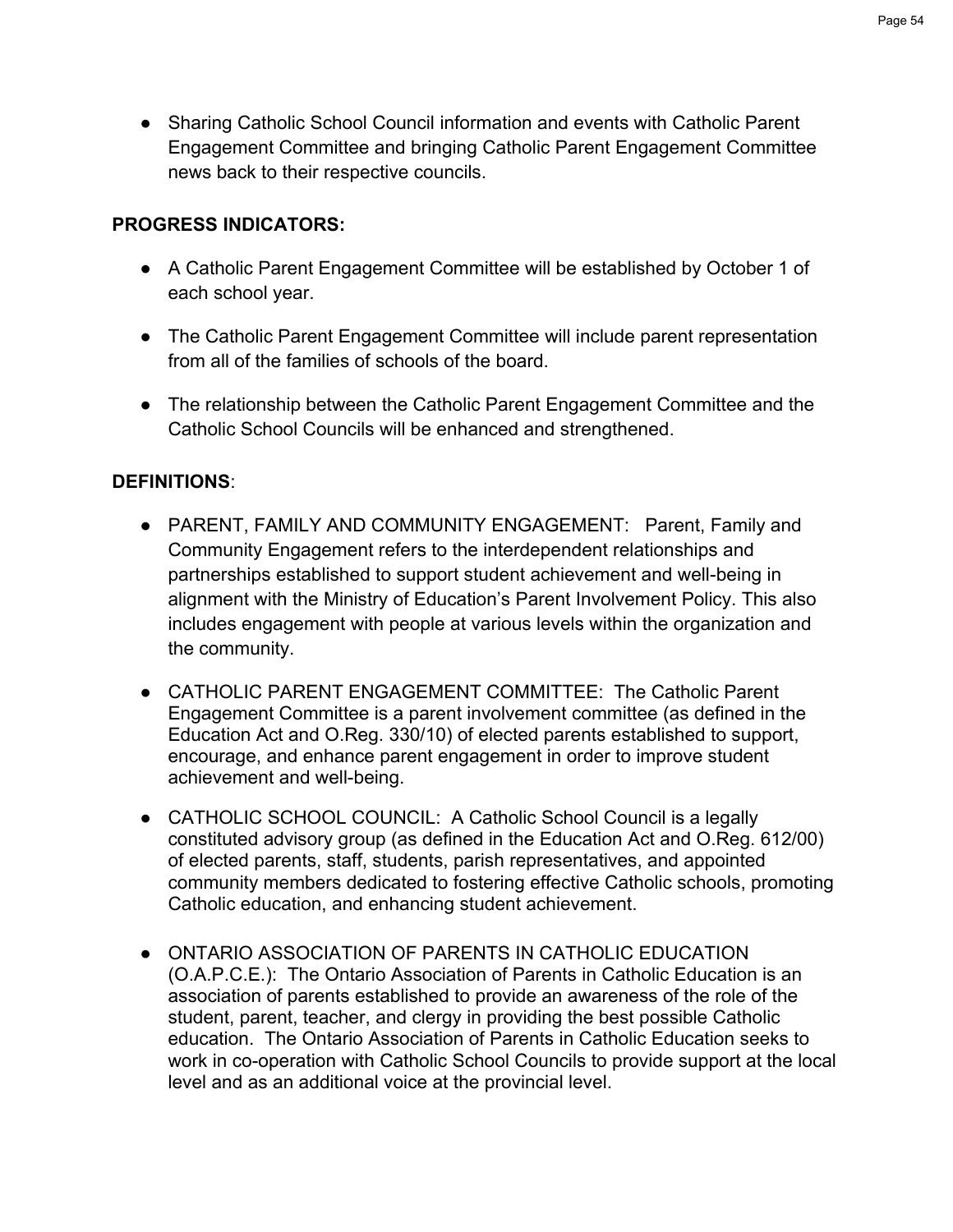- Sharing Catholic School Council information and events with Catholic Parent Engagement Committee and bringing Catholic Parent Engagement Committee news back to their respective councils.

**PROGRESS INDICATORS:**

- A Catholic Parent Engagement Committee will be established by October 1 of each school year.
- The Catholic Parent Engagement Committee will include parent representation from all of the families of schools of the board.
- The relationship between the Catholic Parent Engagement Committee and the Catholic School Councils will be enhanced and strengthened.

**DEFINITIONS**:

- PARENT, FAMILY AND COMMUNITY ENGAGEMENT: Parent, Family and Community Engagement refers to the interdependent relationships and partnerships established to support student achievement and well-being in alignment with the Ministry of Education's Parent Involvement Policy. This also includes engagement with people at various levels within the organization and the community.
- CATHOLIC PARENT ENGAGEMENT COMMITTEE: The Catholic Parent Engagement Committee is a parent involvement committee (as defined in the Education Act and O.Reg. 330/10) of elected parents established to support, encourage, and enhance parent engagement in order to improve student achievement and well-being.
- CATHOLIC SCHOOL COUNCIL: A Catholic School Council is a legally constituted advisory group (as defined in the Education Act and O.Reg. 612/00) of elected parents, staff, students, parish representatives, and appointed community members dedicated to fostering effective Catholic schools, promoting Catholic education, and enhancing student achievement.
- ONTARIO ASSOCIATION OF PARENTS IN CATHOLIC EDUCATION (O.A.P.C.E.): The Ontario Association of Parents in Catholic Education is an association of parents established to provide an awareness of the role of the student, parent, teacher, and clergy in providing the best possible Catholic education. The Ontario Association of Parents in Catholic Education seeks to work in co-operation with Catholic School Councils to provide support at the local level and as an additional voice at the provincial level.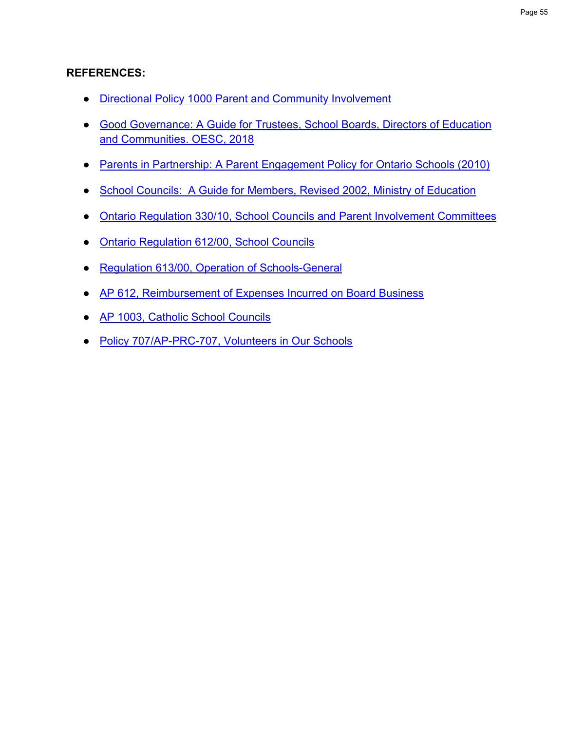**REFERENCES:**

- Directional Policy 1000 Parent and Community Involvement
- Good Governance: A Guide for Trustees, School Boards, Directors of Education and Communities. OESC, 2018
- Parents in Partnership: A Parent Engagement Policy for Ontario Schools (2010)
- School Councils: A Guide for Members, Revised 2002, Ministry of Education
- Ontario Regulation 330/10, School Councils and Parent Involvement Committees
- Ontario Regulation 612/00, School Councils
- Regulation 613/00, Operation of Schools-General
- AP 612, Reimbursement of Expenses Incurred on Board Business
- AP 1003, Catholic School Councils
- Policy 707/AP-PRC-707, Volunteers in Our Schools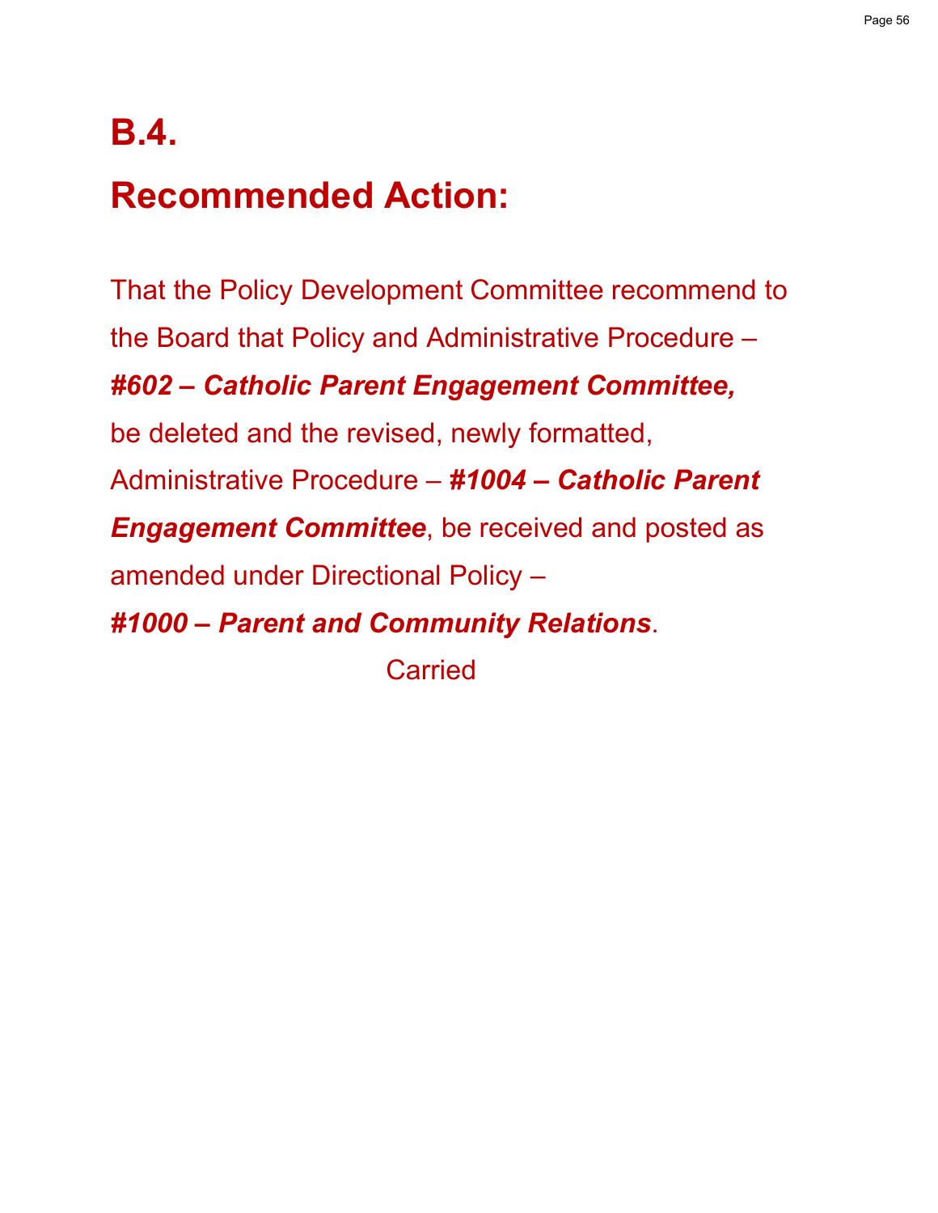# B.4.

# Recommended Action:

That the Policy Development Committee recommend to the Board that Policy and Administrative Procedure – ***#602 – Catholic Parent Engagement Committee,*** be deleted and the revised, newly formatted, Administrative Procedure – ***#1004 – Catholic Parent Engagement Committee***, be received and posted as amended under Directional Policy – ***#1000 – Parent and Community Relations***.

Carried